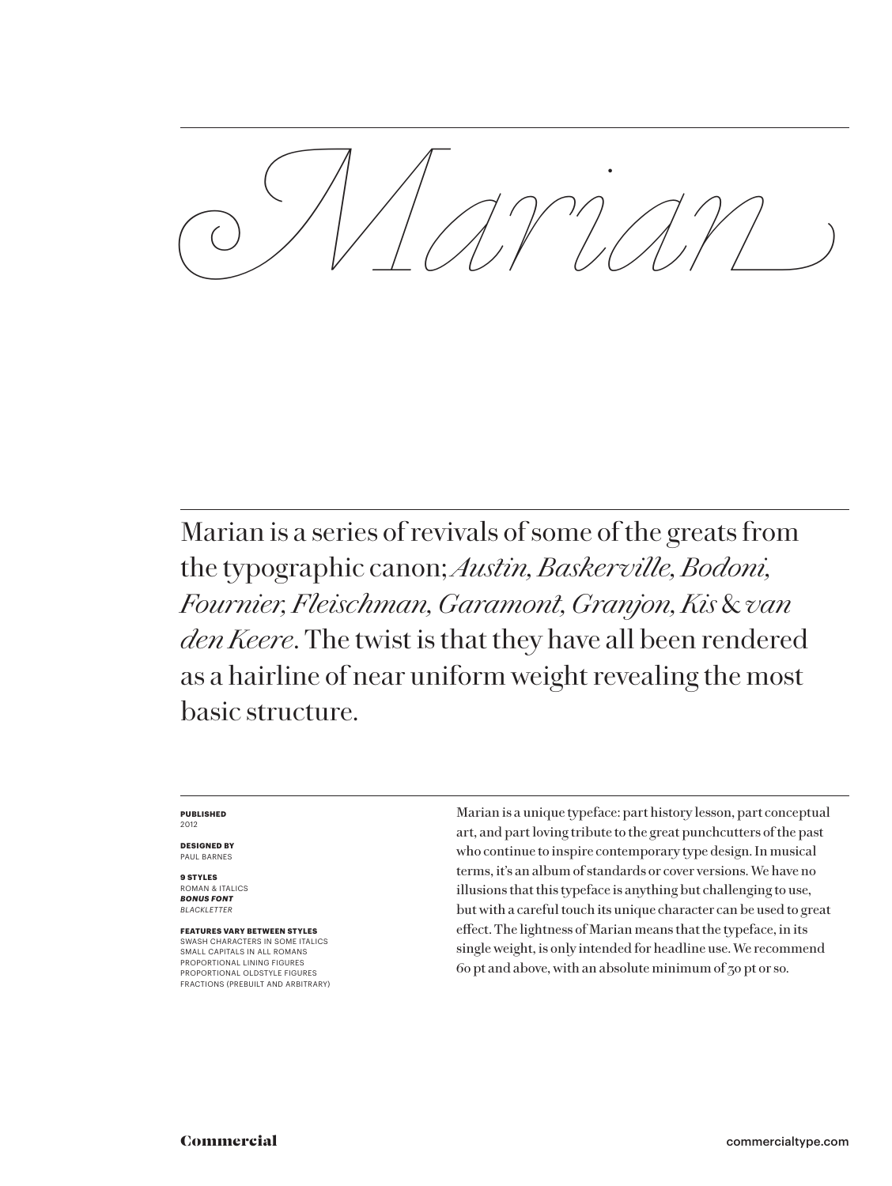# Marian

Marian is a series of revivals of some of the greats from the typographic canon; *Austin, Baskerville, Bodoni, Fournier, Fleischman, Garamont, Granjon, Kis* & *van den Keere*. The twist is that they have all been rendered as a hairline of near uniform weight revealing the most basic structure.

**PUBLISHED**
2012

**DESIGNED BY**
PAUL BARNES

**9 STYLES**
ROMAN & ITALICS
***BONUS FONT***
*BLACKLETTER*

**FEATURES VARY BETWEEN STYLES**
SWASH CHARACTERS IN SOME ITALICS
SMALL CAPITALS IN ALL ROMANS
PROPORTIONAL LINING FIGURES
PROPORTIONAL OLDSTYLE FIGURES
FRACTIONS (PREBUILT AND ARBITRARY)

Marian is a unique typeface: part history lesson, part conceptual art, and part loving tribute to the great punchcutters of the past who continue to inspire contemporary type design. In musical terms, it's an album of standards or cover versions. We have no illusions that this typeface is anything but challenging to use, but with a careful touch its unique character can be used to great effect. The lightness of Marian means that the typeface, in its single weight, is only intended for headline use. We recommend 60 pt and above, with an absolute minimum of 30 pt or so.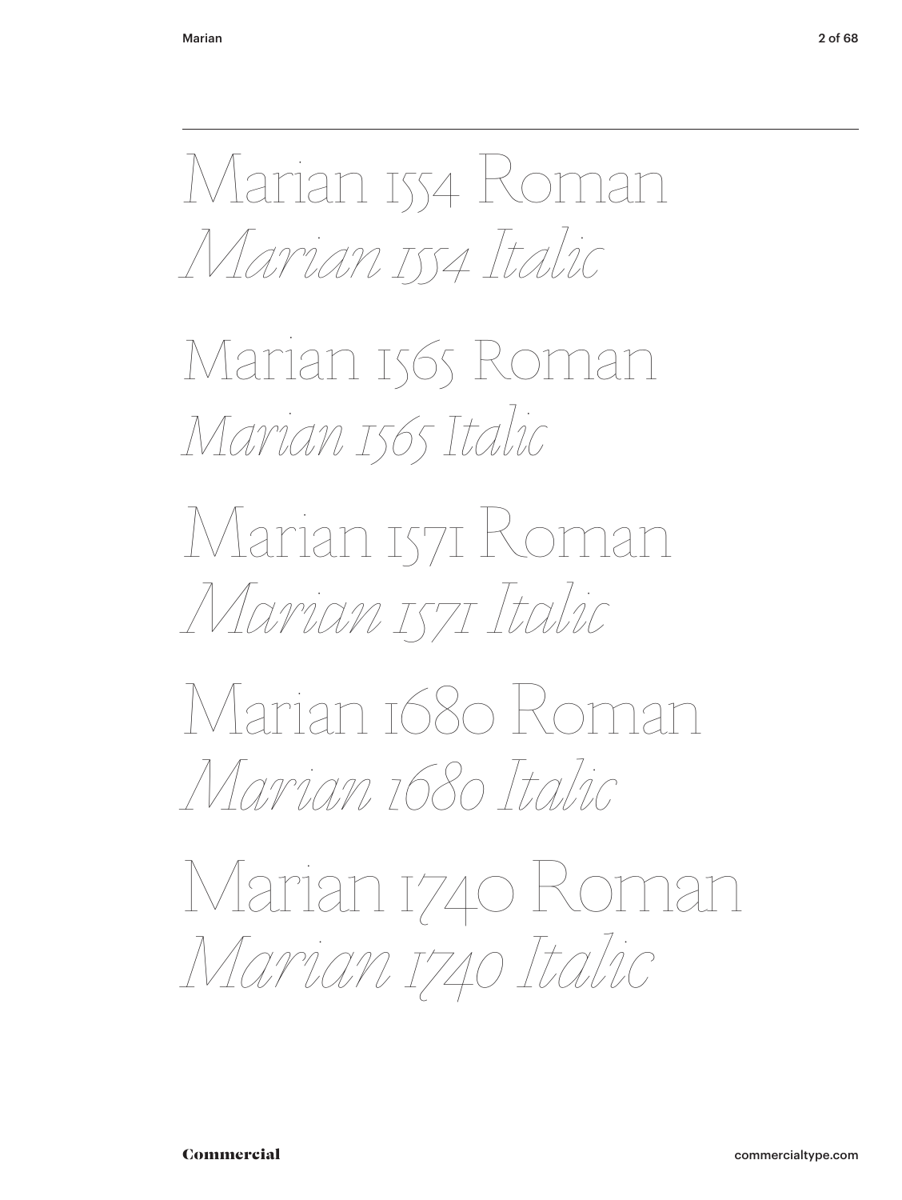Marian 1554 Roman

*Marian 1554 Italic*

Marian 1565 Roman

*Marian 1565 Italic*

Marian 1571 Roman

*Marian 1571 Italic*

Marian 1680 Roman

*Marian 1680 Italic*

Marian 1740 Roman

*Marian 1740 Italic*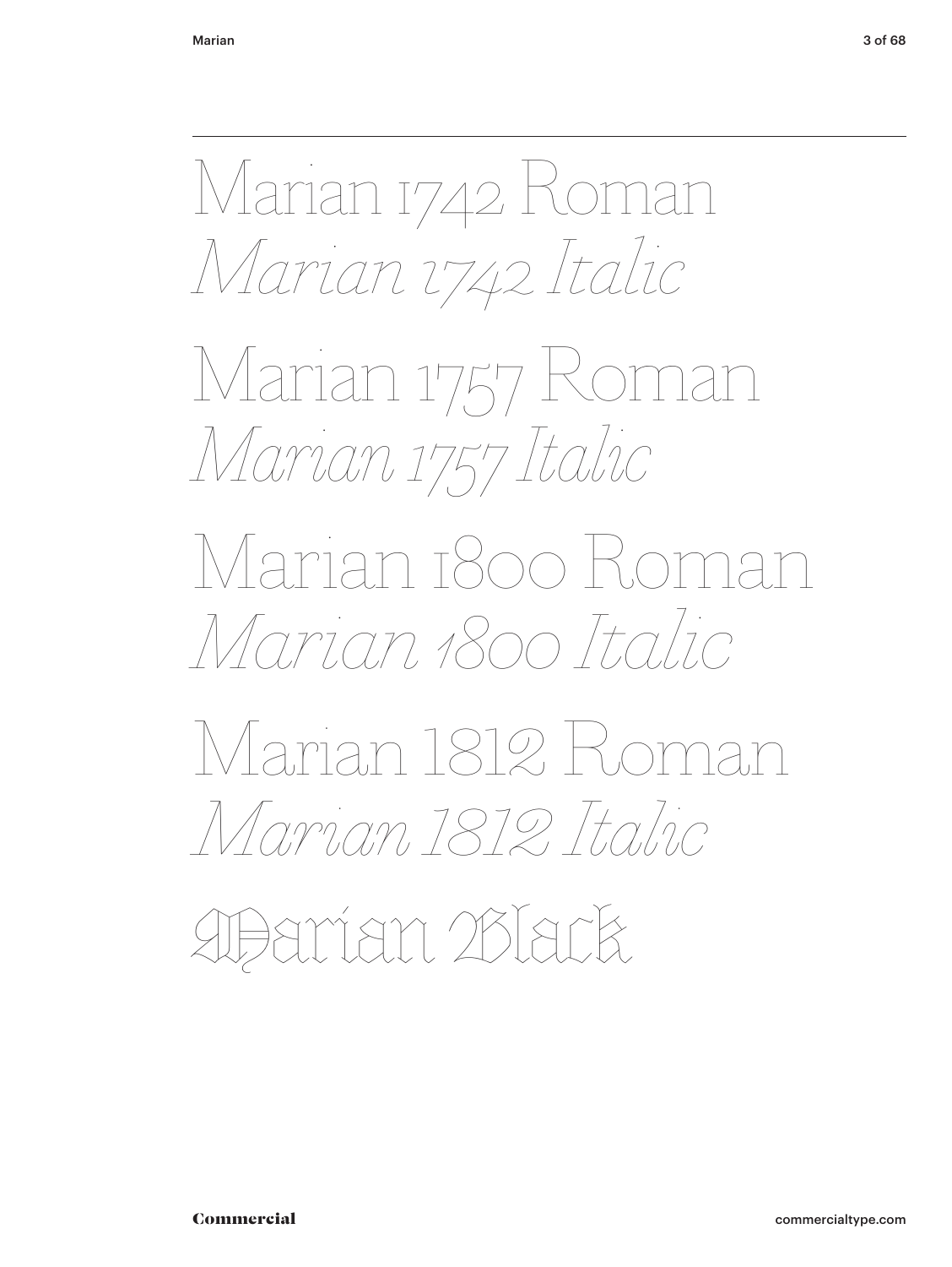Marian 1742 Roman

*Marian 1742 Italic*

Marian 1757 Roman

*Marian 1757 Italic*

Marian 1800 Roman

*Marian 1800 Italic*

Marian 1812 Roman

*Marian 1812 Italic*

Marian Black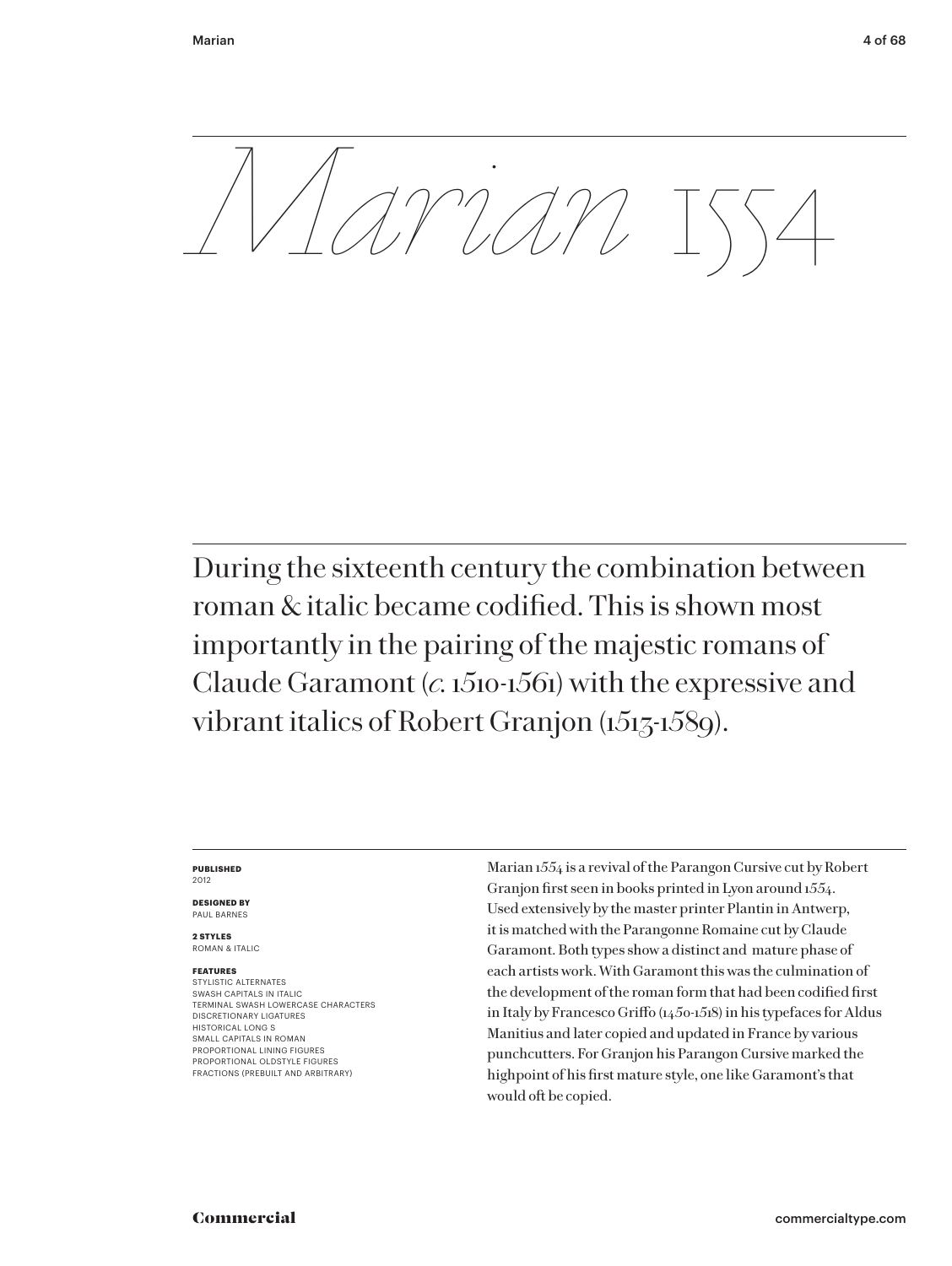# *Marian* 1554

During the sixteenth century the combination between roman & italic became codified. This is shown most importantly in the pairing of the majestic romans of Claude Garamont (*c.* 1510-1561) with the expressive and vibrant italics of Robert Granjon (1513-1589).

**PUBLISHED**
2012

**DESIGNED BY**
PAUL BARNES

**2 STYLES**
ROMAN & ITALIC

**FEATURES**
STYLISTIC ALTERNATES
SWASH CAPITALS IN ITALIC
TERMINAL SWASH LOWERCASE CHARACTERS
DISCRETIONARY LIGATURES
HISTORICAL LONG S
SMALL CAPITALS IN ROMAN
PROPORTIONAL LINING FIGURES
PROPORTIONAL OLDSTYLE FIGURES
FRACTIONS (PREBUILT AND ARBITRARY)

Marian 1554 is a revival of the Parangon Cursive cut by Robert Granjon first seen in books printed in Lyon around 1554. Used extensively by the master printer Plantin in Antwerp, it is matched with the Parangonne Romaine cut by Claude Garamont. Both types show a distinct and mature phase of each artists work. With Garamont this was the culmination of the development of the roman form that had been codified first in Italy by Francesco Griffo (1450-1518) in his typefaces for Aldus Manitius and later copied and updated in France by various punchcutters. For Granjon his Parangon Cursive marked the highpoint of his first mature style, one like Garamont's that would oft be copied.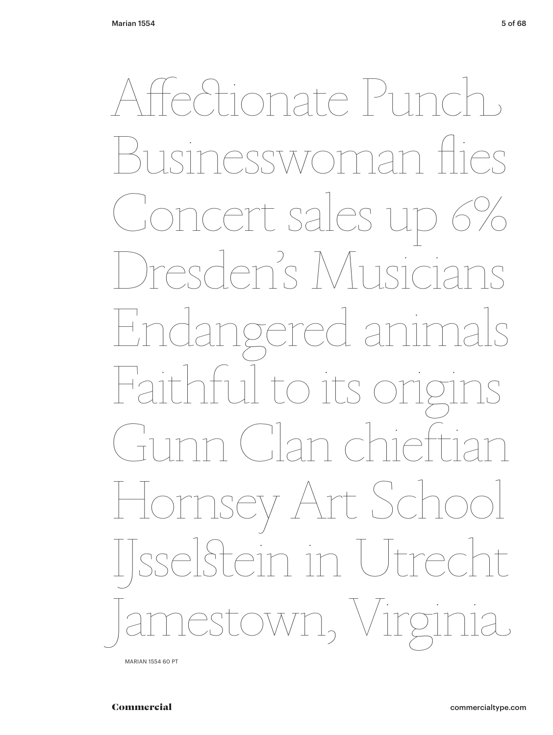Affectionate Punch
Businesswoman flies
Concert sales up 6%
Dresden's Musicians
Endangered animals
Faithful to its origins
Gunn Clan chieftian
Hornsey Art School
IJsselstein in Utrecht
Jamestown, Virginia

MARIAN 1554 60 PT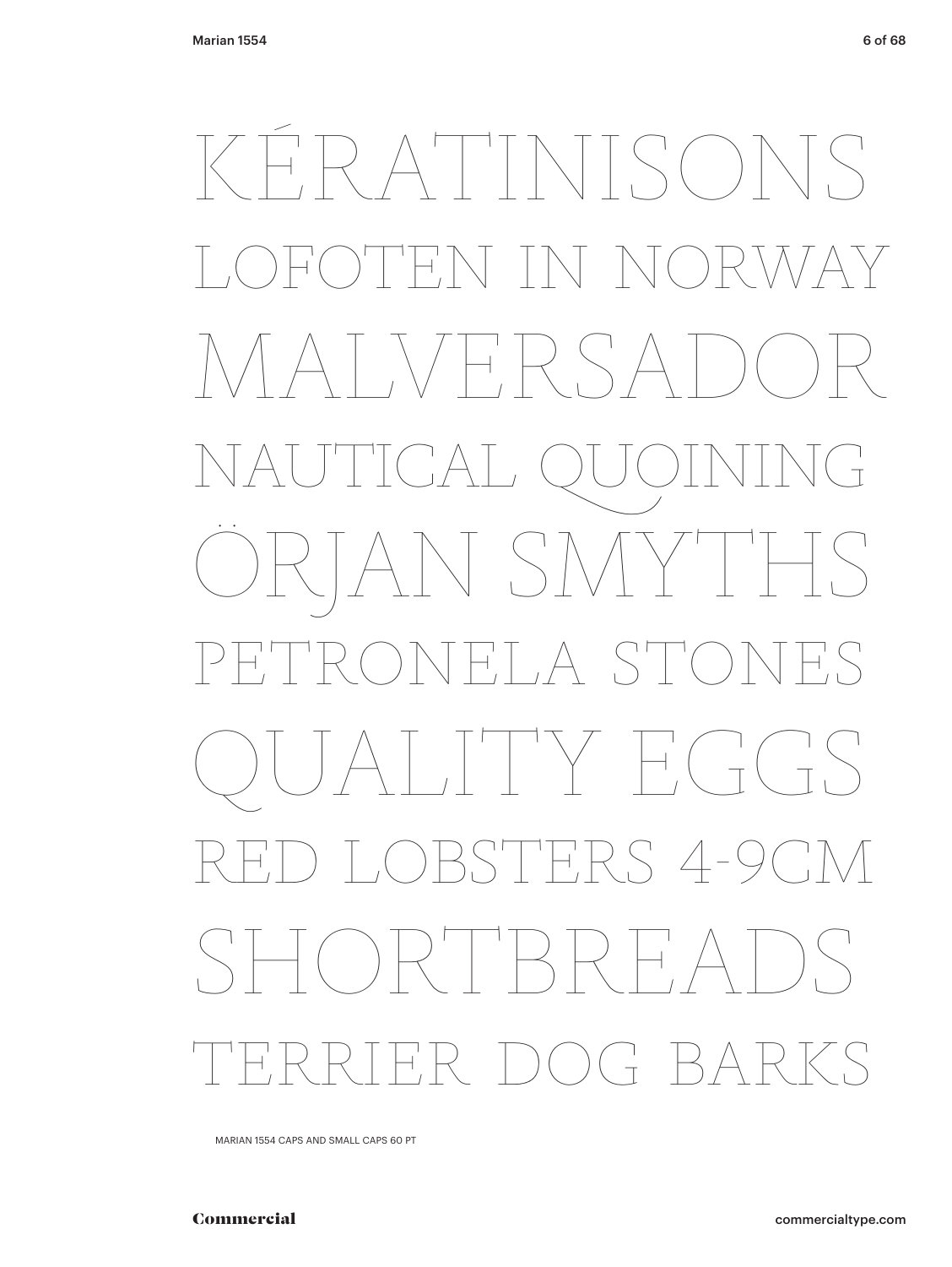KÉRATINISONS

LOFOTEN IN NORWAY

MALVERSADOR

NAUTICAL QUOINING

ÖRJAN SMYTHS

PETRONELA STONES

QUALITY EGGS

RED LOBSTERS 4-9CM

SHORTBREADS

TERRIER DOG BARKS

MARIAN 1554 CAPS AND SMALL CAPS 60 PT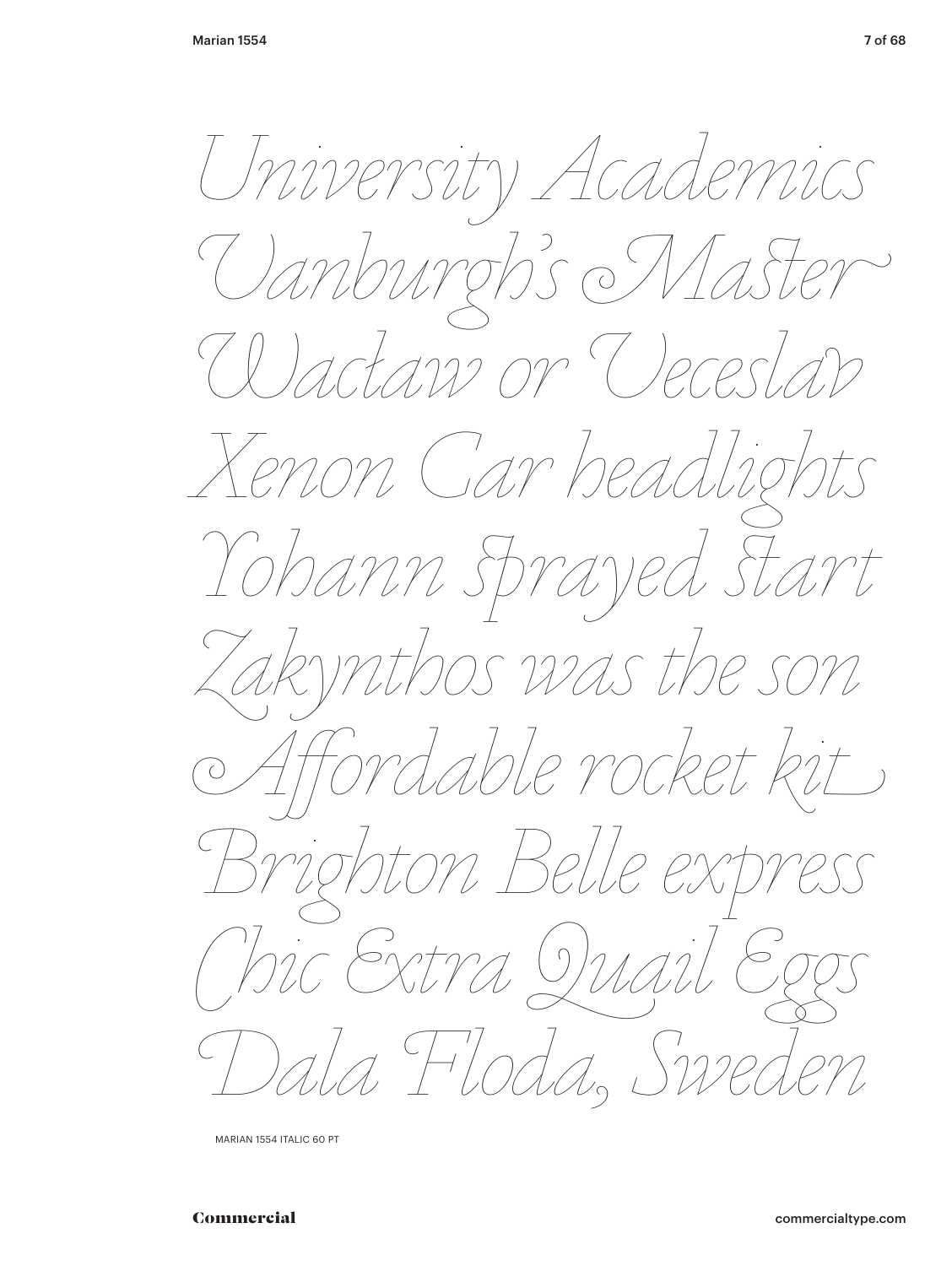*University Academics*
*Vanburgh's Master*
*Wacław or Veceslav*
*Xenon Car headlights*
*Yohann Sprayed Start*
*Zakynthos was the son*
*Affordable rocket kit*
*Brighton Belle express*
*Chic Extra Quail Eggs*
*Dala Floda, Sweden*

MARIAN 1554 ITALIC 60 PT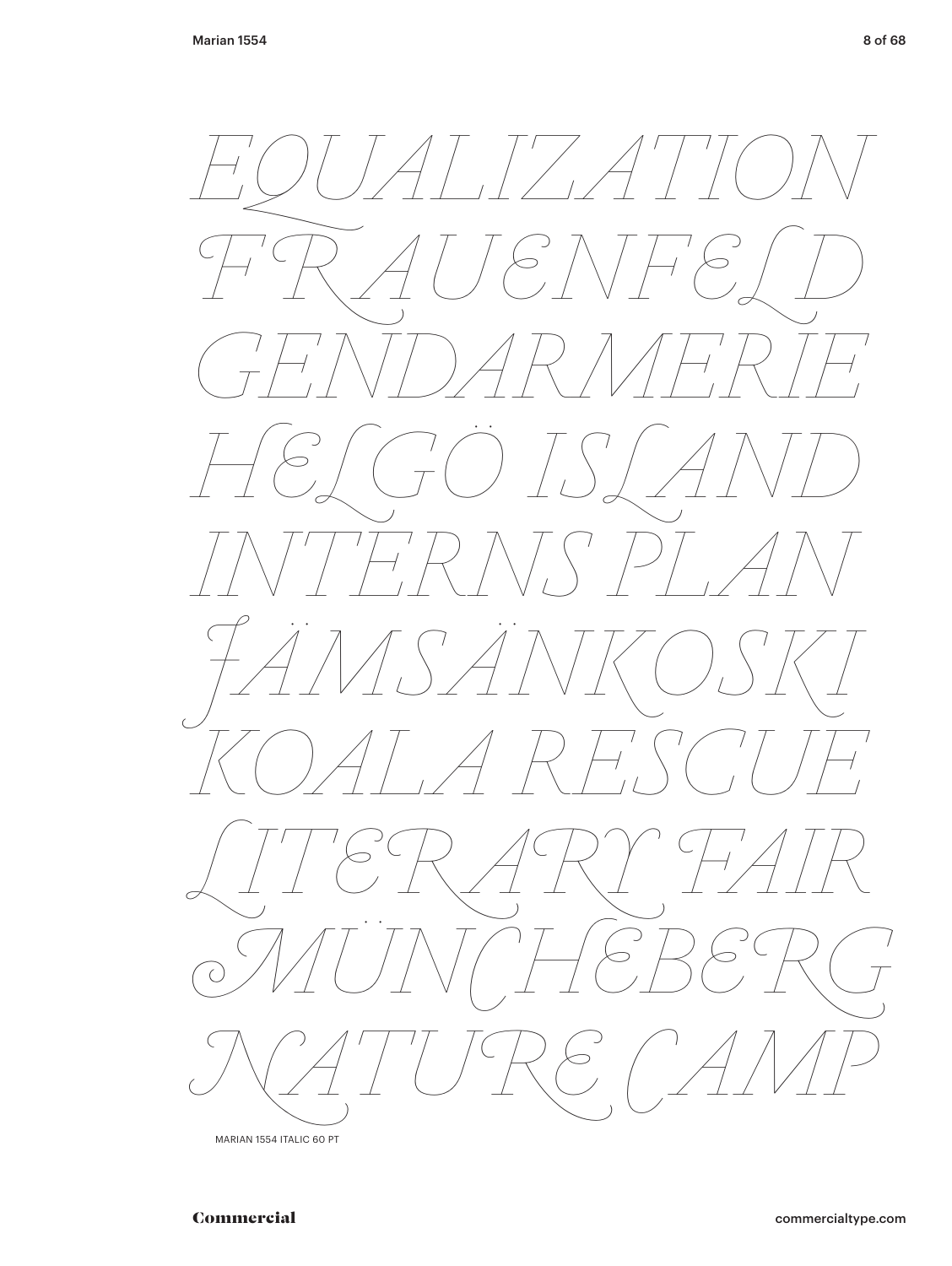*EQUALIZATION*
*FRAUENFELD*
*GENDARMERIE*
*HELGÖ ISLAND*
*INTERNS PLAN*
*JÄMSÄNKOSKI*
*KOALA RESCUE*
*LITERARY FAIR*
*MÜNCHEBERG*
*NATURE CAMP*

MARIAN 1554 ITALIC 60 PT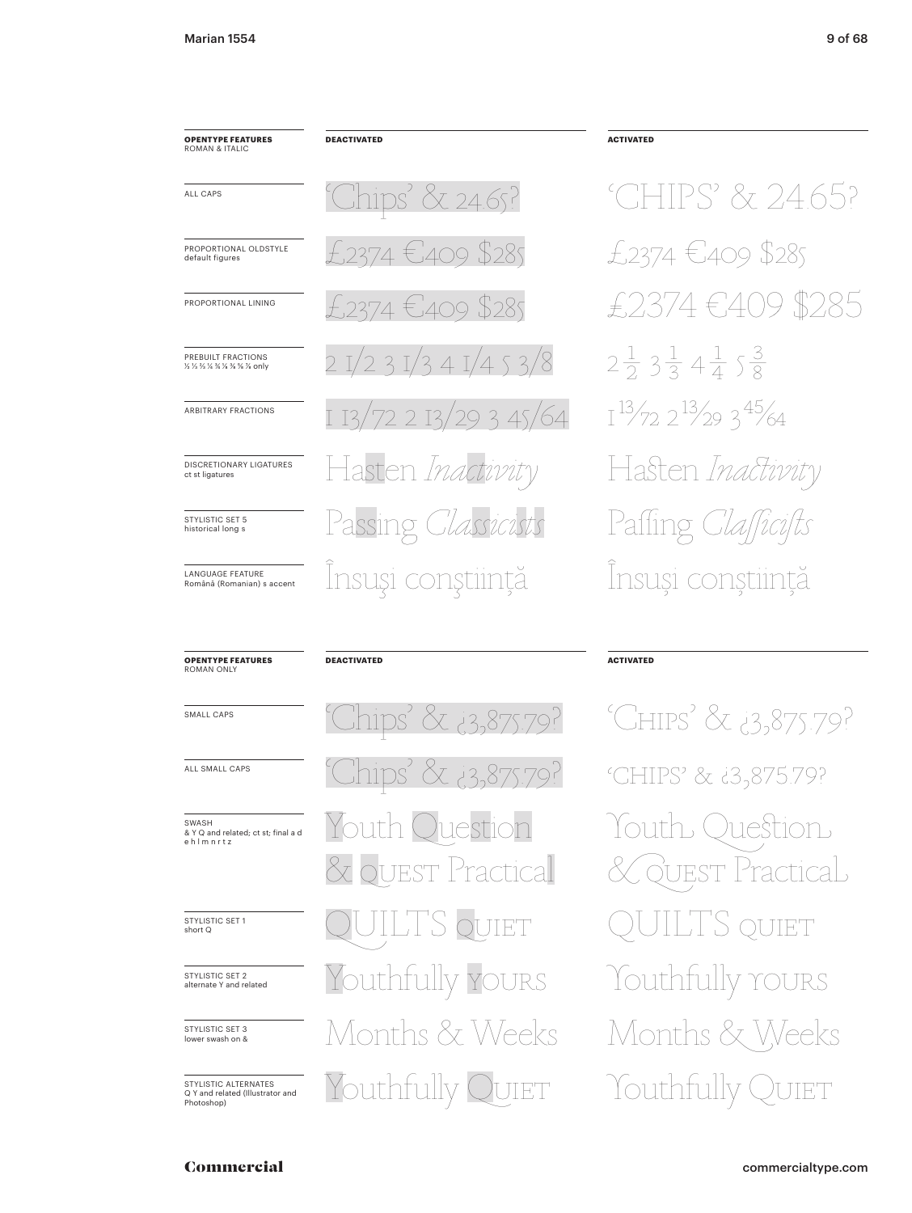| OPENTYPE FEATURES ROMAN & ITALIC | DEACTIVATED | ACTIVATED |
|---|---|---|
| ALL CAPS | 'Chips' & 24.65? | 'CHIPS' & 24.65? |
| PROPORTIONAL OLDSTYLE default figures | £2374 €409 $285 | £2374 €409 $285 |
| PROPORTIONAL LINING | £2374 €409 $285 | £2374 €409 $285 |
| PREBUILT FRACTIONS ½ ⅓ ⅔ ¼ ¾ ⅛ ⅜ ⅝ ⅞ only | 2 1/2 3 1/3 4 1/4 5 3/8 | 2½ 3⅓ 4¼ 5⅜ |
| ARBITRARY FRACTIONS | 1 13/72 2 13/29 3 45/64 | 1 13⁄72 2 13⁄29 3 45⁄64 |
| DISCRETIONARY LIGATURES ct st ligatures | Hasten *Inactivity* | Hasten *Inactivity* |
| STYLISTIC SET 5 historical long s | Passing *Classicists* | Paſſing *Claſſiciſts* |
| LANGUAGE FEATURE Română (Romanian) s accent | Însuşi conştiinţă | Însuși conștiință |

| OPENTYPE FEATURES ROMAN ONLY | DEACTIVATED | ACTIVATED |
|---|---|---|
| SMALL CAPS | 'Chips' & ¿3,875.79? | 'CHIPS' & ¿3,875.79? |
| ALL SMALL CAPS | 'Chips' & ¿3,875.79? | 'CHIPS' & ¿3,875.79? |
| SWASH & Y Q and related; ct st; final a d e h l m n r t z | Youth Question & QUEST Practical | Youth Question & QUEST Practical |
| STYLISTIC SET 1 short Q | QUILTS QUIET | QUILTS QUIET |
| STYLISTIC SET 2 alternate Y and related | Youthfully YOURS | Youthfully YOURS |
| STYLISTIC SET 3 lower swash on & | Months & Weeks | Months & Weeks |
| STYLISTIC ALTERNATES Q Y and related (Illustrator and Photoshop) | Youthfully QUIET | Youthfully QUIET |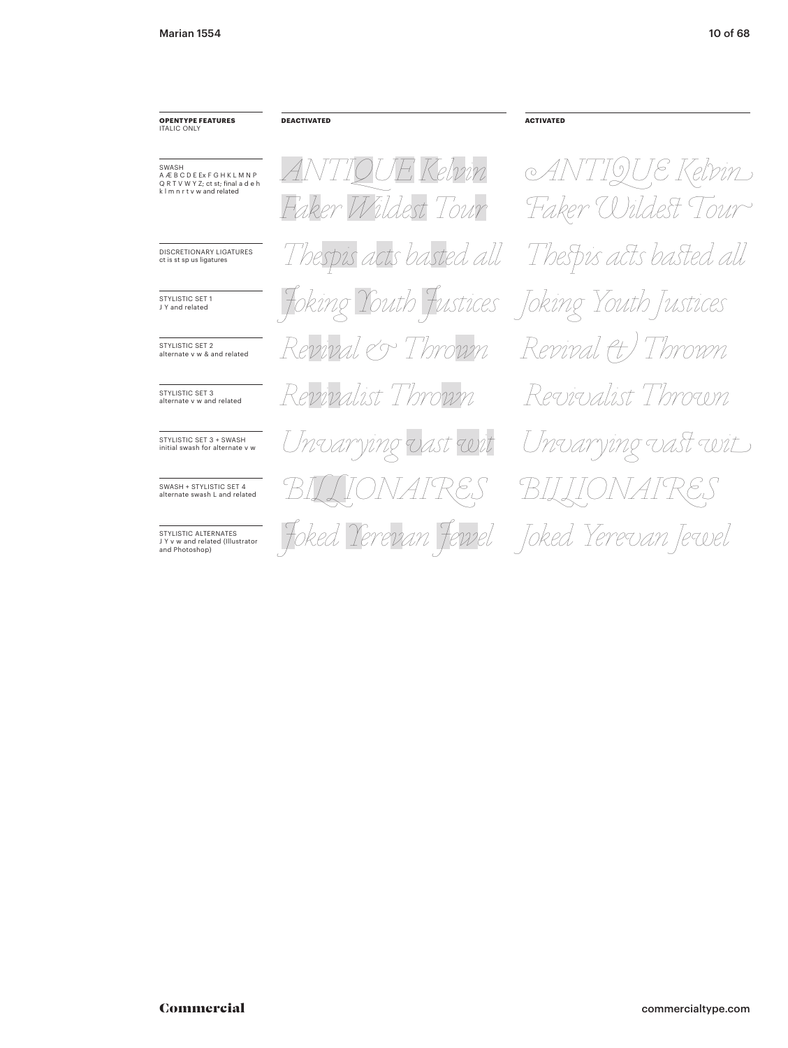| **OPENTYPE FEATURES** ITALIC ONLY | **DEACTIVATED** | **ACTIVATED** |
| --- | --- | --- |
| SWASH A Æ B C D E Ex F G H K L M N P Q R T V W Y Z; ct st; final a d e h k l m n r t v w and related | ANTIQUE Kelvin Faker Wildest Tour | ANTIQUE Kelvin Faker Wildest Tour |
| DISCRETIONARY LIGATURES ct is st sp us ligatures | Thespis acts basted all | Thespis acts basted all |
| STYLISTIC SET 1 J Y and related | Joking Youth Justices | Joking Youth Justices |
| STYLISTIC SET 2 alternate v w & and related | Revival & Thrown | Revival & Thrown |
| STYLISTIC SET 3 alternate v w and related | Revivalist Thrown | Revivalist Thrown |
| STYLISTIC SET 3 + SWASH initial swash for alternate v w | Unvarying vast wit | Unvarying vast wit |
| SWASH + STYLISTIC SET 4 alternate swash L and related | BILLIONAIRES | BILLIONAIRES |
| STYLISTIC ALTERNATES J Y v w and related (Illustrator and Photoshop) | Joked Yerevan Jewel | Joked Yerevan Jewel |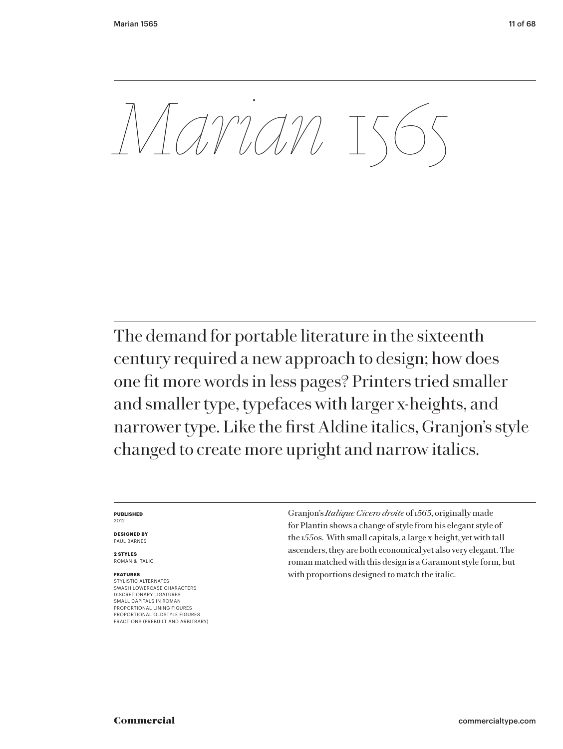# *Marian 1565*

The demand for portable literature in the sixteenth century required a new approach to design; how does one fit more words in less pages? Printers tried smaller and smaller type, typefaces with larger x-heights, and narrower type. Like the first Aldine italics, Granjon's style changed to create more upright and narrow italics.

**PUBLISHED**
2012

**DESIGNED BY**
PAUL BARNES

**2 STYLES**
ROMAN & ITALIC

**FEATURES**
STYLISTIC ALTERNATES
SWASH LOWERCASE CHARACTERS
DISCRETIONARY LIGATURES
SMALL CAPITALS IN ROMAN
PROPORTIONAL LINING FIGURES
PROPORTIONAL OLDSTYLE FIGURES
FRACTIONS (PREBUILT AND ARBITRARY)

Granjon's *Italique Cicero droite* of 1565, originally made for Plantin shows a change of style from his elegant style of the 1550s. With small capitals, a large x-height, yet with tall ascenders, they are both economical yet also very elegant. The roman matched with this design is a Garamont style form, but with proportions designed to match the italic.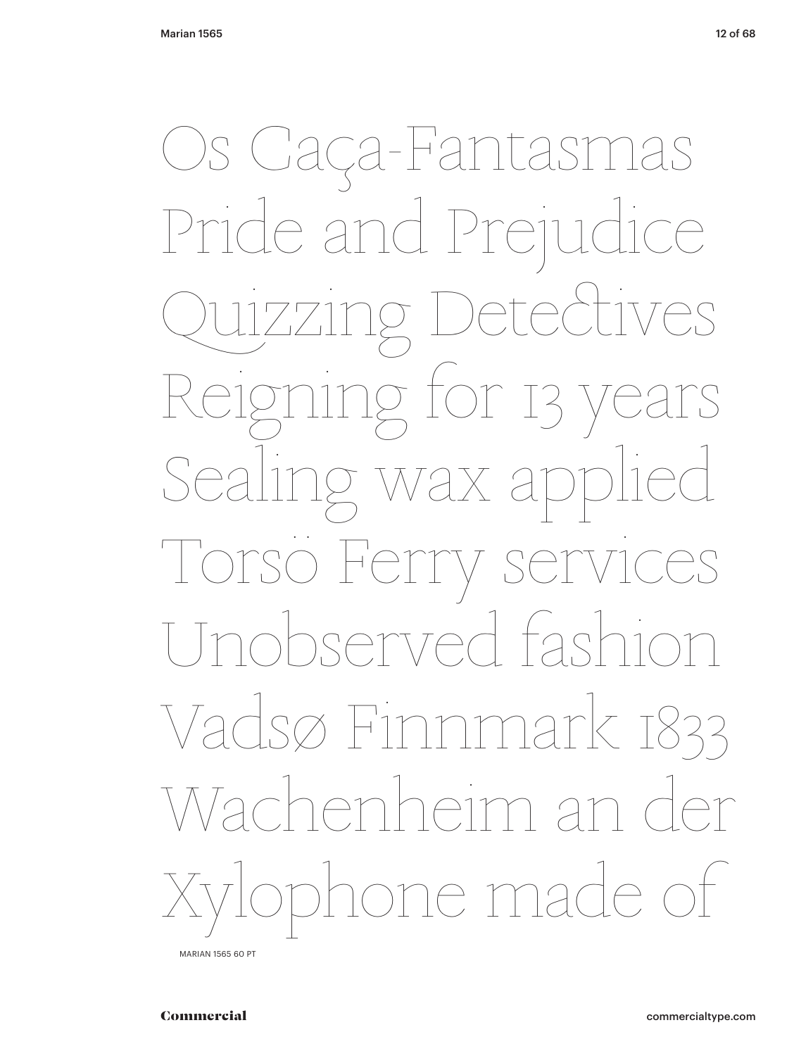Os Caça-Fantasmas
Pride and Prejudice
Quizzing Detectives
Reigning for 13 years
Sealing wax applied
Torsö Ferry services
Unobserved fashion
Vadsø Finnmark 1833
Wachenheim an der
Xylophone made of

MARIAN 1565 60 PT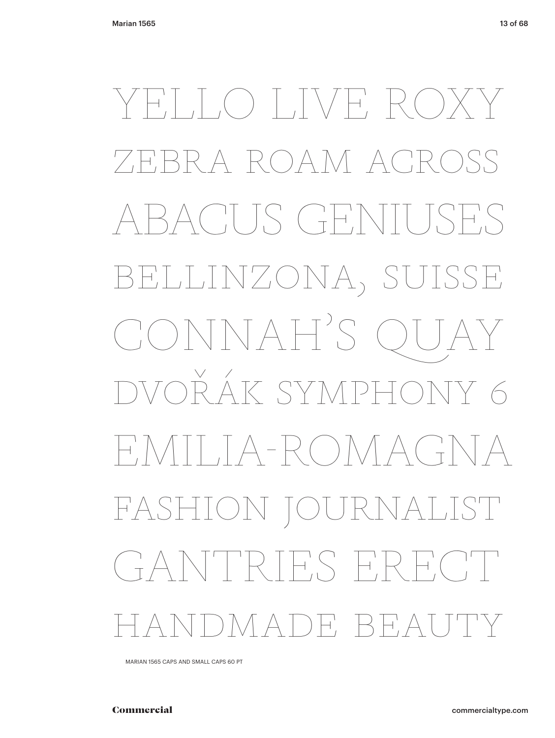Yello live Roxy

Zebra roam across

Abacus geniuses

Bellinzona, Suisse

Connah's Quay

Dvořák symphony 6

Emilia-Romagna

Fashion journalist

Gantries erect

Handmade beauty

MARIAN 1565 CAPS AND SMALL CAPS 60 PT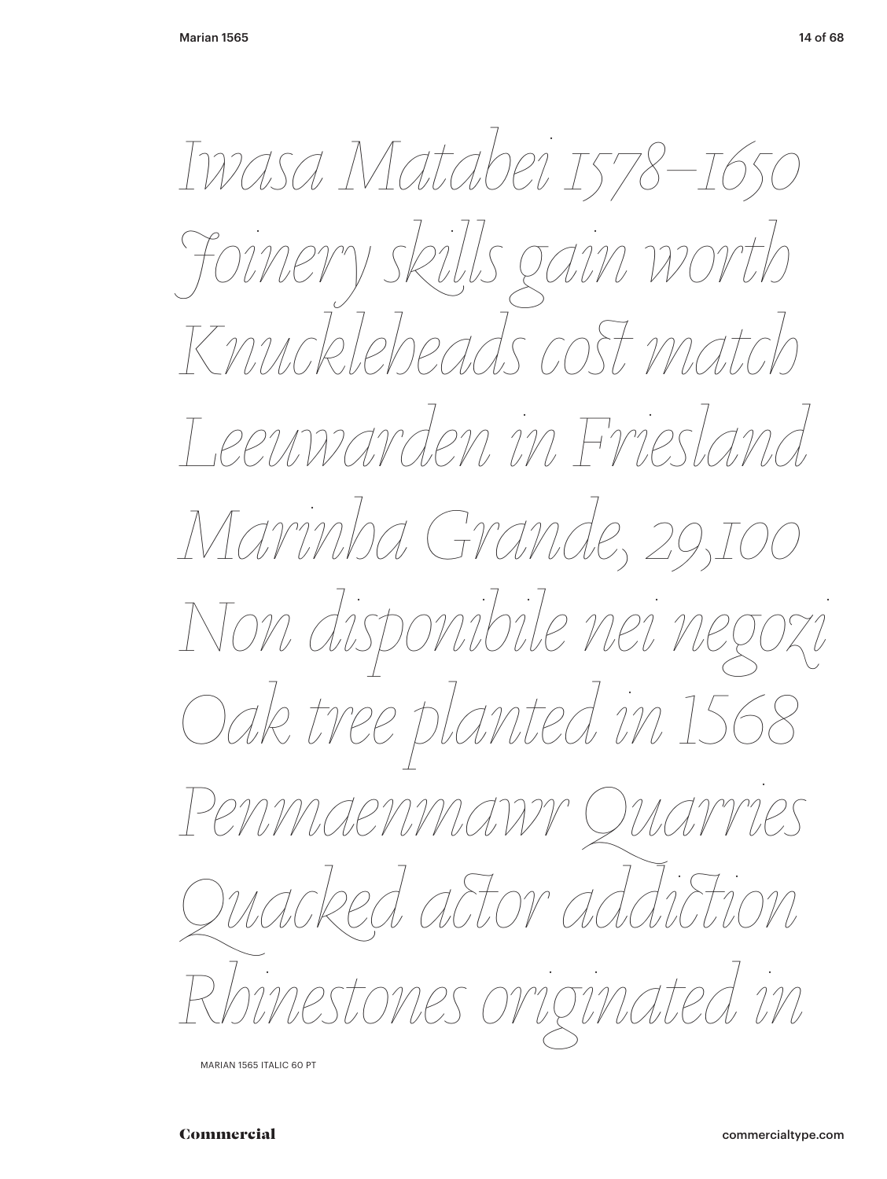*Iwasa Matabei 1578–1650*
*Joinery skills gain worth*
*Knuckleheads cost match*
*Leeuwarden in Friesland*
*Marinha Grande, 29,100*
*Non disponibile nei negozi*
*Oak tree planted in 1568*
*Penmaenmawr Quarries*
*Quacked actor addiction*
*Rhinestones originated in*

MARIAN 1565 ITALIC 60 PT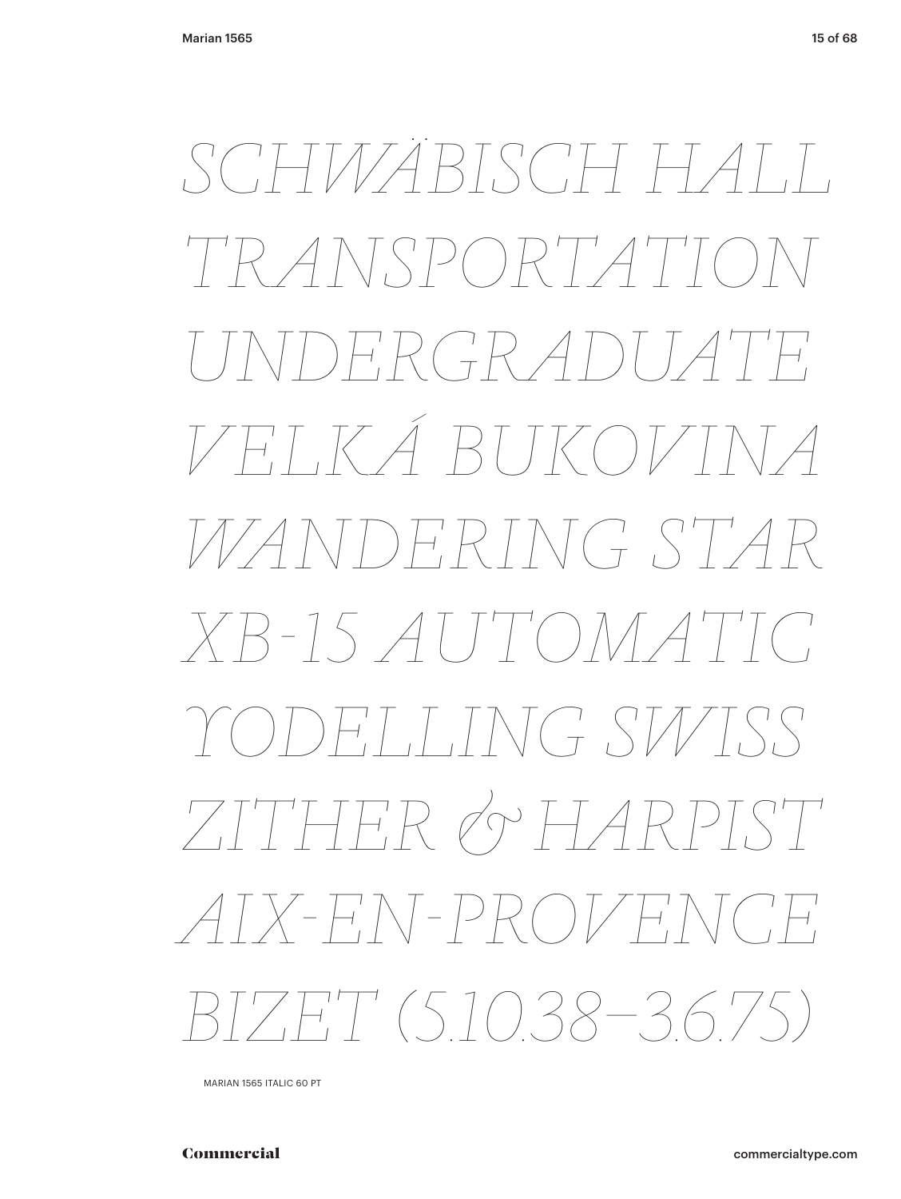*SCHWÄBISCH HALL*

*TRANSPORTATION*

*UNDERGRADUATE*

*VELKÁ BUKOVINA*

*WANDERING STAR*

*XB-15 AUTOMATIC*

*YODELLING SWISS*

*ZITHER & HARPIST*

*AIX-EN-PROVENCE*

*BIZET (5.10.38–3.6.75)*

MARIAN 1565 ITALIC 60 PT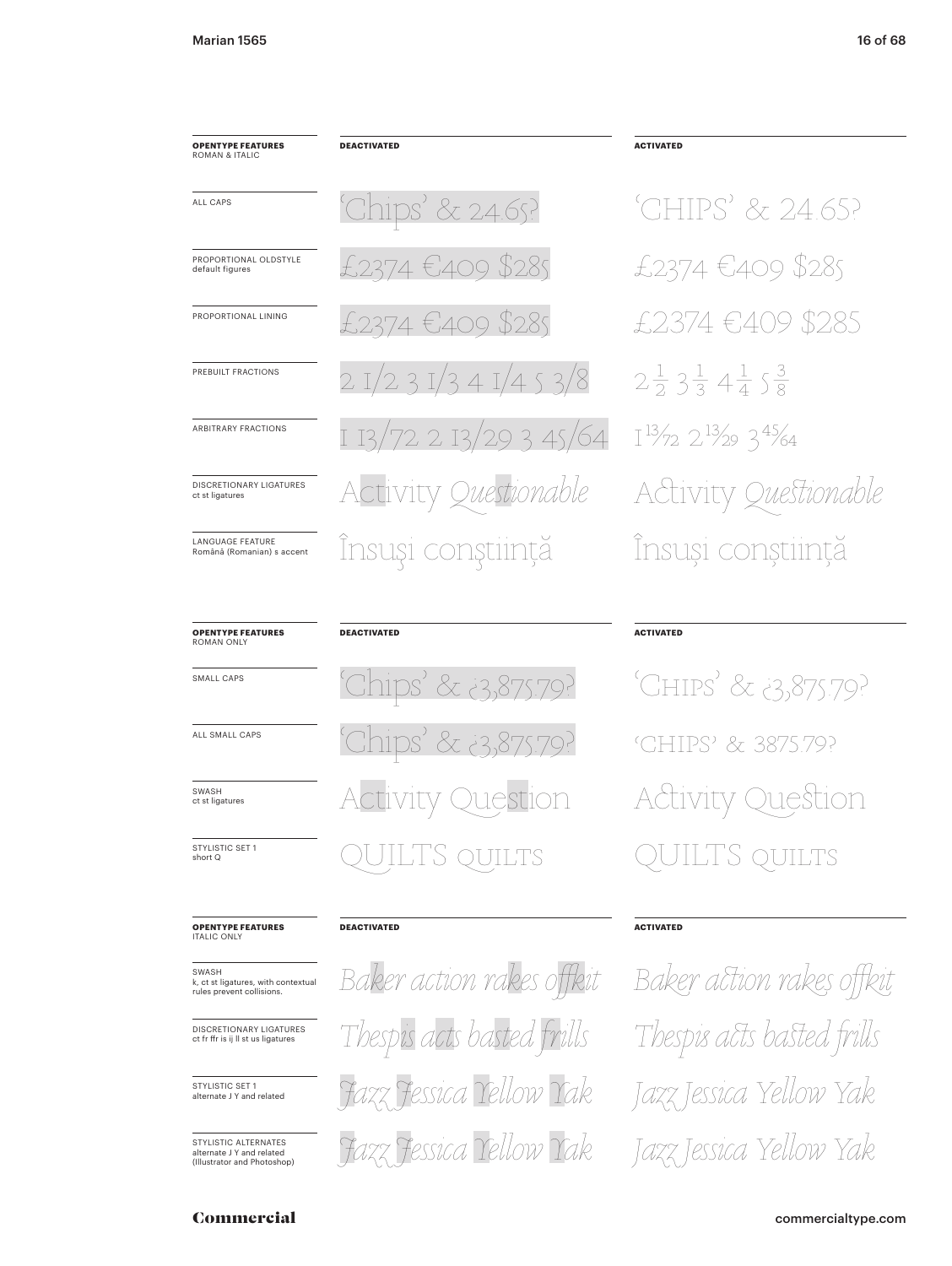| OPENTYPE FEATURES ROMAN & ITALIC | DEACTIVATED | ACTIVATED |
|---|---|---|
| ALL CAPS | 'Chips' & 24.65? | 'CHIPS' & 24.65? |
| PROPORTIONAL OLDSTYLE default figures | £2374 €409 $285 | £2374 €409 $285 |
| PROPORTIONAL LINING | £2374 €409 $285 | £2374 €409 $285 |
| PREBUILT FRACTIONS | 2 1/2 3 1/3 4 1/4 5 3/8 | 2½ 3⅓ 4¼ 5⅜ |
| ARBITRARY FRACTIONS | 1 13/72 2 13/29 3 45/64 | 1 13⁄72 2 13⁄29 3 45⁄64 |
| DISCRETIONARY LIGATURES ct st ligatures | Activity *Questionable* | Activity *Questionable* |
| LANGUAGE FEATURE Română (Romanian) s accent | Însuşi conştiinţă | Însuși conștiință |

| OPENTYPE FEATURES ROMAN ONLY | DEACTIVATED | ACTIVATED |
|---|---|---|
| SMALL CAPS | 'Chips' & ¿3,875.79? | 'CHIPS' & ¿3,875.79? |
| ALL SMALL CAPS | 'Chips' & ¿3,875.79? | 'CHIPS' & 3875.79? |
| SWASH ct st ligatures | Activity Question | Activity Question |
| STYLISTIC SET 1 short Q | QUILTS QUILTS | QUILTS QUILTS |

| OPENTYPE FEATURES ITALIC ONLY | DEACTIVATED | ACTIVATED |
|---|---|---|
| SWASH k, ct st ligatures, with contextual rules prevent collisions. | *Baker action rakes offkit* | *Baker action rakes offkit* |
| DISCRETIONARY LIGATURES ct fr ffr is ij ll st us ligatures | *Thespis acts basted frills* | *Thespis acts basted frills* |
| STYLISTIC SET 1 alternate J Y and related | *Jazz Jessica Yellow Yak* | *Jazz Jessica Yellow Yak* |
| STYLISTIC ALTERNATES alternate J Y and related (Illustrator and Photoshop) | *Jazz Jessica Yellow Yak* | *Jazz Jessica Yellow Yak* |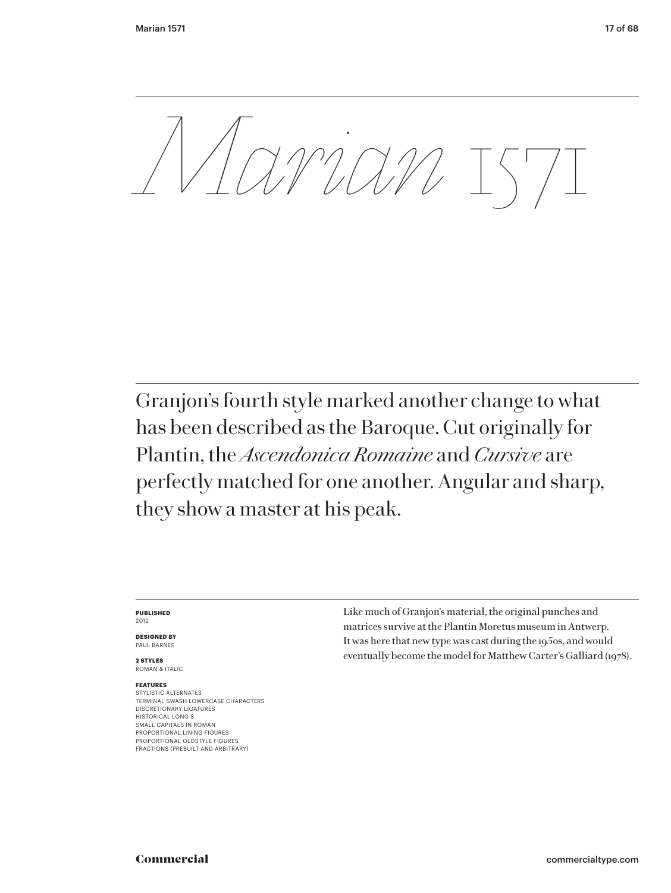# *Marian* 1571

Granjon's fourth style marked another change to what has been described as the Baroque. Cut originally for Plantin, the *Ascendonica Romaine* and *Cursive* are perfectly matched for one another. Angular and sharp, they show a master at his peak.

**PUBLISHED**
2012

**DESIGNED BY**
PAUL BARNES

**2 STYLES**
ROMAN & ITALIC

**FEATURES**
STYLISTIC ALTERNATES
TERMINAL SWASH LOWERCASE CHARACTERS
DISCRETIONARY LIGATURES
HISTORICAL LONG S
SMALL CAPITALS IN ROMAN
PROPORTIONAL LINING FIGURES
PROPORTIONAL OLDSTYLE FIGURES
FRACTIONS (PREBUILT AND ARBITRARY)

Like much of Granjon's material, the original punches and matrices survive at the Plantin Moretus museum in Antwerp. It was here that new type was cast during the 1950s, and would eventually become the model for Matthew Carter's Galliard (1978).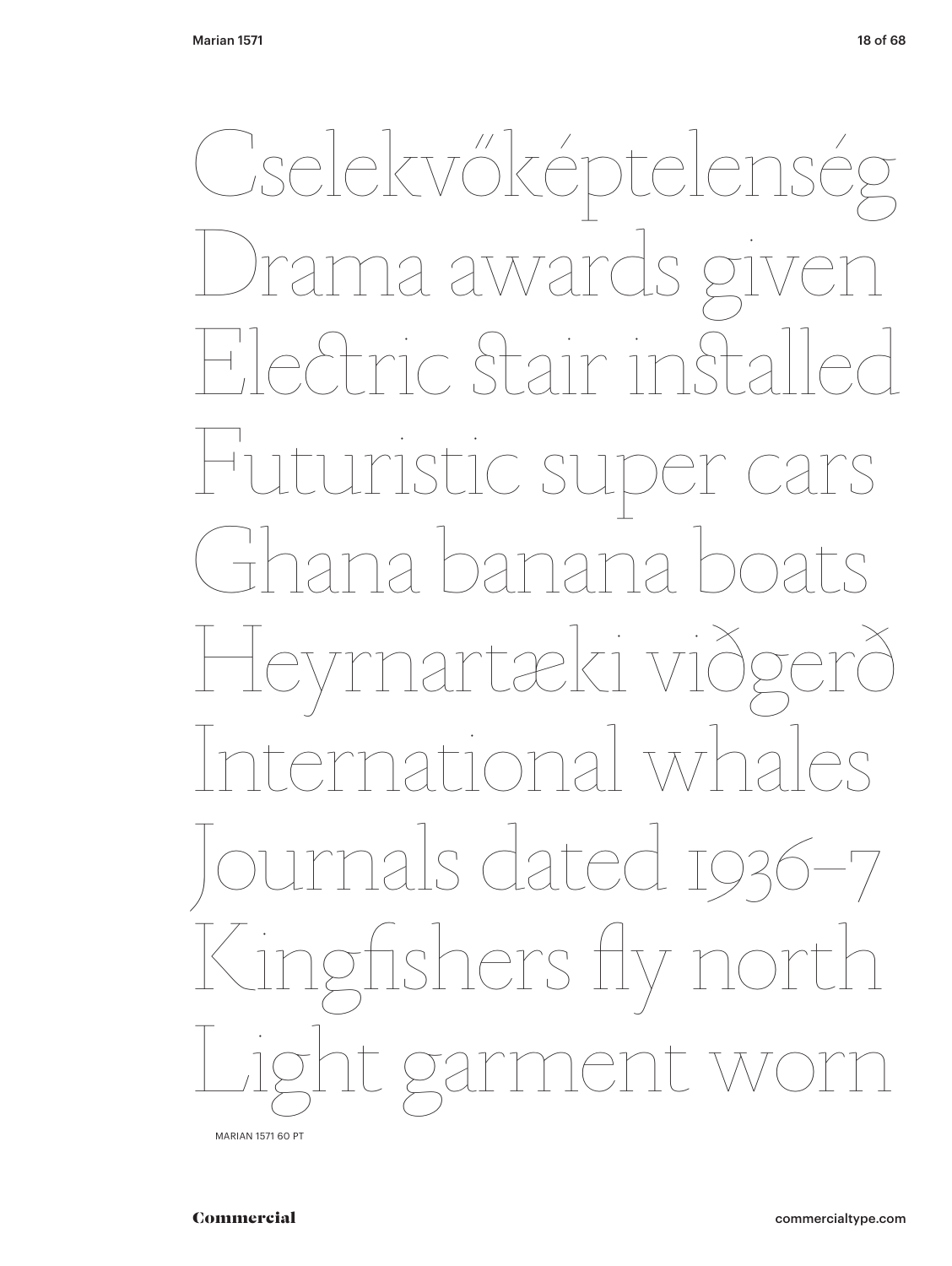Cselekvőképtelenség
Drama awards given
Electric stair installed
Futuristic super cars
Ghana banana boats
Heyrnartæki viðgerð
International whales
Journals dated 1936–7
Kingfishers fly north
Light garment worn

MARIAN 1571 60 PT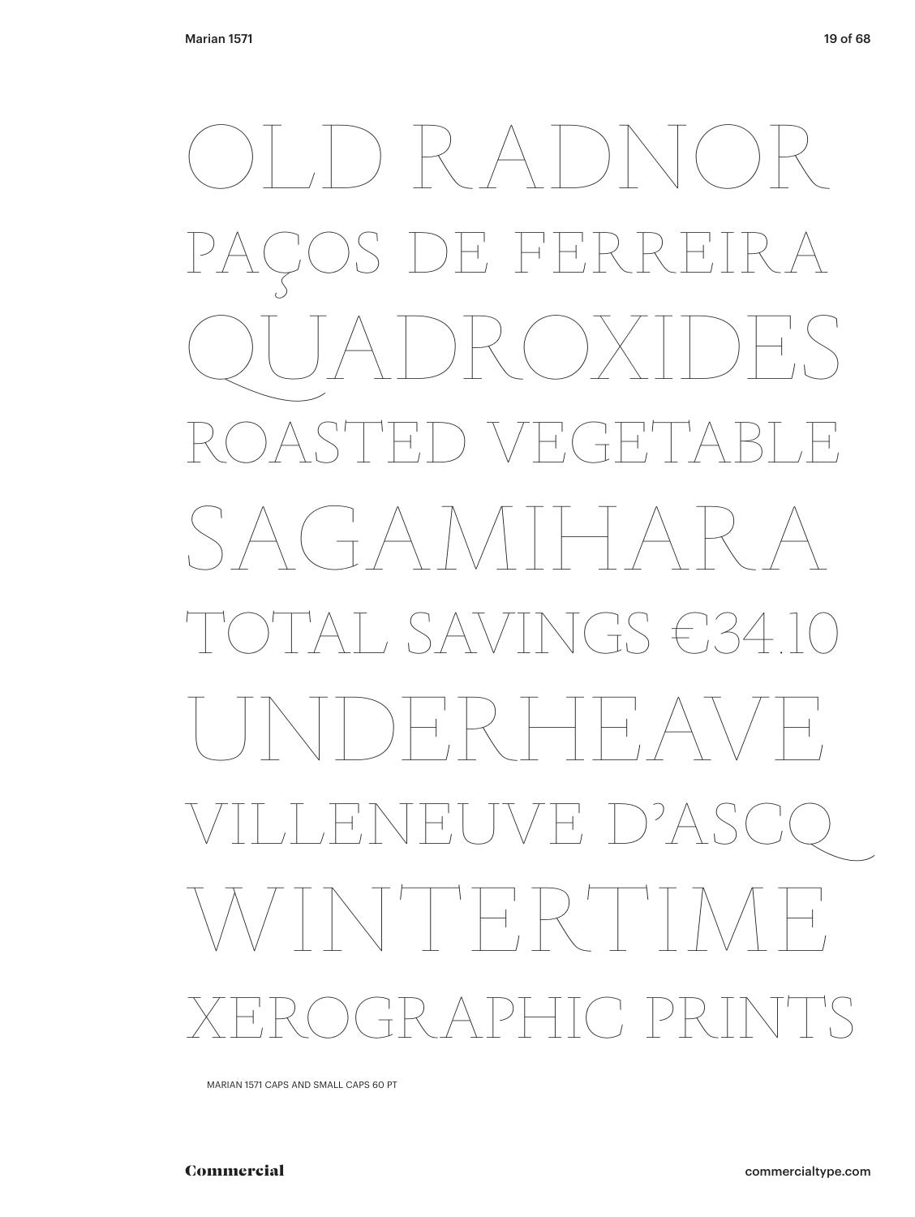OLD RADNOR

PAÇOS DE FERREIRA

QUADROXIDES

ROASTED VEGETABLE

SAGAMIHARA

TOTAL SAVINGS €34.10

UNDERHEAVE

VILLENEUVE D'ASCQ

WINTERTIME

XEROGRAPHIC PRINTS

MARIAN 1571 CAPS AND SMALL CAPS 60 PT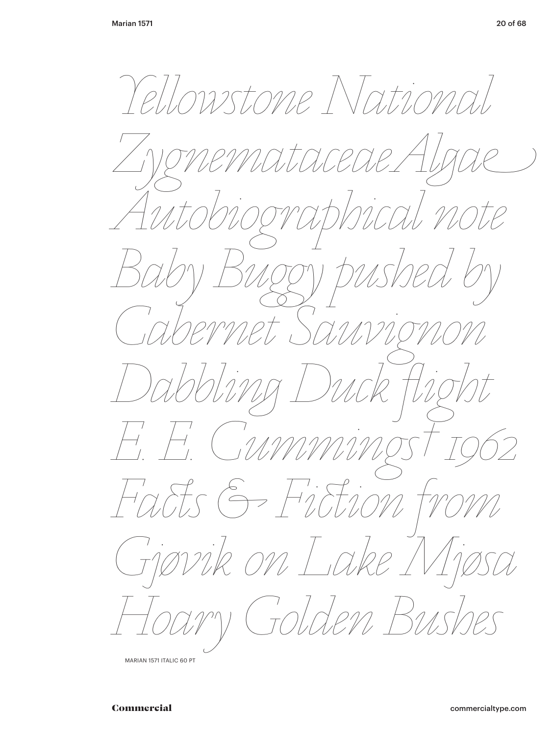*Yellowstone National*
*Zygnemataceae Algae*
*Autobiographical note*
*Baby Buggy pushed by*
*Cabernet Sauvignon*
*Dabbling Duck flight*
*E. E. Cummings† 1962*
*Facts & Fiction from*
*Gjøvik on Lake Mjøsa*
*Hoary Golden Bushes*

MARIAN 1571 ITALIC 60 PT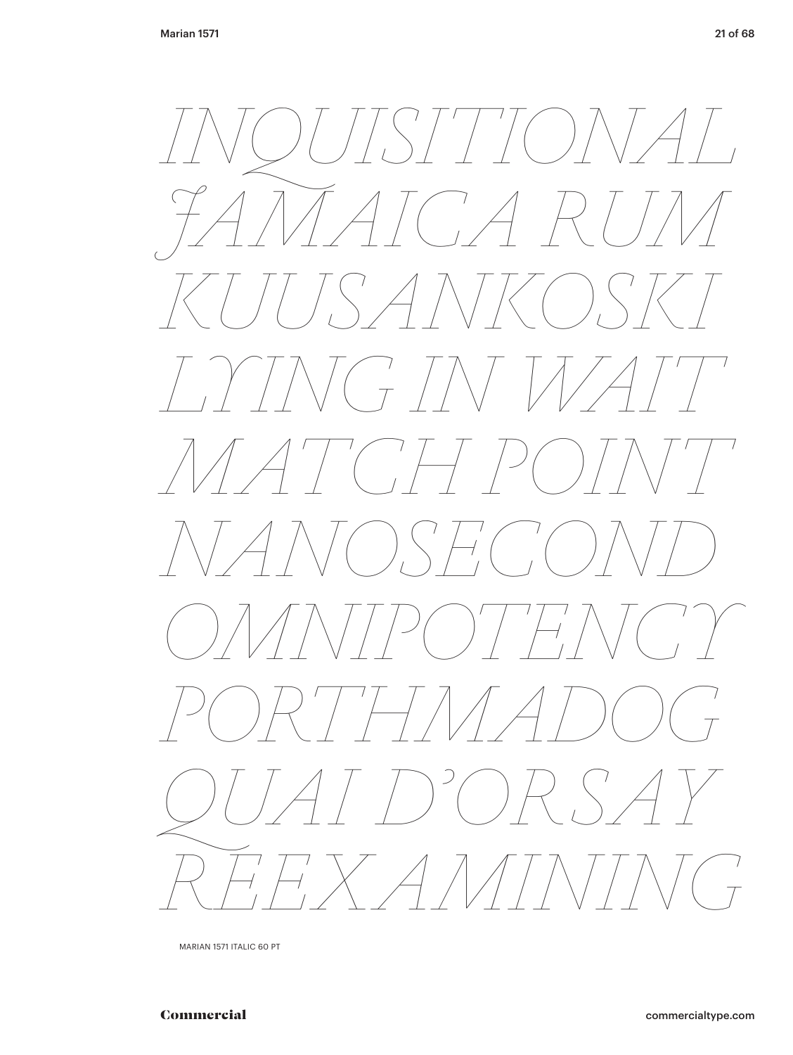*INQUISITIONAL*
*JAMAICA RUM*
*KUUSANKOSKI*
*LYING IN WAIT*
*MATCH POINT*
*NANOSECOND*
*OMNIPOTENCY*
*PORTHMADOG*
*QUAI D'ORSAY*
*REEXAMINING*

MARIAN 1571 ITALIC 60 PT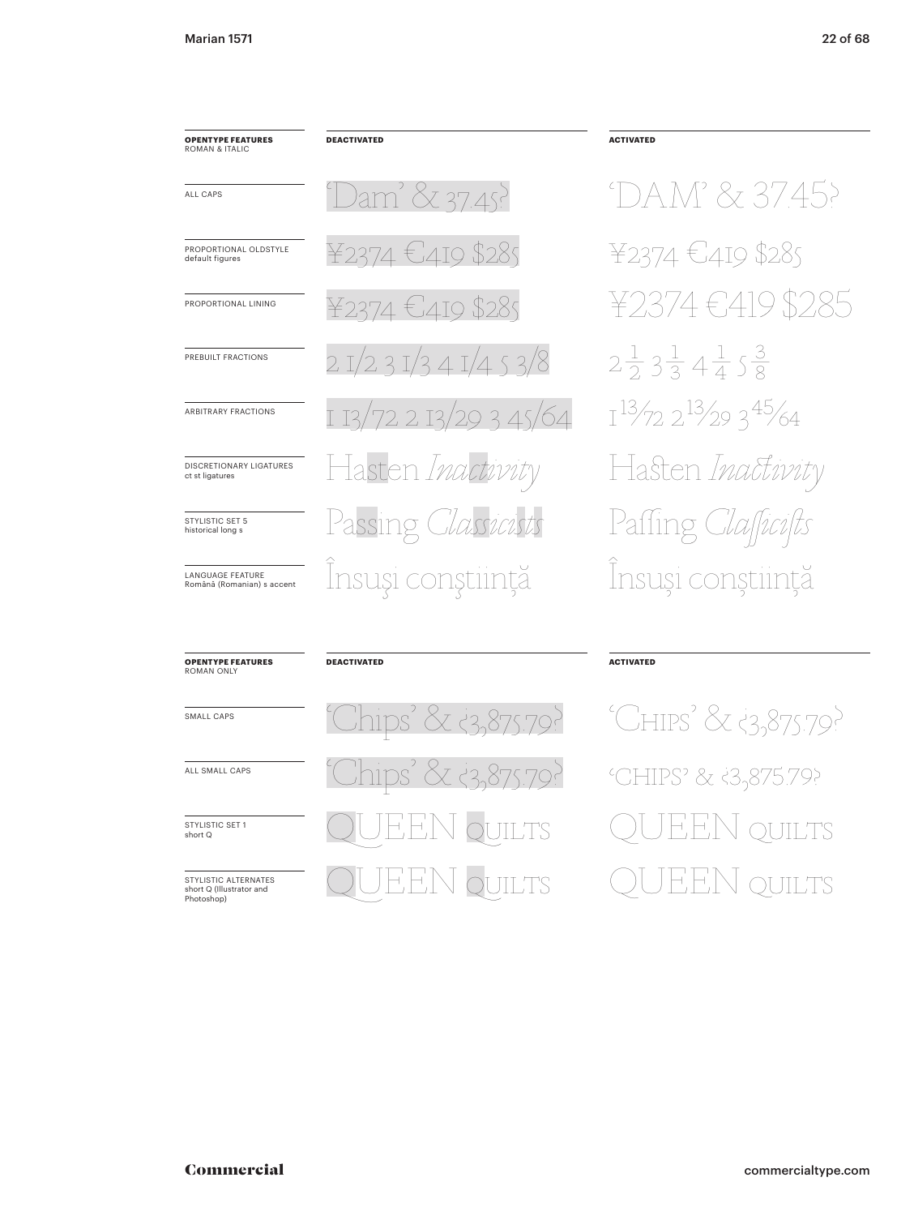| **OPENTYPE FEATURES** ROMAN & ITALIC | **DEACTIVATED** | **ACTIVATED** |
| --- | --- | --- |
| ALL CAPS | 'Dam' & 37.45? | 'DAM' & 37.45? |
| PROPORTIONAL OLDSTYLE default figures | ¥2374 €419 $285 | ¥2374 €419 $285 |
| PROPORTIONAL LINING | ¥2374 €419 $285 | ¥2374 €419 $285 |
| PREBUILT FRACTIONS | 2 1/2 3 1/3 4 1/4 5 3/8 | 2½ 3⅓ 4¼ 5⅜ |
| ARBITRARY FRACTIONS | 1 13/72 2 13/29 3 45/64 | 1 13/72 2 13/29 3 45/64 |
| DISCRETIONARY LIGATURES ct st ligatures | Hasten *Inactivity* | Hasten *Inactivity* |
| STYLISTIC SET 5 historical long s | Passing *Classicists* | Paſſing *Claſſiciſts* |
| LANGUAGE FEATURE Română (Romanian) s accent | Însuşi conştiinţă | Însuși conștiință |

| **OPENTYPE FEATURES** ROMAN ONLY | **DEACTIVATED** | **ACTIVATED** |
| --- | --- | --- |
| SMALL CAPS | 'Chips' & ¿3,875.79? | 'CHIPS' & ¿3,875.79? |
| ALL SMALL CAPS | 'Chips' & ¿3,875.79? | 'CHIPS' & ¿3,875.79? |
| STYLISTIC SET 1 short Q | QUEEN QUILTS | QUEEN QUILTS |
| STYLISTIC ALTERNATES short Q (Illustrator and Photoshop) | QUEEN QUILTS | QUEEN QUILTS |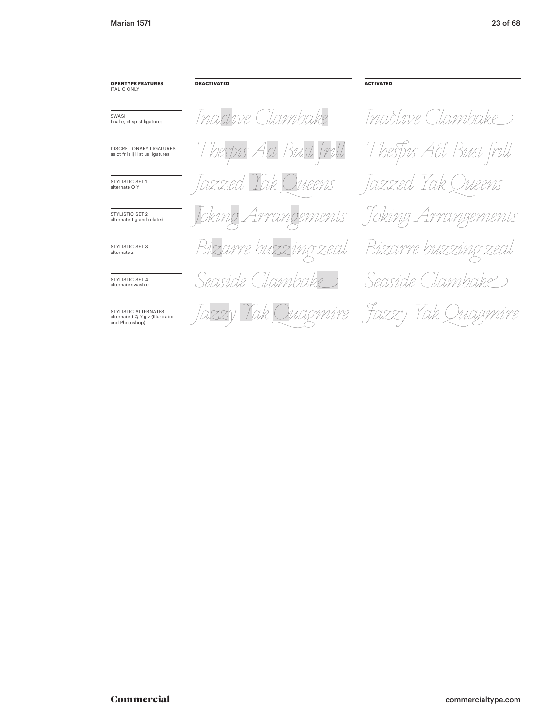| **OPENTYPE FEATURES** ITALIC ONLY | **DEACTIVATED** | **ACTIVATED** |
| --- | --- | --- |
| SWASH final e, ct sp st ligatures | *Inactive Clambake* | *Inactive Clambake* |
| DISCRETIONARY LIGATURES as ct fr is ij ll st us ligatures | *Thespis Act Bust frill* | *Thespis Act Bust frill* |
| STYLISTIC SET 1 alternate Q Y | *Jazzed Yak Queens* | *Jazzed Yak Queens* |
| STYLISTIC SET 2 alternate J g and related | *Joking Arrangements* | *Joking Arrangements* |
| STYLISTIC SET 3 alternate z | *Bizarre buzzing zeal* | *Bizarre buzzing zeal* |
| STYLISTIC SET 4 alternate swash e | *Seaside Clambake* | *Seaside Clambake* |
| STYLISTIC ALTERNATES alternate J Q Y g z (Illustrator and Photoshop) | *Jazzy Yak Quagmire* | *Jazzy Yak Quagmire* |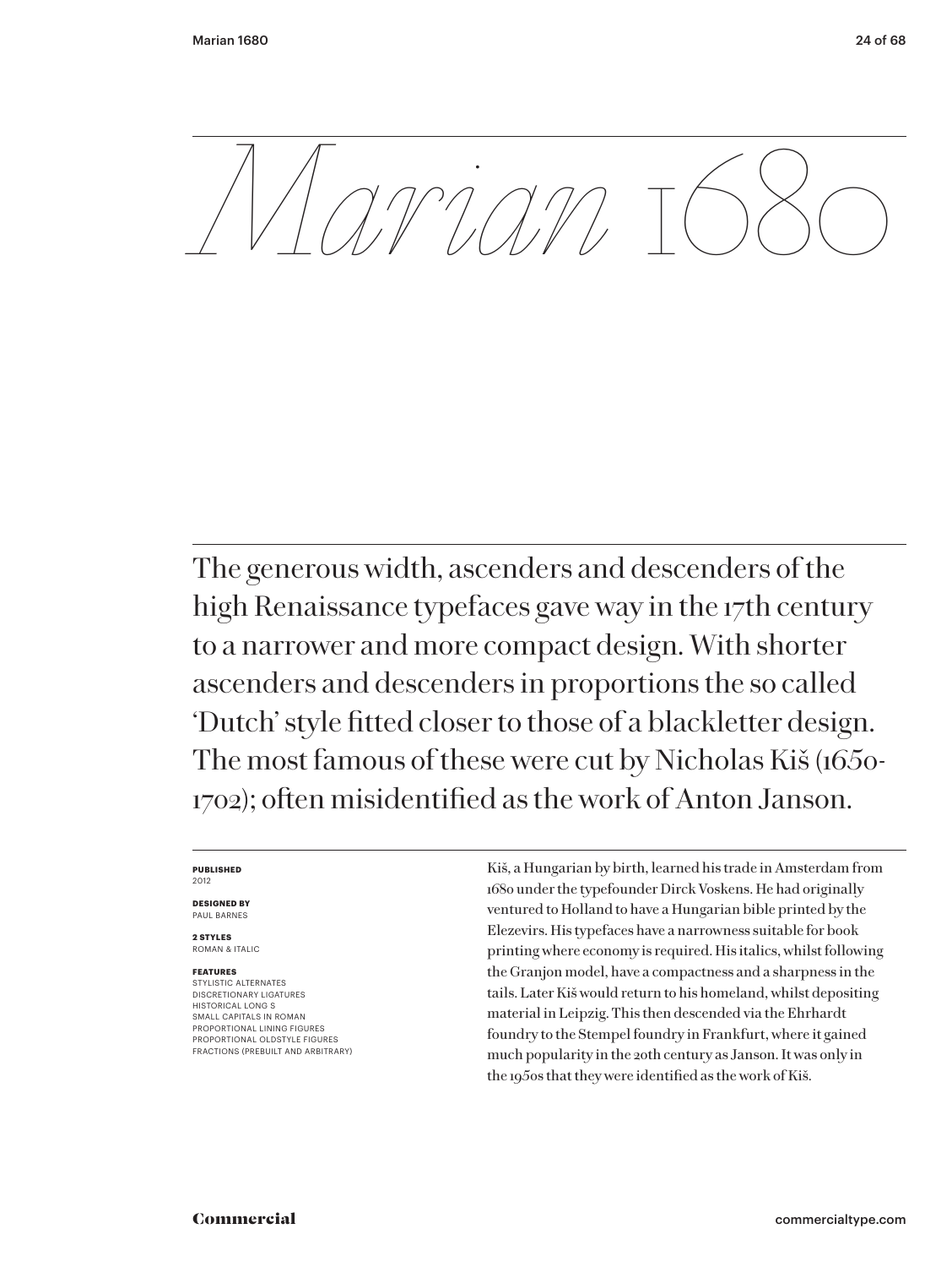# *Marian* 1680

The generous width, ascenders and descenders of the high Renaissance typefaces gave way in the 17th century to a narrower and more compact design. With shorter ascenders and descenders in proportions the so called 'Dutch' style fitted closer to those of a blackletter design. The most famous of these were cut by Nicholas Kiš (1650-1702); often misidentified as the work of Anton Janson.

**PUBLISHED**
2012

**DESIGNED BY**
PAUL BARNES

**2 STYLES**
ROMAN & ITALIC

**FEATURES**
STYLISTIC ALTERNATES
DISCRETIONARY LIGATURES
HISTORICAL LONG S
SMALL CAPITALS IN ROMAN
PROPORTIONAL LINING FIGURES
PROPORTIONAL OLDSTYLE FIGURES
FRACTIONS (PREBUILT AND ARBITRARY)

Kiš, a Hungarian by birth, learned his trade in Amsterdam from 1680 under the typefounder Dirck Voskens. He had originally ventured to Holland to have a Hungarian bible printed by the Elezevirs. His typefaces have a narrowness suitable for book printing where economy is required. His italics, whilst following the Granjon model, have a compactness and a sharpness in the tails. Later Kiš would return to his homeland, whilst depositing material in Leipzig. This then descended via the Ehrhardt foundry to the Stempel foundry in Frankfurt, where it gained much popularity in the 20th century as Janson. It was only in the 1950s that they were identified as the work of Kiš.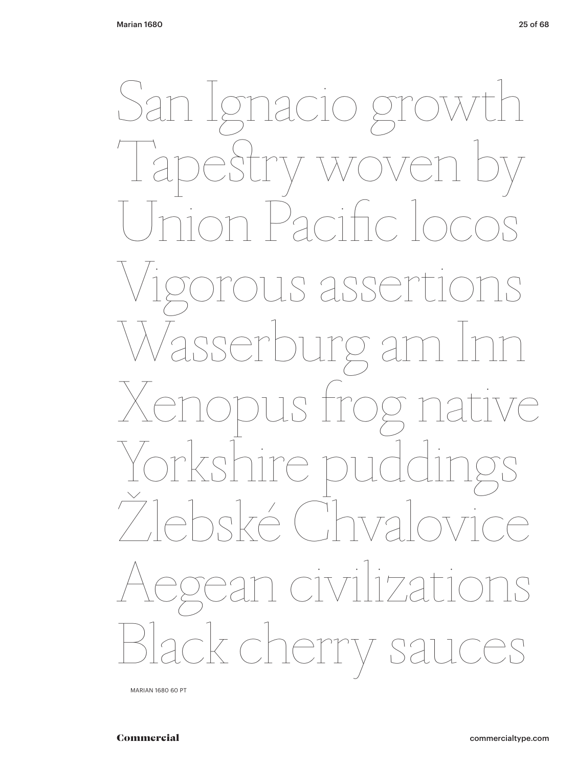San Ignacio growth
Tapeſtry woven by
Union Pacific locos
Vigorous assertions
Wasserburg am Inn
Xenopus frog native
Yorkshire puddings
Žlebské Chvalovice
Aegean civilizations
Black cherry sauces

MARIAN 1680 60 PT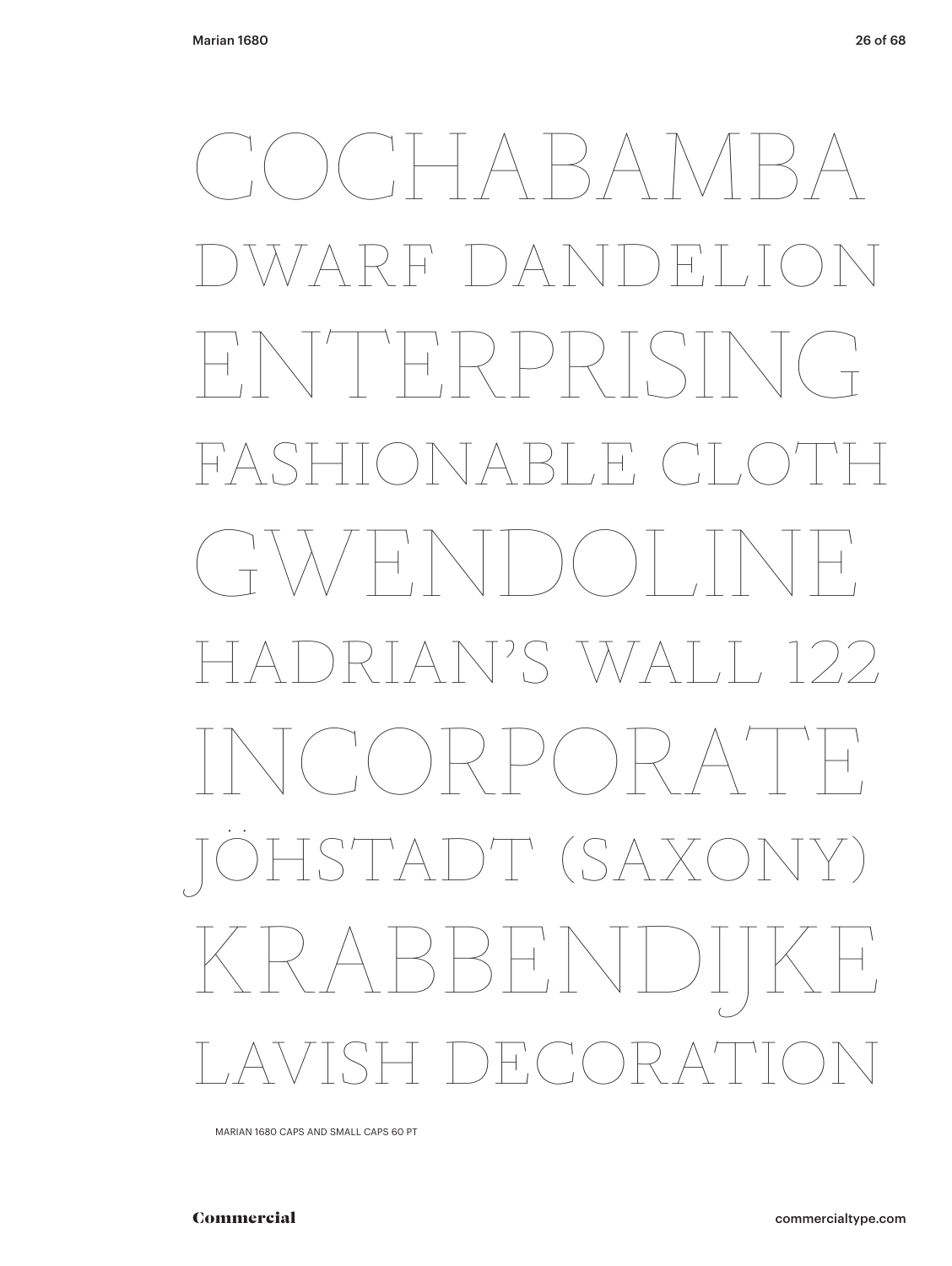COCHABAMBA

DWARF DANDELION

ENTERPRISING

FASHIONABLE CLOTH

GWENDOLINE

HADRIAN'S WALL 122

INCORPORATE

JÖHSTADT (SAXONY)

KRABBENDIJKE

LAVISH DECORATION

MARIAN 1680 CAPS AND SMALL CAPS 60 PT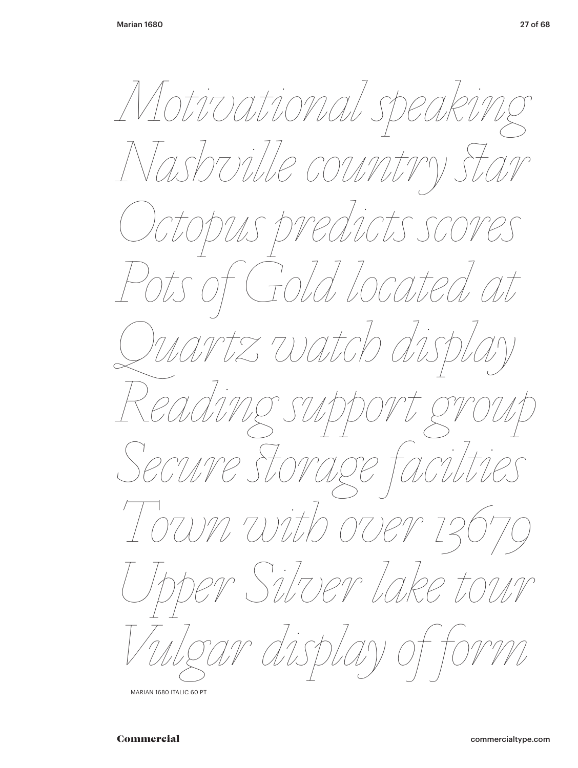*Motivational speaking*
*Nashville country star*
*Octopus predicts scores*
*Pots of Gold located at*
*Quartz watch display*
*Reading support group*
*Secure storage facilties*
*Town with over 13679*
*Upper Silver lake tour*
*Vulgar display of form*

MARIAN 1680 ITALIC 60 PT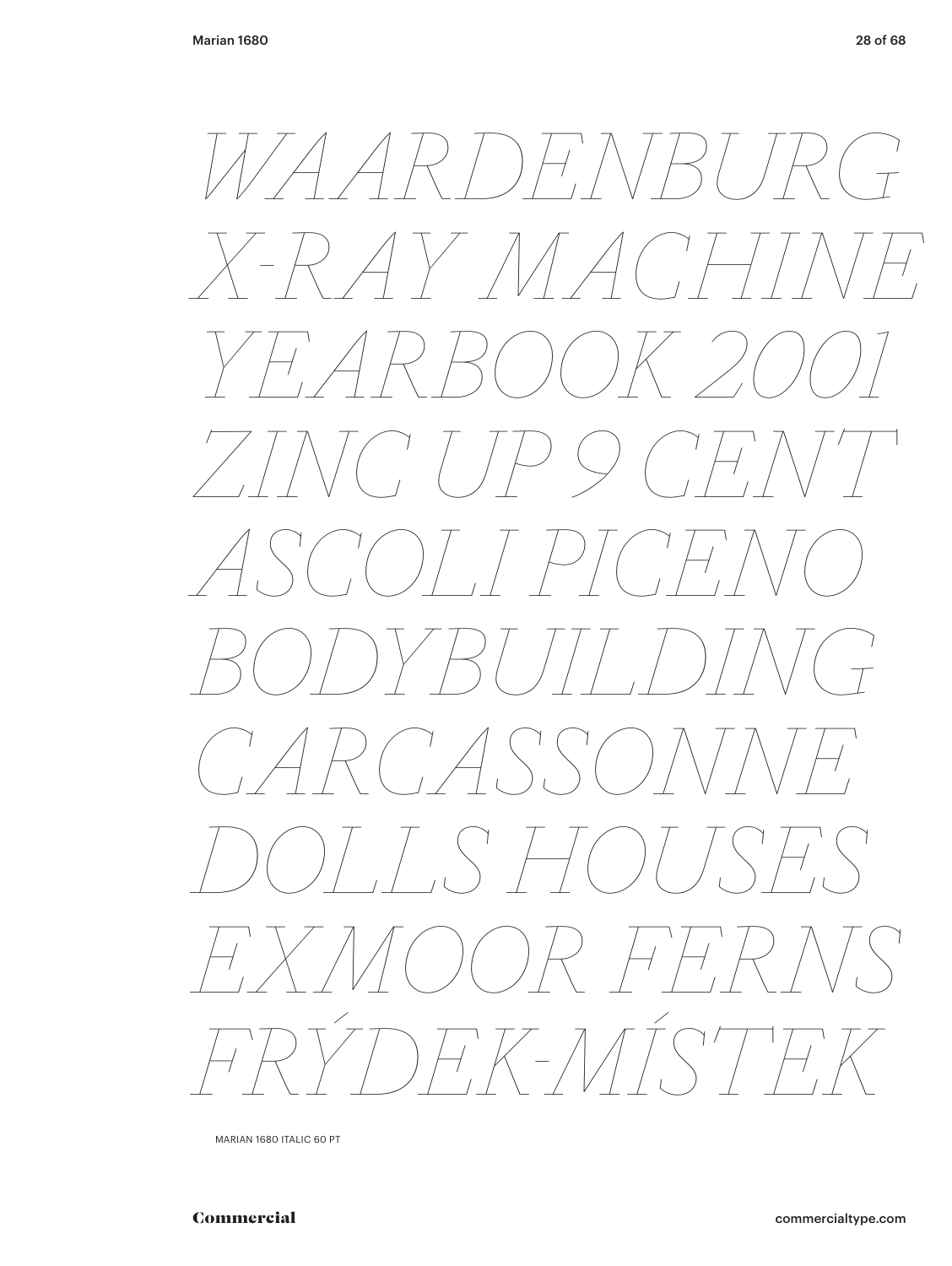*WAARDENBURG*
*X-RAY MACHINE*
*YEARBOOK 2001*
*ZINC UP 9 CENT*
*ASCOLI PICENO*
*BODYBUILDING*
*CARCASSONNE*
*DOLLS HOUSES*
*EXMOOR FERNS*
*FRÝDEK-MÍSTEK*

MARIAN 1680 ITALIC 60 PT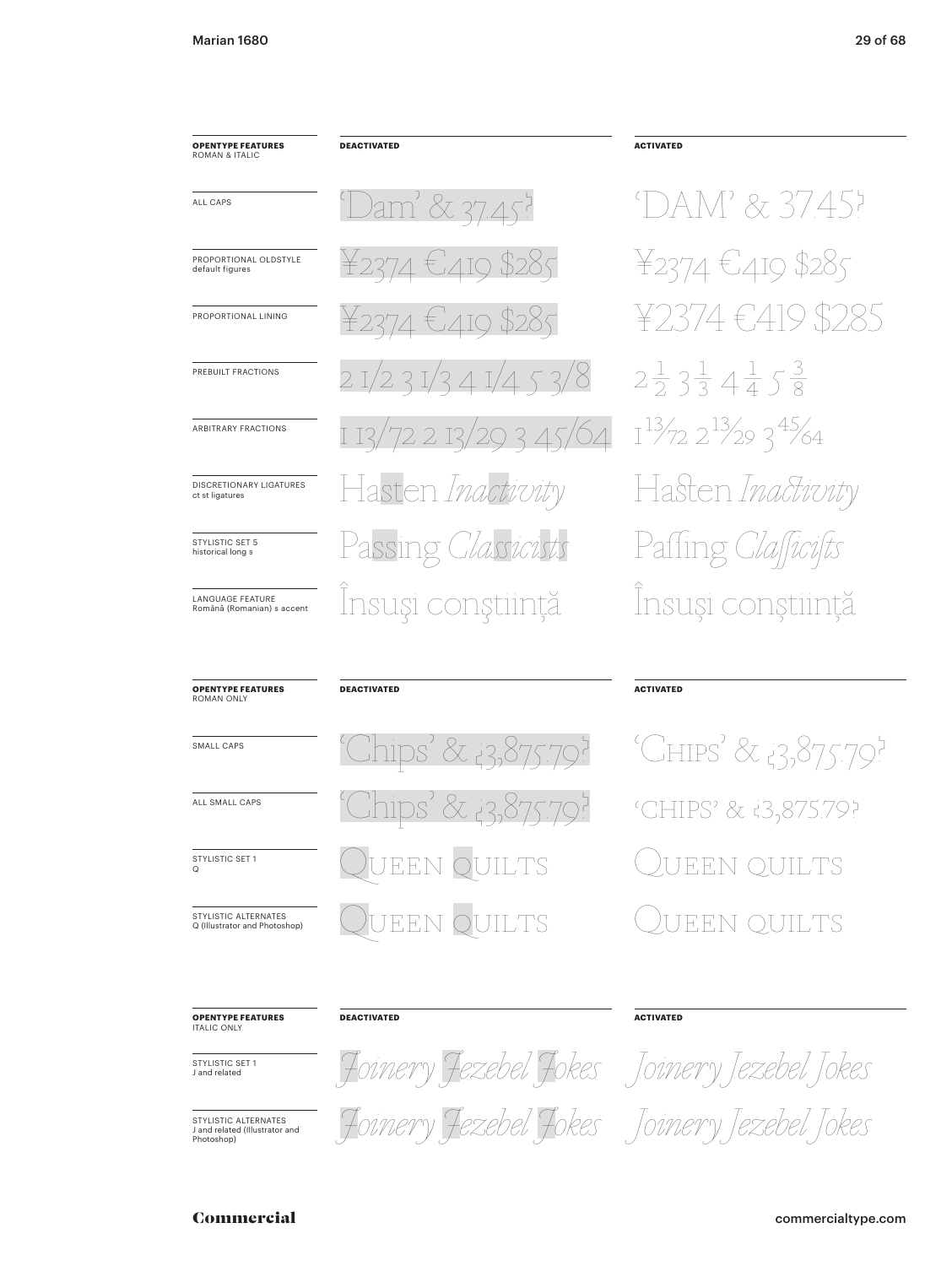| OPENTYPE FEATURES ROMAN & ITALIC | DEACTIVATED | ACTIVATED |
|---|---|---|
| ALL CAPS | 'Dam' & 37.45¿ | 'DAM' & 37.45¿ |
| PROPORTIONAL OLDSTYLE default figures | ¥2374 €419 $285 | ¥2374 €419 $285 |
| PROPORTIONAL LINING | ¥2374 €419 $285 | ¥2374 €419 $285 |
| PREBUILT FRACTIONS | 2 1/2 3 1/3 4 1/4 5 3/8 | 2½ 3⅓ 4¼ 5⅜ |
| ARBITRARY FRACTIONS | 1 13/72 2 13/29 3 45/64 | 1 13/72 2 13/29 3 45/64 |
| DISCRETIONARY LIGATURES ct st ligatures | Hasten *Inactivity* | Hasten *Inactivity* |
| STYLISTIC SET 5 historical long s | Passing *Classicists* | Paſſing *Claſſiciſts* |
| LANGUAGE FEATURE Română (Romanian) s accent | Însuşi conştiinţă | Însuși conștiință |

| OPENTYPE FEATURES ROMAN ONLY | DEACTIVATED | ACTIVATED |
|---|---|---|
| SMALL CAPS | 'Chips' & ¿3,875.79¿ | 'Chips' & ¿3,875.79¿ |
| ALL SMALL CAPS | 'Chips' & ¿3,875.79¿ | 'CHIPS' & ¿3,875.79¿ |
| STYLISTIC SET 1 Q | QUEEN QUILTS | QUEEN QUILTS |
| STYLISTIC ALTERNATES Q (Illustrator and Photoshop) | QUEEN QUILTS | QUEEN QUILTS |

| OPENTYPE FEATURES ITALIC ONLY | DEACTIVATED | ACTIVATED |
|---|---|---|
| STYLISTIC SET 1 J and related | *Joinery Jezebel Jokes* | *Joinery Jezebel Jokes* |
| STYLISTIC ALTERNATES J and related (Illustrator and Photoshop) | *Joinery Jezebel Jokes* | *Joinery Jezebel Jokes* |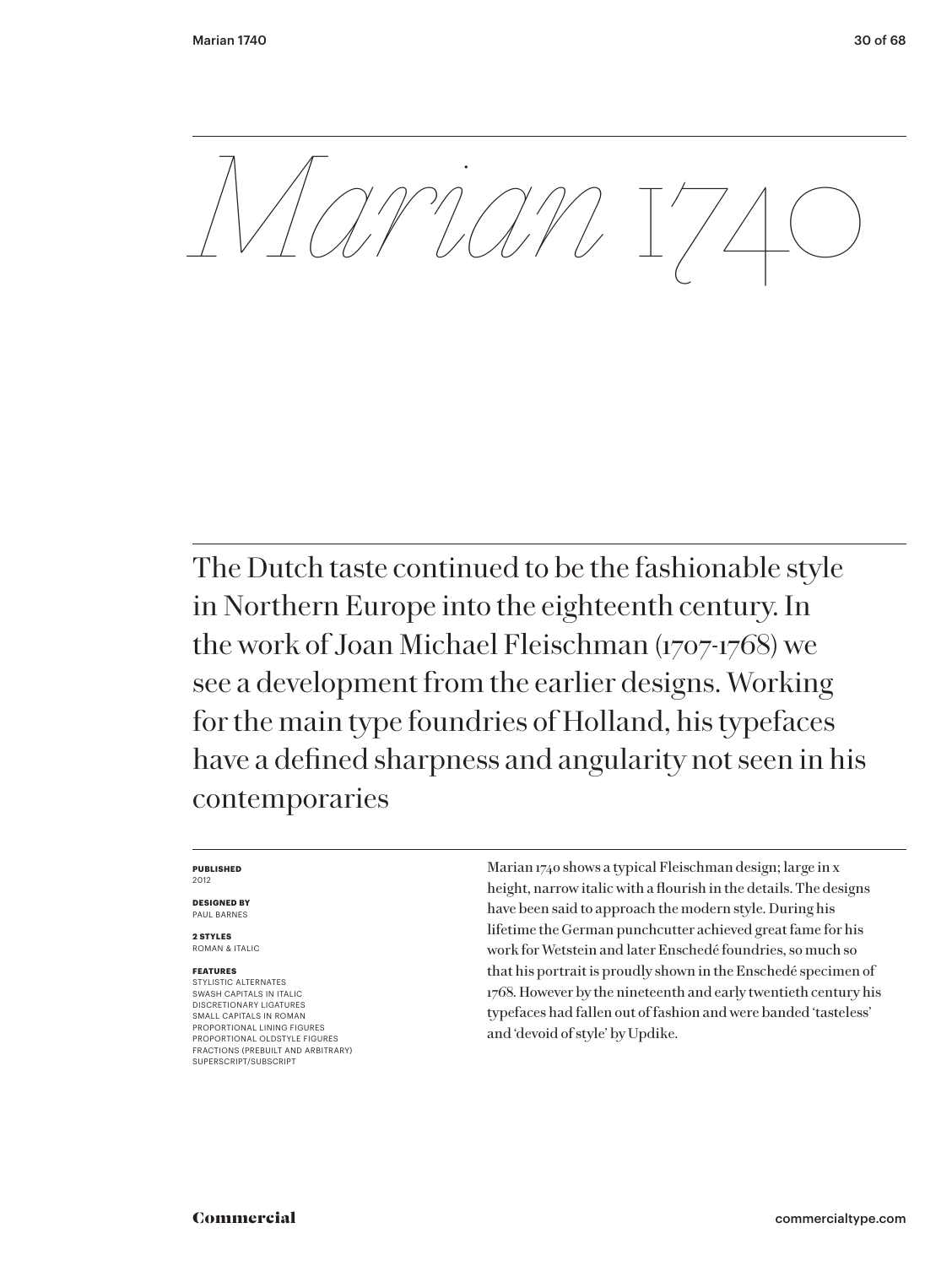# *Marian* 1740

The Dutch taste continued to be the fashionable style in Northern Europe into the eighteenth century. In the work of Joan Michael Fleischman (1707-1768) we see a development from the earlier designs. Working for the main type foundries of Holland, his typefaces have a defined sharpness and angularity not seen in his contemporaries

**PUBLISHED**
2012

**DESIGNED BY**
PAUL BARNES

**2 STYLES**
ROMAN & ITALIC

**FEATURES**
STYLISTIC ALTERNATES
SWASH CAPITALS IN ITALIC
DISCRETIONARY LIGATURES
SMALL CAPITALS IN ROMAN
PROPORTIONAL LINING FIGURES
PROPORTIONAL OLDSTYLE FIGURES
FRACTIONS (PREBUILT AND ARBITRARY)
SUPERSCRIPT/SUBSCRIPT

Marian 1740 shows a typical Fleischman design; large in x height, narrow italic with a flourish in the details. The designs have been said to approach the modern style. During his lifetime the German punchcutter achieved great fame for his work for Wetstein and later Enschedé foundries, so much so that his portrait is proudly shown in the Enschedé specimen of 1768. However by the nineteenth and early twentieth century his typefaces had fallen out of fashion and were banded 'tasteless' and 'devoid of style' by Updike.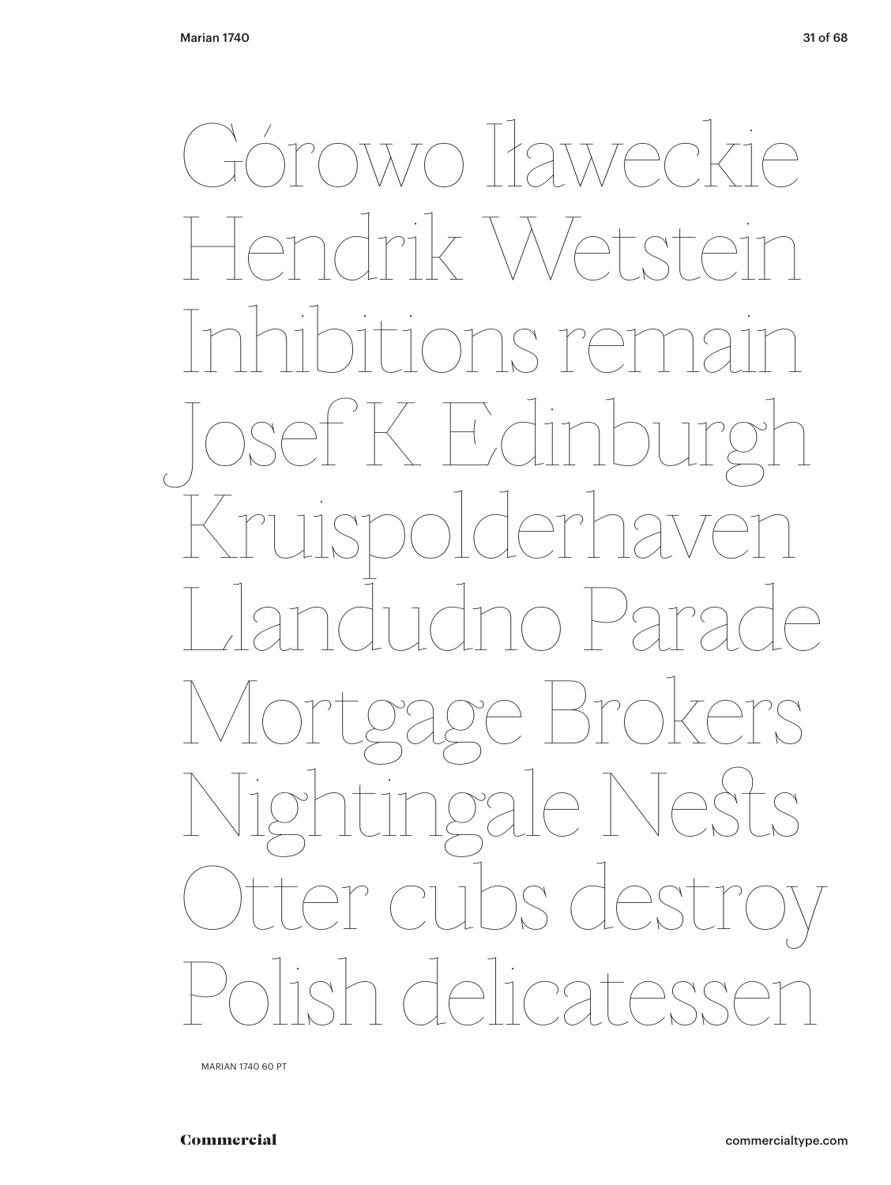Górowo Iławeckie
Hendrik Wetstein
Inhibitions remain
Josef K Edinburgh
Kruispolderhaven
Llandudno Parade
Mortgage Brokers
Nightingale Nests
Otter cubs destroy
Polish delicatessen

MARIAN 1740 60 PT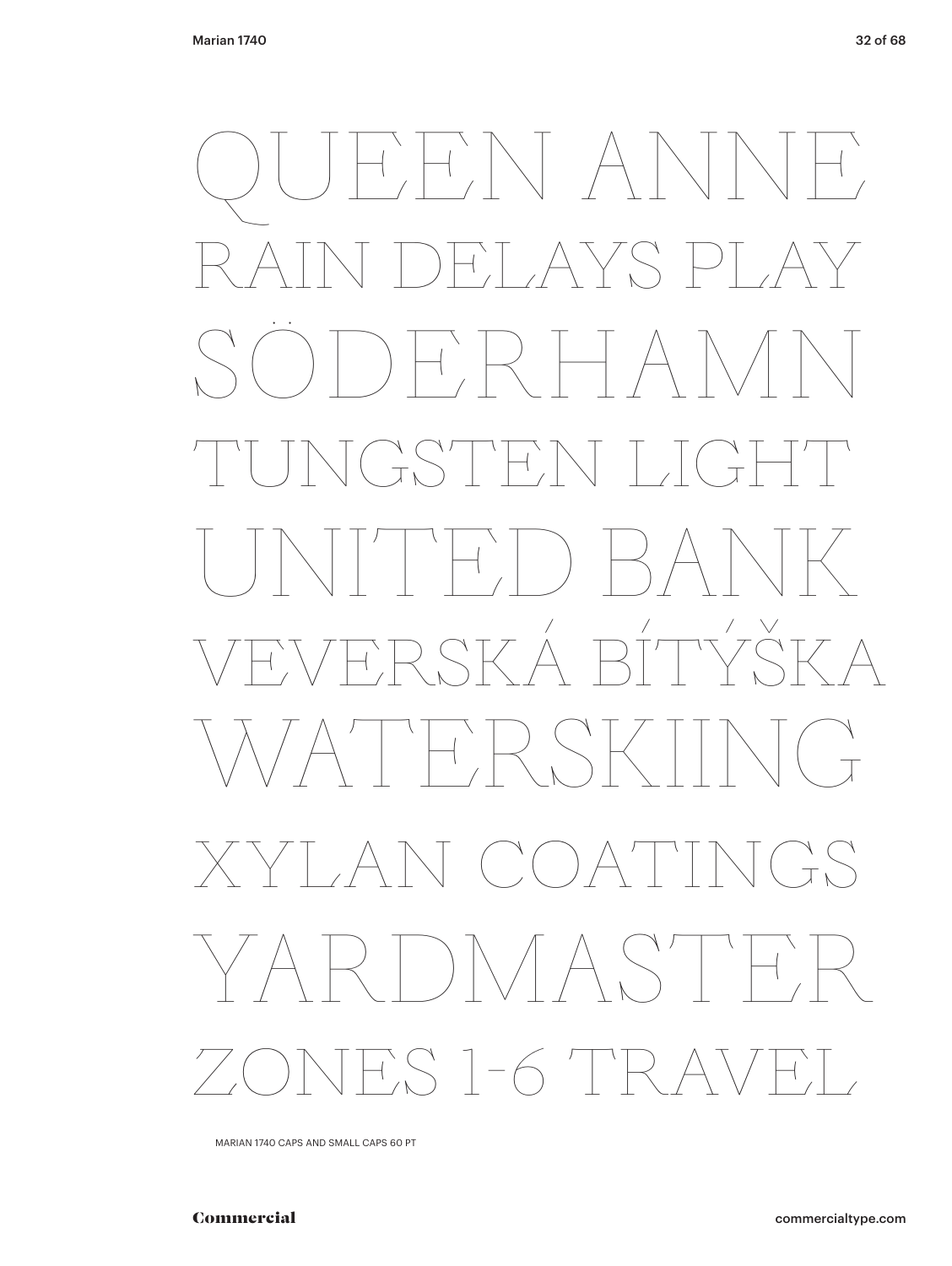QUEEN ANNE

RAIN DELAYS PLAY

SÖDERHAMN

TUNGSTEN LIGHT

UNITED BANK

VEVERSKÁ BÍTÝŠKA

WATERSKIING

XYLAN COATINGS

YARDMASTER

ZONES 1-6 TRAVEL

MARIAN 1740 CAPS AND SMALL CAPS 60 PT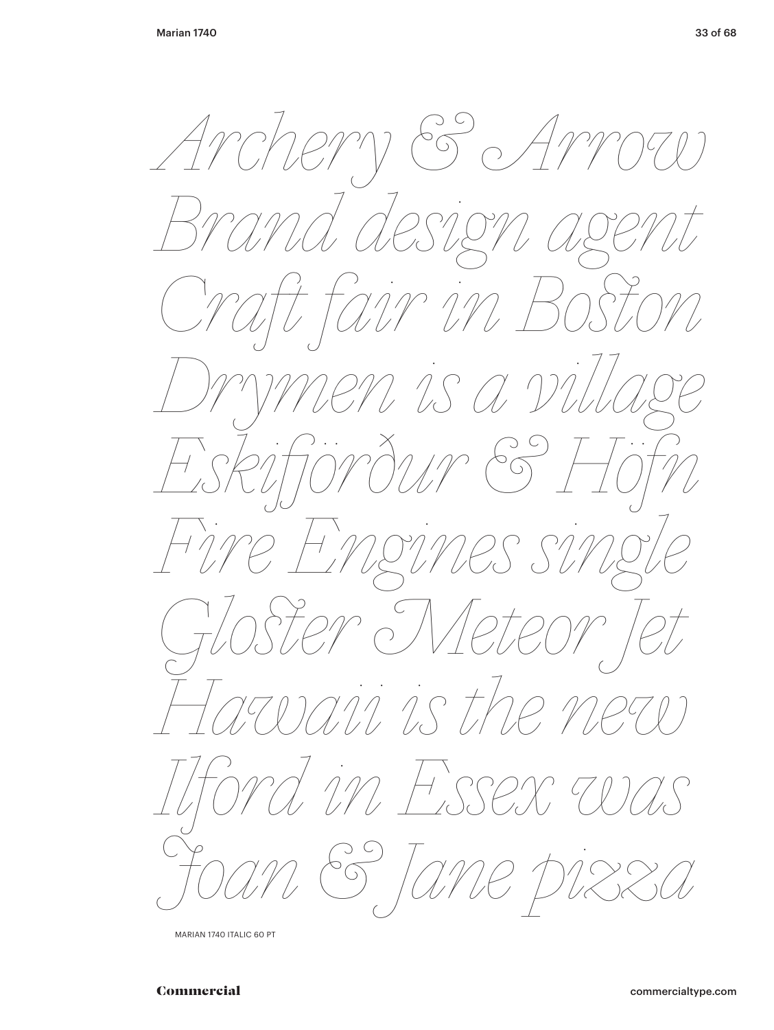*Archery & Arrow*
*Brand design agent*
*Craft fair in Boston*
*Drymen is a village*
*Eskifjörður & Höfn*
*Fire Engines single*
*Gloster Meteor Jet*
*Hawaii is the new*
*Ilford in Essex was*
*Joan & Jane pizza*

MARIAN 1740 ITALIC 60 PT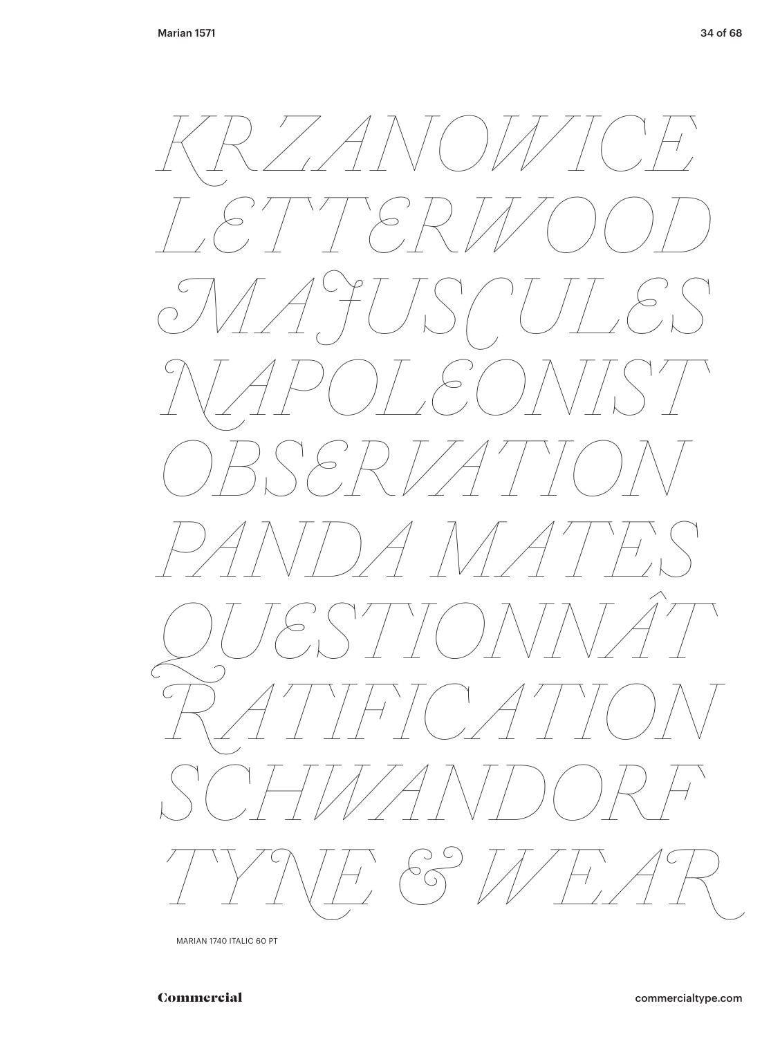*KRZANOWICE*
*LETTERWOOD*
*MAJUSCULES*
*NAPOLEONIST*
*OBSERVATION*
*PANDA MATES*
*QUESTIONNÂT*
*RATIFICATION*
*SCHWANDORF*
*TYNE & WEAR*

MARIAN 1740 ITALIC 60 PT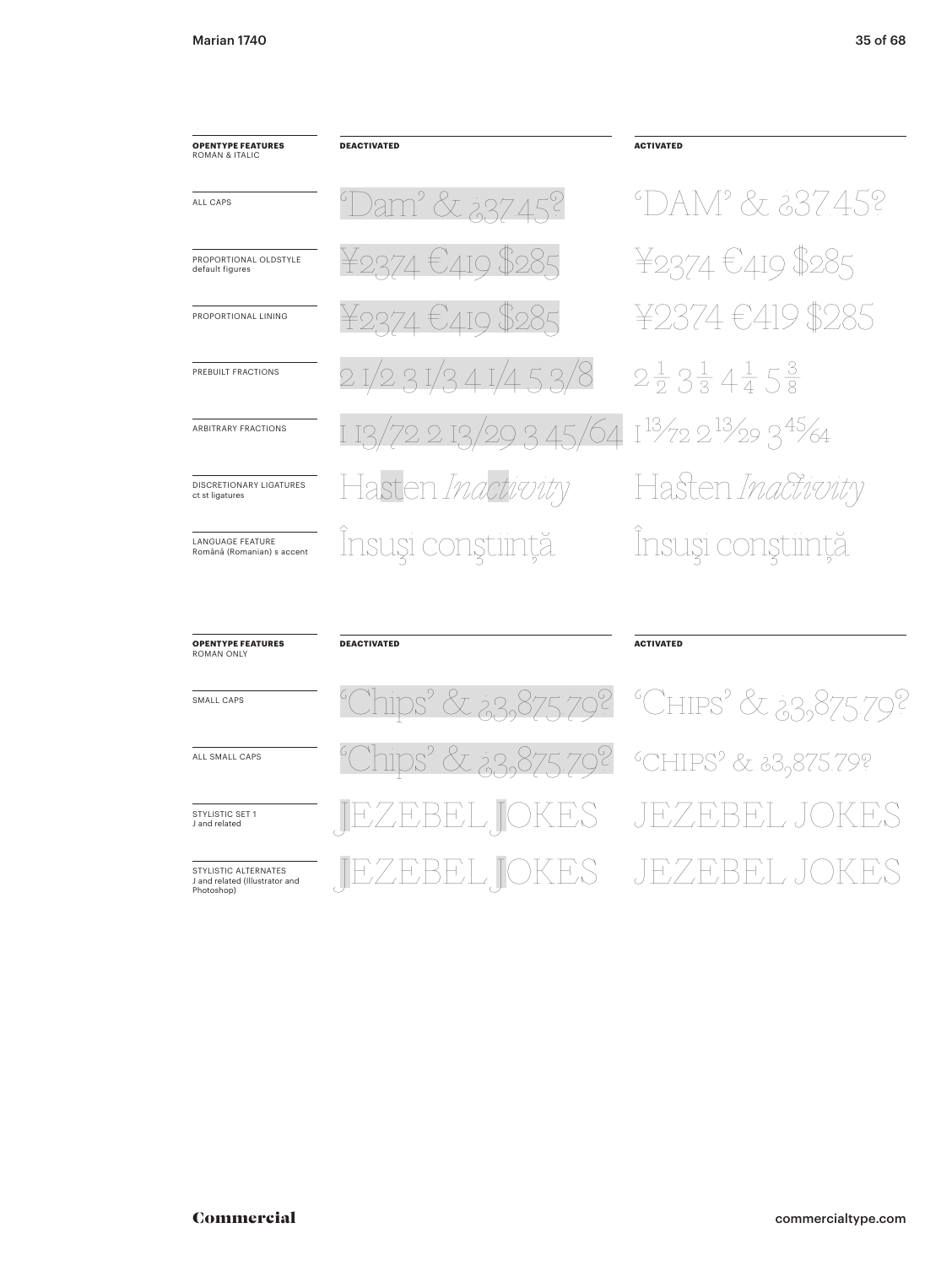| **OPENTYPE FEATURES** ROMAN & ITALIC | **DEACTIVATED** | **ACTIVATED** |
|---|---|---|
| ALL CAPS | 'Dam' & ¿37.45? | 'DAM' & ¿37.45? |
| PROPORTIONAL OLDSTYLE default figures | ¥2374 €419 $285 | ¥2374 €419 $285 |
| PROPORTIONAL LINING | ¥2374 €419 $285 | ¥2374 €419 $285 |
| PREBUILT FRACTIONS | 2 1/2 3 1/3 4 1/4 5 3/8 | 2½ 3⅓ 4¼ 5⅜ |
| ARBITRARY FRACTIONS | 1 13/72 2 13/29 3 45/64 | 1 13/72 2 13/29 3 45/64 |
| DISCRETIONARY LIGATURES ct st ligatures | Hasten *Inactivity* | Hasten *Inactivity* |
| LANGUAGE FEATURE Română (Romanian) s accent | Însuşi conştiinţă | Însuși conștiință |

| **OPENTYPE FEATURES** ROMAN ONLY | **DEACTIVATED** | **ACTIVATED** |
|---|---|---|
| SMALL CAPS | 'Chips' & ¿3,875.79? | 'CHIPS' & ¿3,875.79? |
| ALL SMALL CAPS | 'Chips' & ¿3,875.79? | 'CHIPS' & ¿3,875.79? |
| STYLISTIC SET 1 J and related | JEZEBEL JOKES | JEZEBEL JOKES |
| STYLISTIC ALTERNATES J and related (Illustrator and Photoshop) | JEZEBEL JOKES | JEZEBEL JOKES |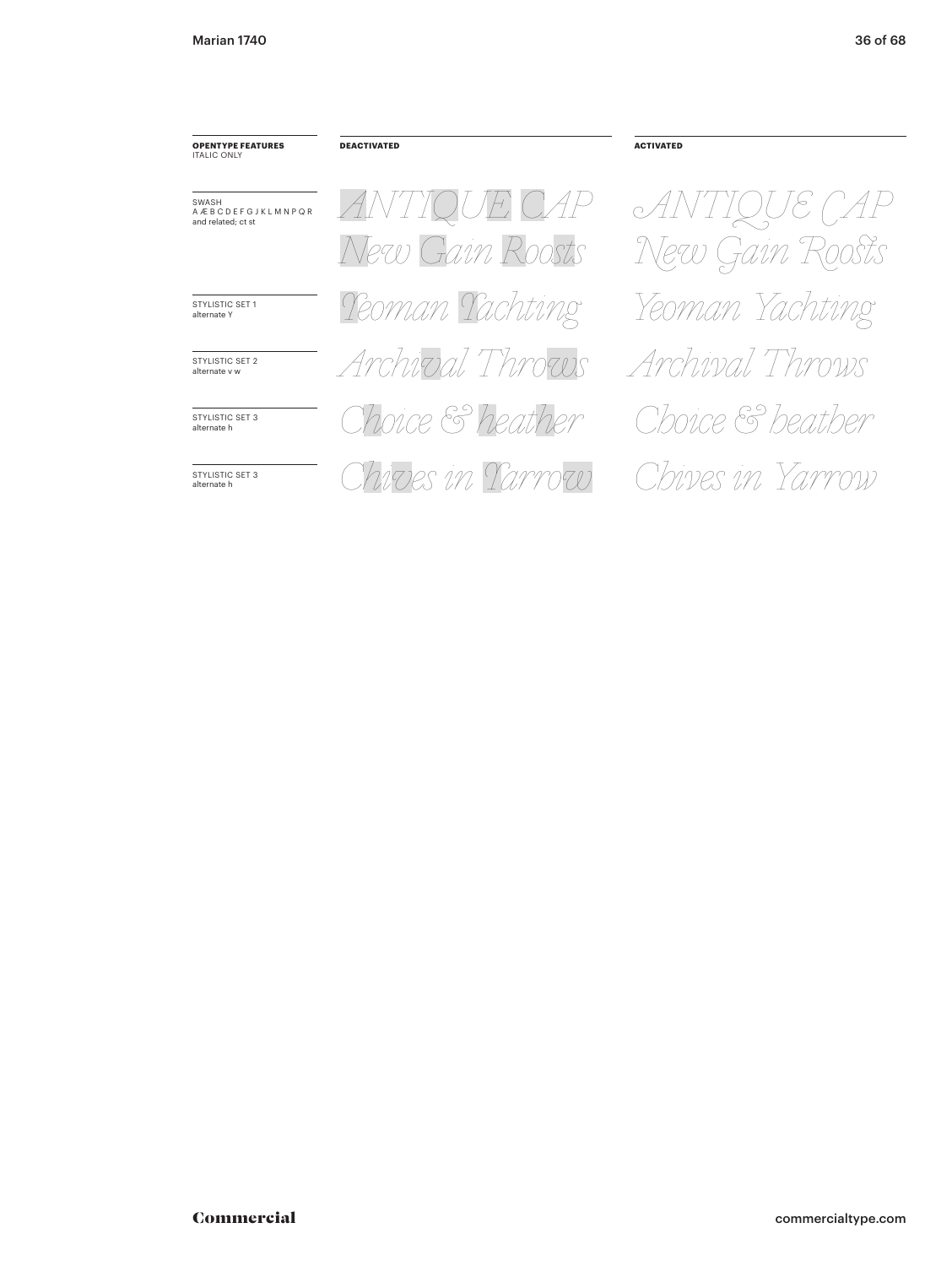| OPENTYPE FEATURES ITALIC ONLY | DEACTIVATED | ACTIVATED |
|---|---|---|
| SWASH A Æ B C D E F G J K L M N P Q R and related; ct st | *ANTIQUE CAP New Gain Roosts* | *ANTIQUE CAP New Gain Roosts* |
| STYLISTIC SET 1 alternate Y | *Yeoman Yachting* | *Yeoman Yachting* |
| STYLISTIC SET 2 alternate v w | *Archival Throws* | *Archival Throws* |
| STYLISTIC SET 3 alternate h | *Choice & heather* | *Choice & heather* |
| STYLISTIC SET 3 alternate h | *Chives in Yarrow* | *Chives in Yarrow* |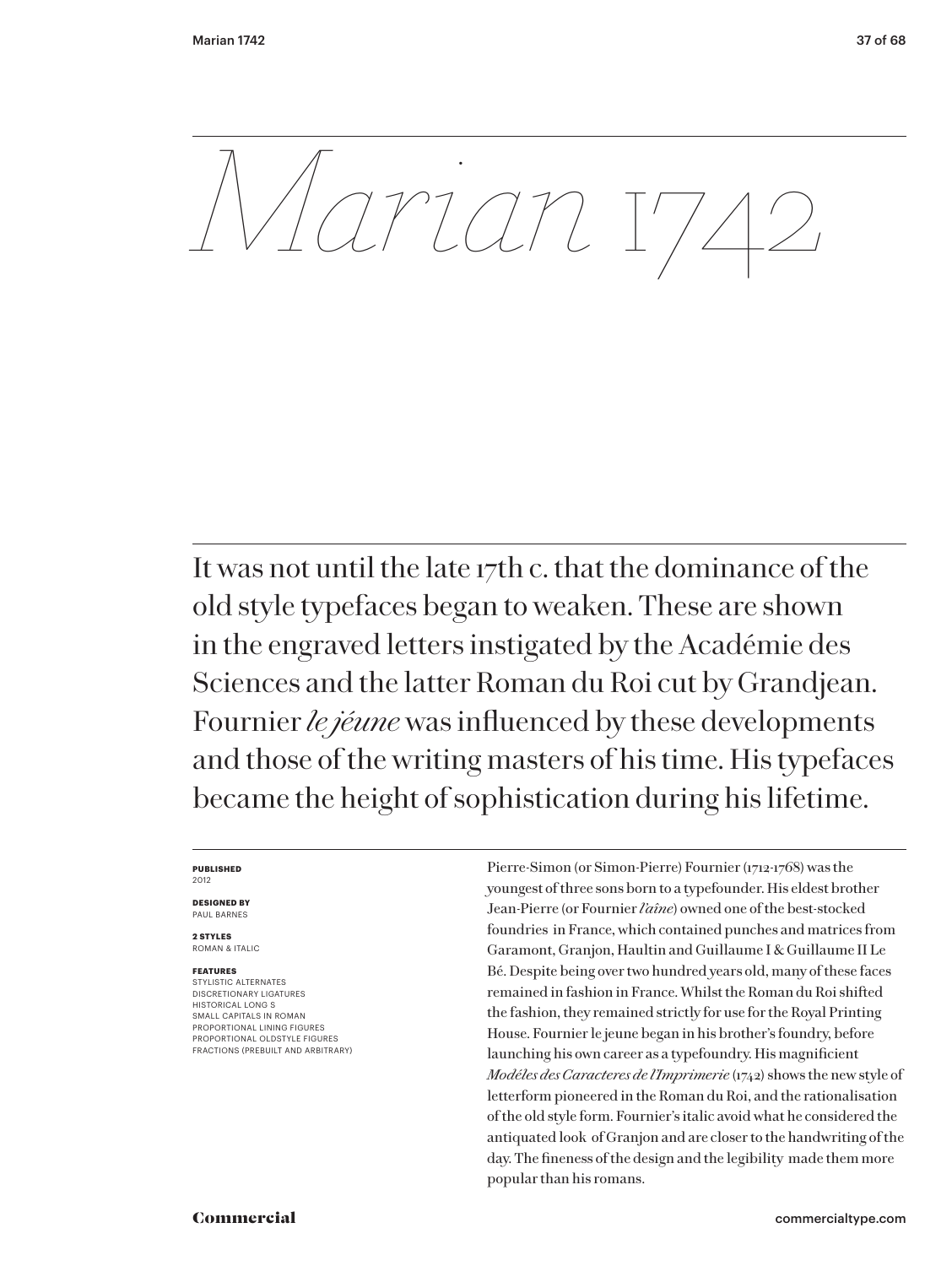# *Marian* 1742

It was not until the late 17th c. that the dominance of the old style typefaces began to weaken. These are shown in the engraved letters instigated by the Académie des Sciences and the latter Roman du Roi cut by Grandjean. Fournier *le jéune* was influenced by these developments and those of the writing masters of his time. His typefaces became the height of sophistication during his lifetime.

**PUBLISHED**
2012

**DESIGNED BY**
PAUL BARNES

**2 STYLES**
ROMAN & ITALIC

**FEATURES**
STYLISTIC ALTERNATES
DISCRETIONARY LIGATURES
HISTORICAL LONG S
SMALL CAPITALS IN ROMAN
PROPORTIONAL LINING FIGURES
PROPORTIONAL OLDSTYLE FIGURES
FRACTIONS (PREBUILT AND ARBITRARY)

Pierre-Simon (or Simon-Pierre) Fournier (1712-1768) was the youngest of three sons born to a typefounder. His eldest brother Jean-Pierre (or Fournier *l'aîne*) owned one of the best-stocked foundries in France, which contained punches and matrices from Garamont, Granjon, Haultin and Guillaume I & Guillaume II Le Bé. Despite being over two hundred years old, many of these faces remained in fashion in France. Whilst the Roman du Roi shifted the fashion, they remained strictly for use for the Royal Printing House. Fournier le jeune began in his brother's foundry, before launching his own career as a typefoundry. His magnificient *Modéles des Caracteres de l'Imprimerie* (1742) shows the new style of letterform pioneered in the Roman du Roi, and the rationalisation of the old style form. Fournier's italic avoid what he considered the antiquated look of Granjon and are closer to the handwriting of the day. The fineness of the design and the legibility made them more popular than his romans.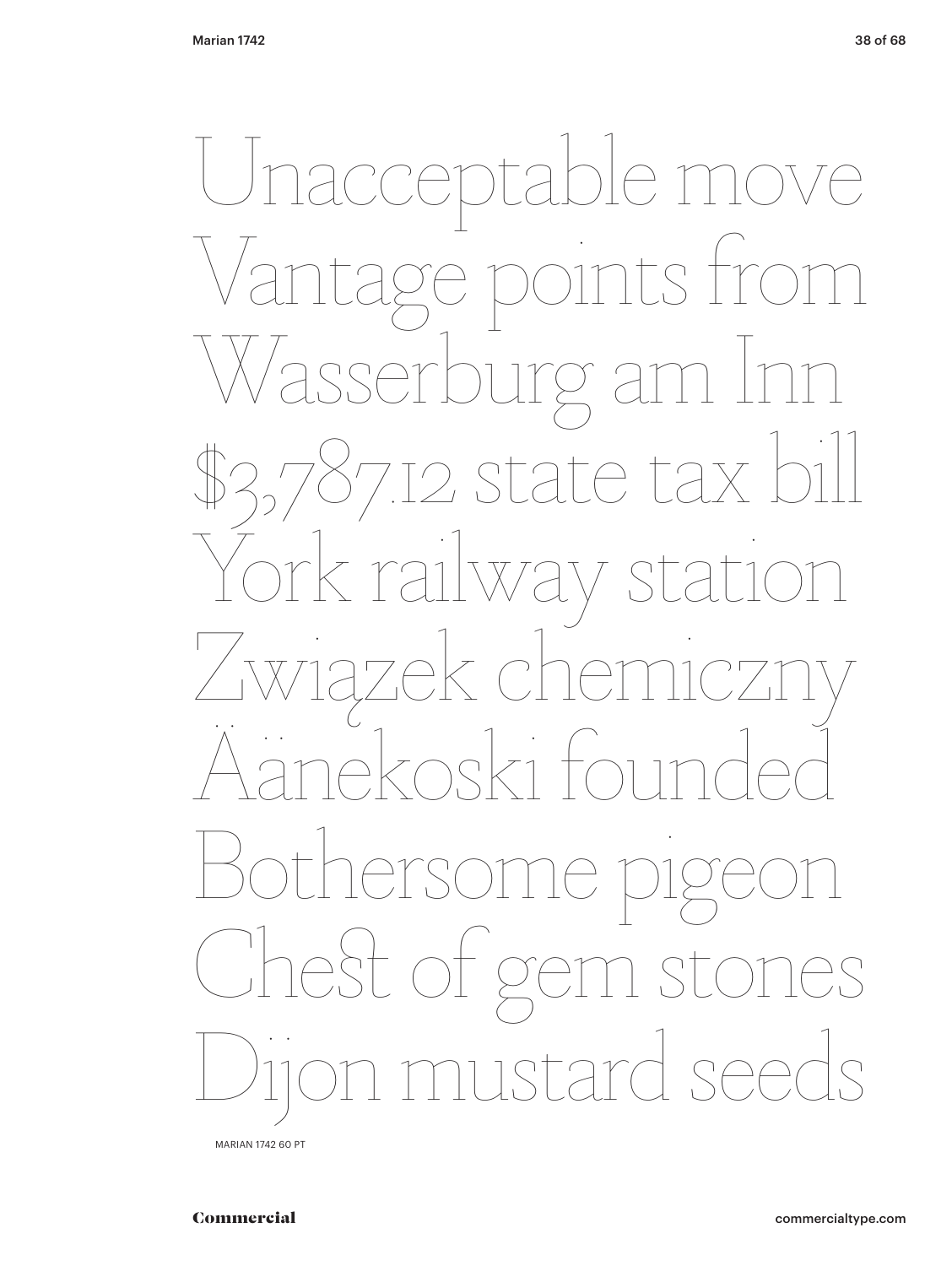Unacceptable move
Vantage points from
Wasserburg am Inn
$3,787.12 state tax bill
York railway station
Związek chemiczny
Äänekoski founded
Bothersome pigeon
Cheſt of gem stones
Dijon mustard seeds

MARIAN 1742 60 PT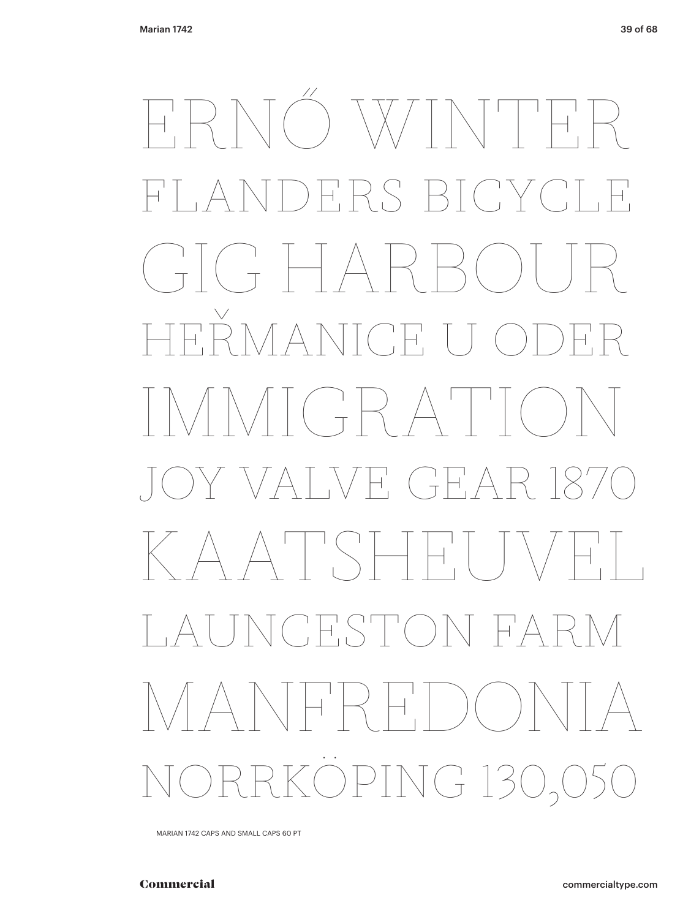ERNŐ WINTER

FLANDERS BICYCLE

GIG HARBOUR

HEŘMANICE U ODER

IMMIGRATION

JOY VALVE GEAR 1870

KAATSHEUVEL

LAUNCESTON FARM

MANFREDONIA

NORRKÖPING 130,050

MARIAN 1742 CAPS AND SMALL CAPS 60 PT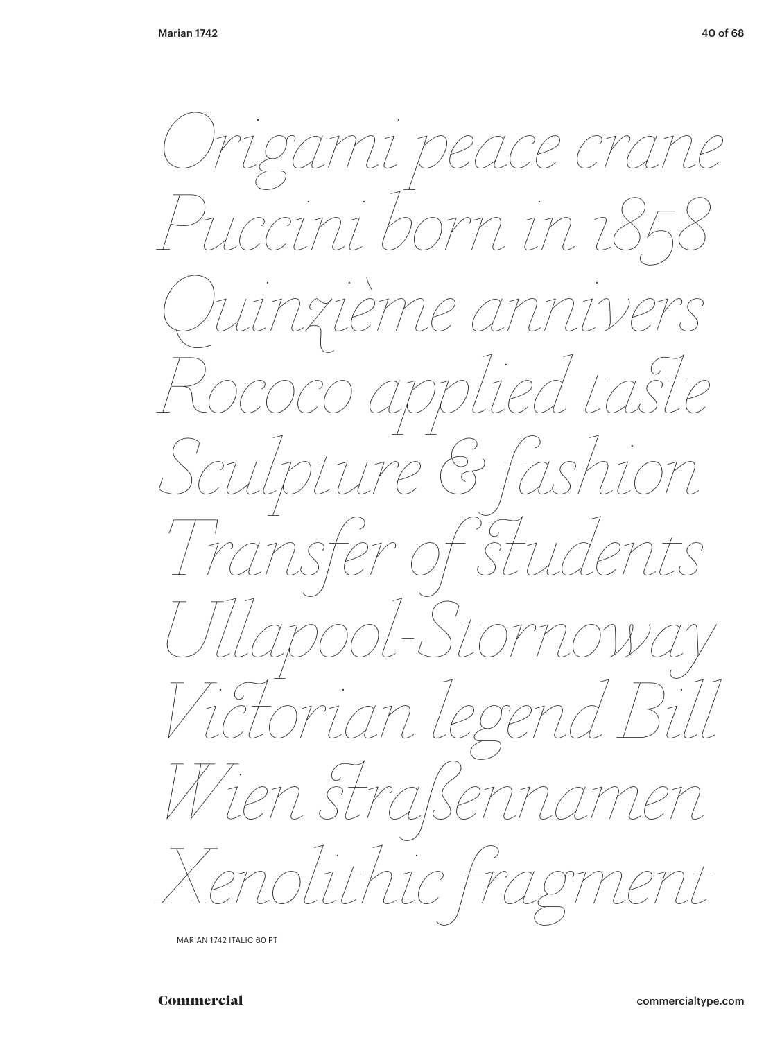*Origami peace crane*
*Puccini born in 1858*
*Quinzième annivers*
*Rococo applied taste*
*Sculpture & fashion*
*Transfer of students*
*Ullapool-Stornoway*
*Victorian legend Bill*
*Wien straßennamen*
*Xenolithic fragment*

MARIAN 1742 ITALIC 60 PT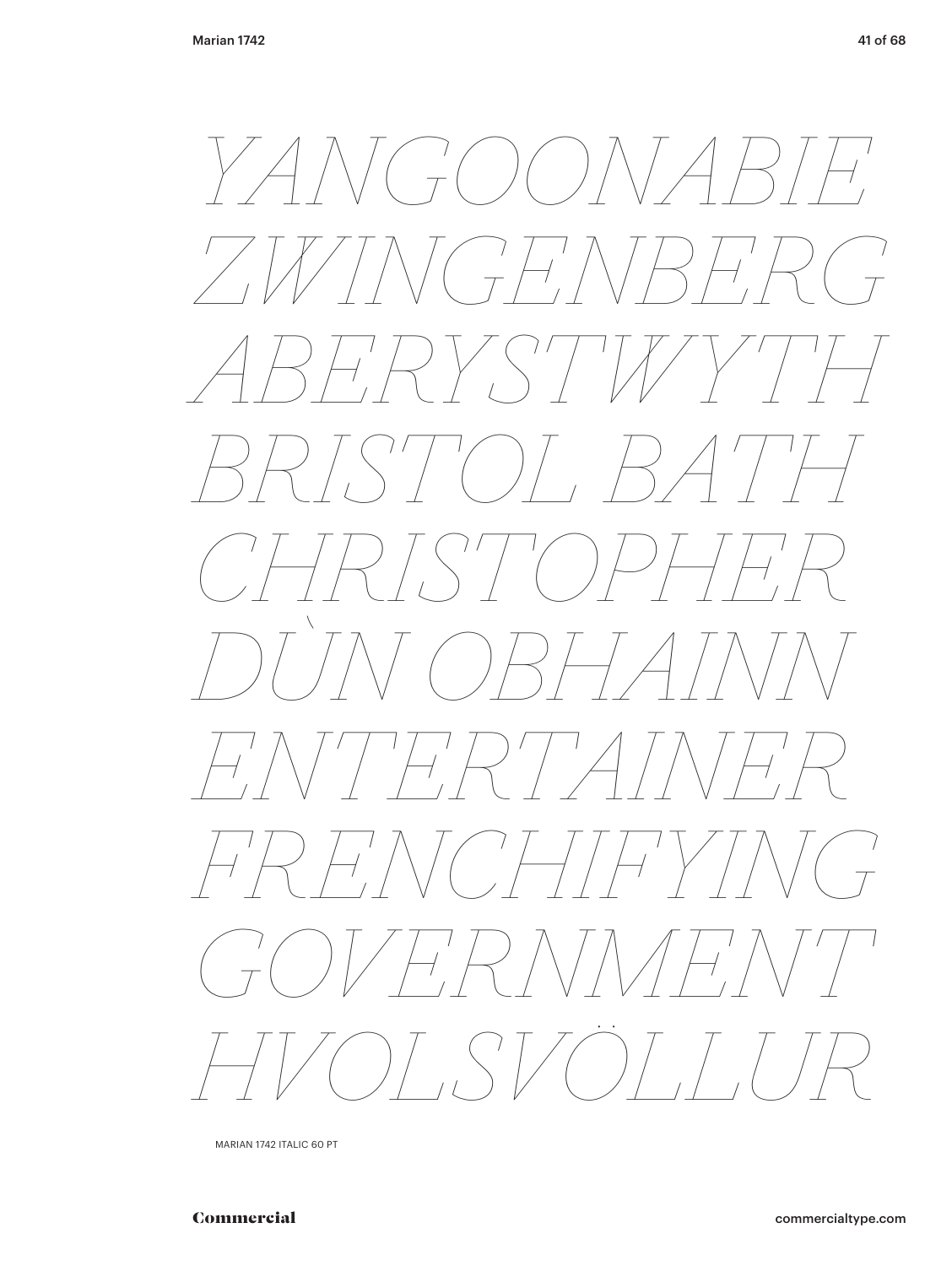*YANGOONABIE*
*ZWINGENBERG*
*ABERYSTWYTH*
*BRISTOL BATH*
*CHRISTOPHER*
*DÙN OBHAINN*
*ENTERTAINER*
*FRENCHIFYING*
*GOVERNMENT*
*HVOLSVÖLLUR*

MARIAN 1742 ITALIC 60 PT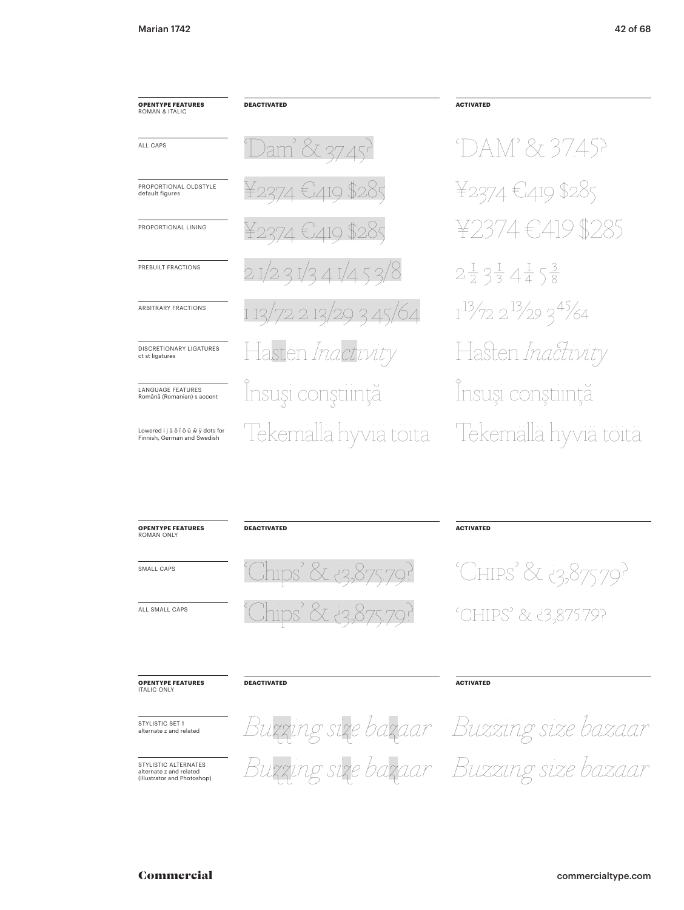| OPENTYPE FEATURES ROMAN & ITALIC | DEACTIVATED | ACTIVATED |
|---|---|---|
| ALL CAPS | 'Dam' & 37.45? | 'DAM' & 37.45? |
| PROPORTIONAL OLDSTYLE default figures | ¥2374 €419 $285 | ¥2374 €419 $285 |
| PROPORTIONAL LINING | ¥2374 €419 $285 | ¥2374 €419 $285 |
| PREBUILT FRACTIONS | 2 1/2 3 1/3 4 1/4 5 3/8 | 2½ 3⅓ 4¼ 5⅜ |
| ARBITRARY FRACTIONS | 1 13/72 2 13/29 3 45/64 | 1 13/72 2 13/29 3 45/64 |
| DISCRETIONARY LIGATURES ct st ligatures | Hasten *Inactivity* | Hasten *Inactivity* |
| LANGUAGE FEATURES Română (Romanian) s accent | Însuşi conştiinţă | Însuși conștiință |
| Lowered i j ä ë ï ö ü ẅ ÿ dots for Finnish, German and Swedish | Tekemällä hyviä töitä | Tekemällä hyviä töitä |

| OPENTYPE FEATURES ROMAN ONLY | DEACTIVATED | ACTIVATED |
|---|---|---|
| SMALL CAPS | 'Chips' & ¿3,875.79? | 'CHIPS' & ¿3,875.79? |
| ALL SMALL CAPS | 'Chips' & ¿3,875.79? | 'CHIPS' & ¿3,875.79? |

| OPENTYPE FEATURES ITALIC ONLY | DEACTIVATED | ACTIVATED |
|---|---|---|
| STYLISTIC SET 1 alternate z and related | *Buzzing size bazaar* | *Buzzing size bazaar* |
| STYLISTIC ALTERNATES alternate z and related (Illustrator and Photoshop) | *Buzzing size bazaar* | *Buzzing size bazaar* |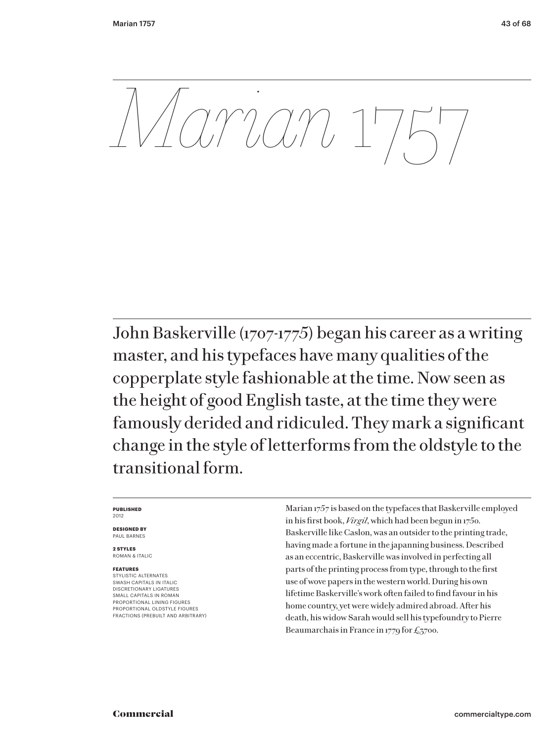# *Marian* 1757

John Baskerville (1707-1775) began his career as a writing master, and his typefaces have many qualities of the copperplate style fashionable at the time. Now seen as the height of good English taste, at the time they were famously derided and ridiculed. They mark a significant change in the style of letterforms from the oldstyle to the transitional form.

**PUBLISHED**
2012

**DESIGNED BY**
PAUL BARNES

**2 STYLES**
ROMAN & ITALIC

**FEATURES**
STYLISTIC ALTERNATES
SWASH CAPITALS IN ITALIC
DISCRETIONARY LIGATURES
SMALL CAPITALS IN ROMAN
PROPORTIONAL LINING FIGURES
PROPORTIONAL OLDSTYLE FIGURES
FRACTIONS (PREBUILT AND ARBITRARY)

Marian 1757 is based on the typefaces that Baskerville employed in his first book, *Virgil*, which had been begun in 1750. Baskerville like Caslon, was an outsider to the printing trade, having made a fortune in the japanning business. Described as an eccentric, Baskerville was involved in perfecting all parts of the printing process from type, through to the first use of wove papers in the western world. During his own lifetime Baskerville's work often failed to find favour in his home country, yet were widely admired abroad. After his death, his widow Sarah would sell his typefoundry to Pierre Beaumarchais in France in 1779 for £3700.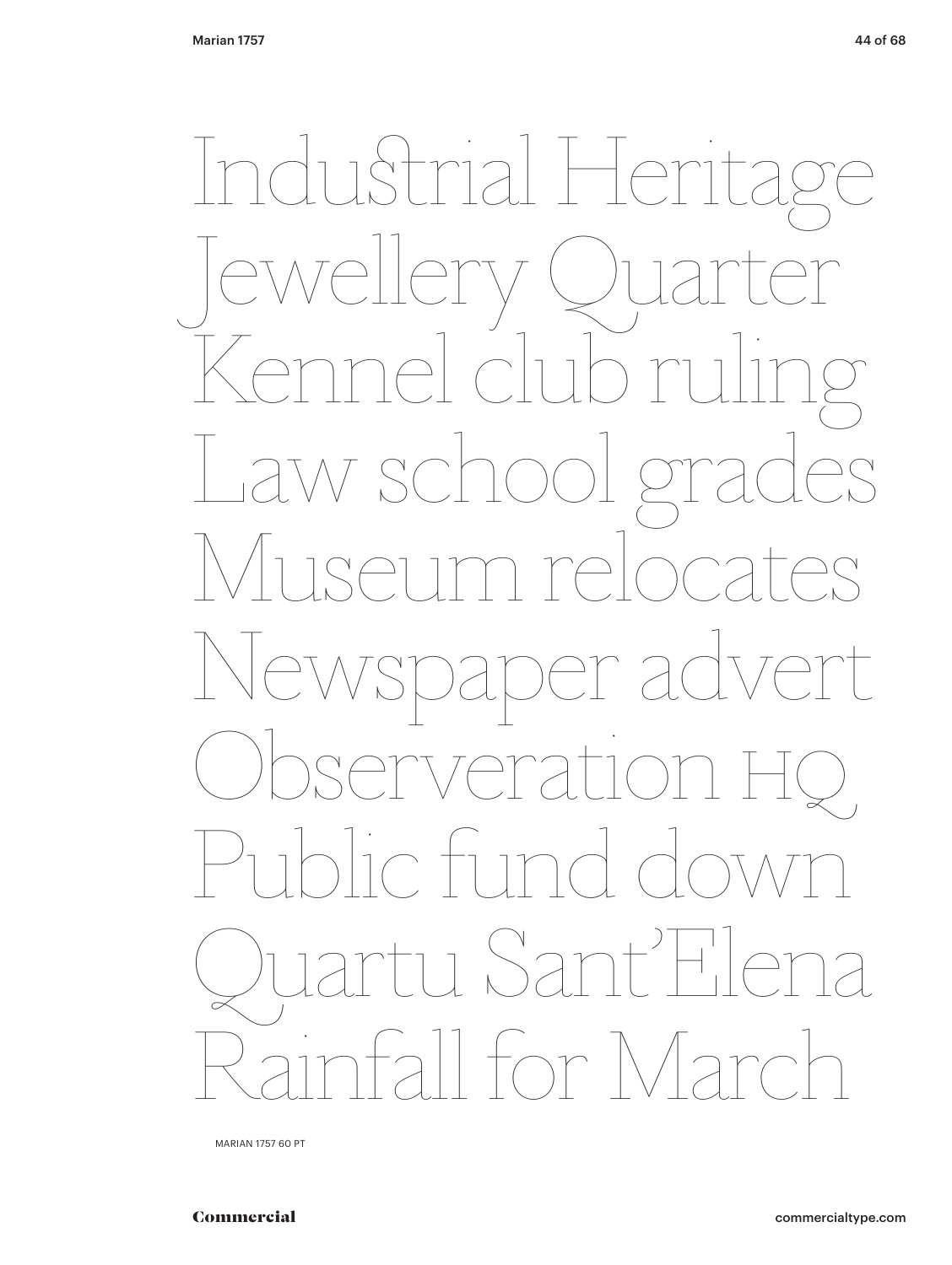Industrial Heritage
Jewellery Quarter
Kennel club ruling
Law school grades
Museum relocates
Newspaper advert
Observeration HQ
Public fund down
Quartu Sant'Elena
Rainfall for March

MARIAN 1757 60 PT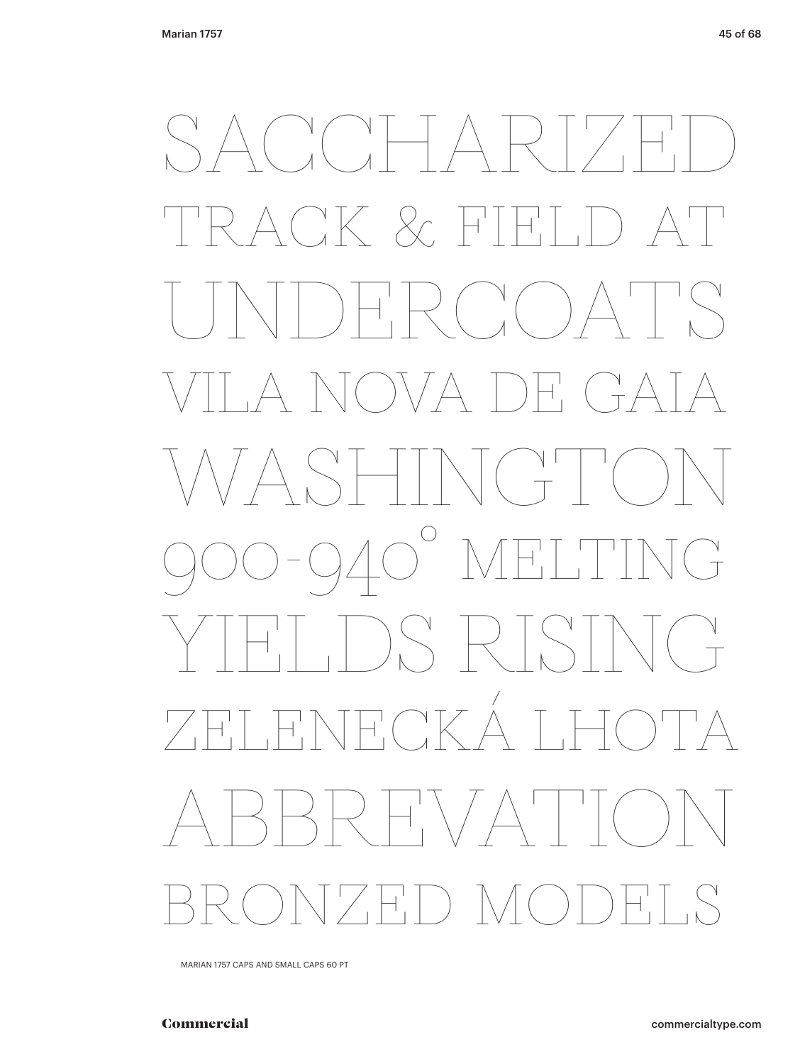SACCHARIZED

TRACK & FIELD AT

UNDERCOATS

VILA NOVA DE GAIA

WASHINGTON

900-940° MELTING

YIELDS RISING

ZELENECKÁ LHOTA

ABBREVATION

BRONZED MODELS

MARIAN 1757 CAPS AND SMALL CAPS 60 PT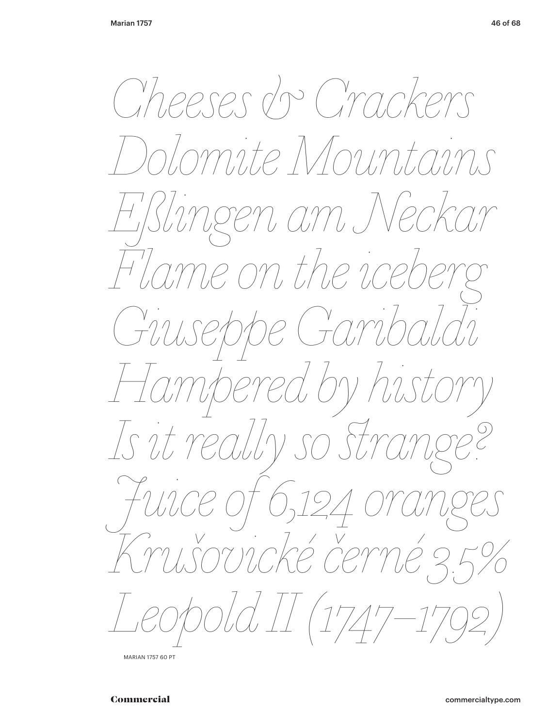*Cheeses & Crackers*
*Dolomite Mountains*
*Eßlingen am Neckar*
*Flame on the iceberg*
*Giuseppe Garibaldi*
*Hampered by history*
*Is it really so strange?*
*Juice of 6,124 oranges*
*Krušovické černé 3.5%*
*Leopold II (1747–1792)*

MARIAN 1757 60 PT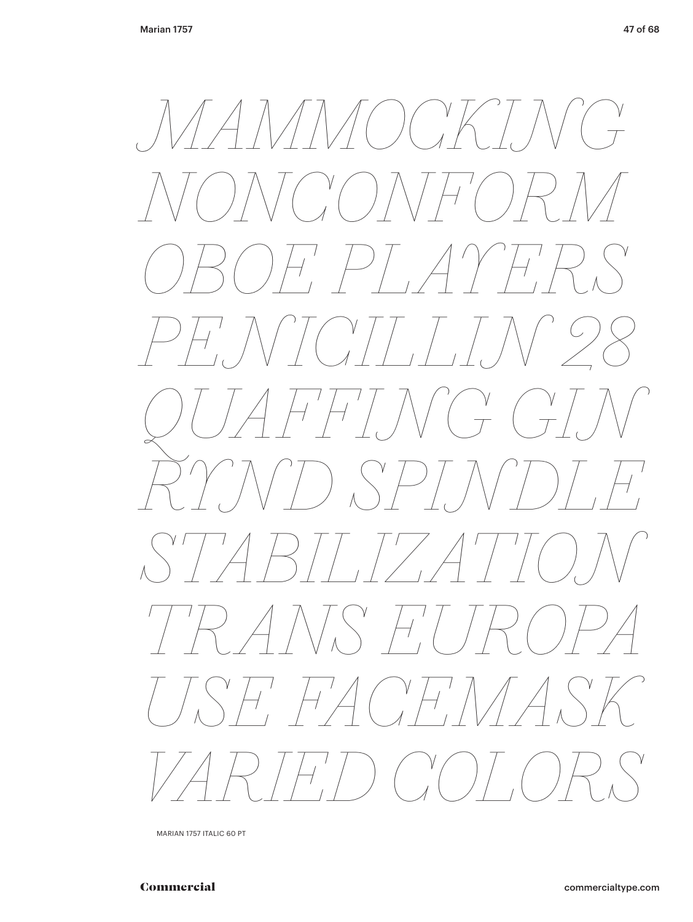*MAMMOCKING*
*NONCONFORM*
*OBOE PLAYERS*
*PENICILLIN 28*
*QUAFFING GIN*
*RYND SPINDLE*
*STABILIZATION*
*TRANS EUROPA*
*USE FACEMASK*
*VARIED COLORS*

MARIAN 1757 ITALIC 60 PT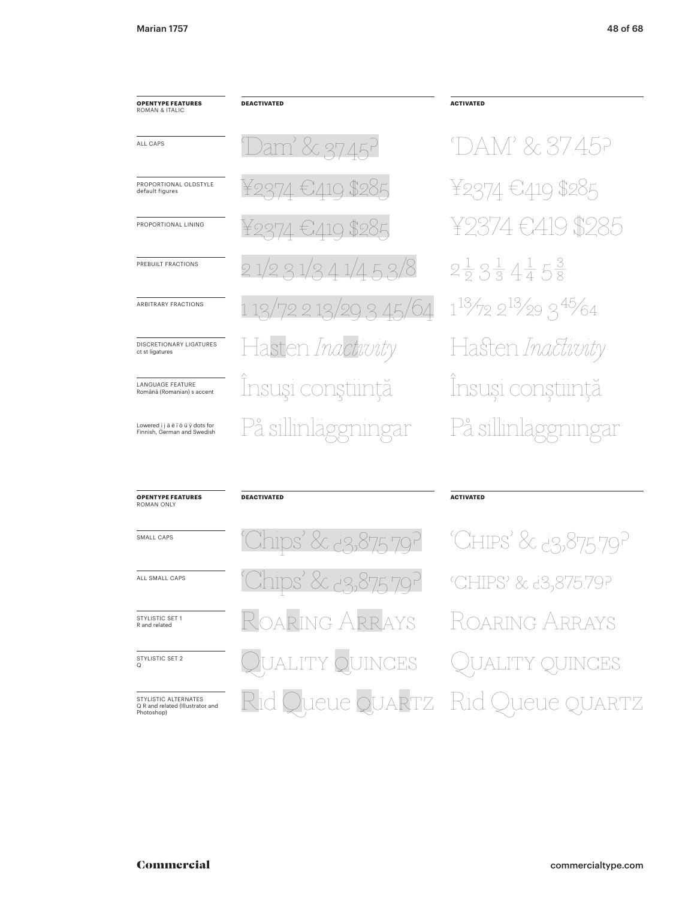| OPENTYPE FEATURES ROMAN & ITALIC | DEACTIVATED | ACTIVATED |
|---|---|---|
| ALL CAPS | 'Dam' & 37.45? | 'DAM' & 37.45? |
| PROPORTIONAL OLDSTYLE default figures | ¥2374 €419 $285 | ¥2374 €419 $285 |
| PROPORTIONAL LINING | ¥2374 €419 $285 | ¥2374 €419 $285 |
| PREBUILT FRACTIONS | 2 1/2 3 1/3 4 1/4 5 3/8 | 2½ 3⅓ 4¼ 5⅜ |
| ARBITRARY FRACTIONS | 1 13/72 2 13/29 3 45/64 | 1 13⁄72 2 13⁄29 3 45⁄64 |
| DISCRETIONARY LIGATURES ct st ligatures | Hasten *Inactivity* | Hasten *Inactivity* |
| LANGUAGE FEATURE Română (Romanian) s accent | Însuşi conştiinţă | Însuși conștiință |
| Lowered i j ä ë ï ö ü ÿ dots for Finnish, German and Swedish | På sillinläggningar | På sillinläggningar |

| OPENTYPE FEATURES ROMAN ONLY | DEACTIVATED | ACTIVATED |
|---|---|---|
| SMALL CAPS | 'Chips' & ¿3,875.79? | 'CHIPS' & ¿3,875.79? |
| ALL SMALL CAPS | 'Chips' & ¿3,875.79? | 'CHIPS' & ¿3,875.79? |
| STYLISTIC SET 1 R and related | ROARING ARRAYS | ROARING ARRAYS |
| STYLISTIC SET 2 Q | QUALITY QUINCES | QUALITY QUINCES |
| STYLISTIC ALTERNATES Q R and related (Illustrator and Photoshop) | Rid Queue QUARTZ | Rid Queue QUARTZ |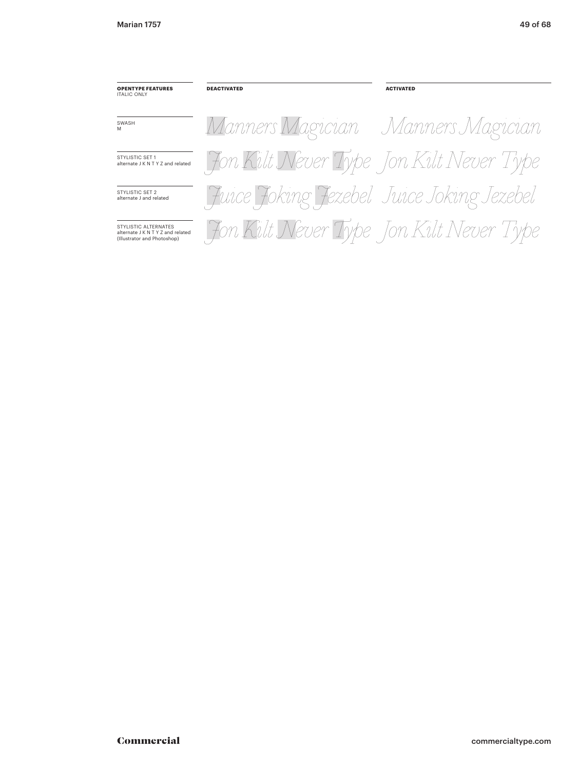| OPENTYPE FEATURES ITALIC ONLY | DEACTIVATED | ACTIVATED |
| --- | --- | --- |
| SWASH M | *Manners Magician* | *Manners Magician* |
| STYLISTIC SET 1 alternate J K N T Y Z and related | *Jon Kilt Never Type* | *Jon Kilt Never Type* |
| STYLISTIC SET 2 alternate J and related | *Juice Joking Jezebel* | *Juice Joking Jezebel* |
| STYLISTIC ALTERNATES alternate J K N T Y Z and related (Illustrator and Photoshop) | *Jon Kilt Never Type* | *Jon Kilt Never Type* |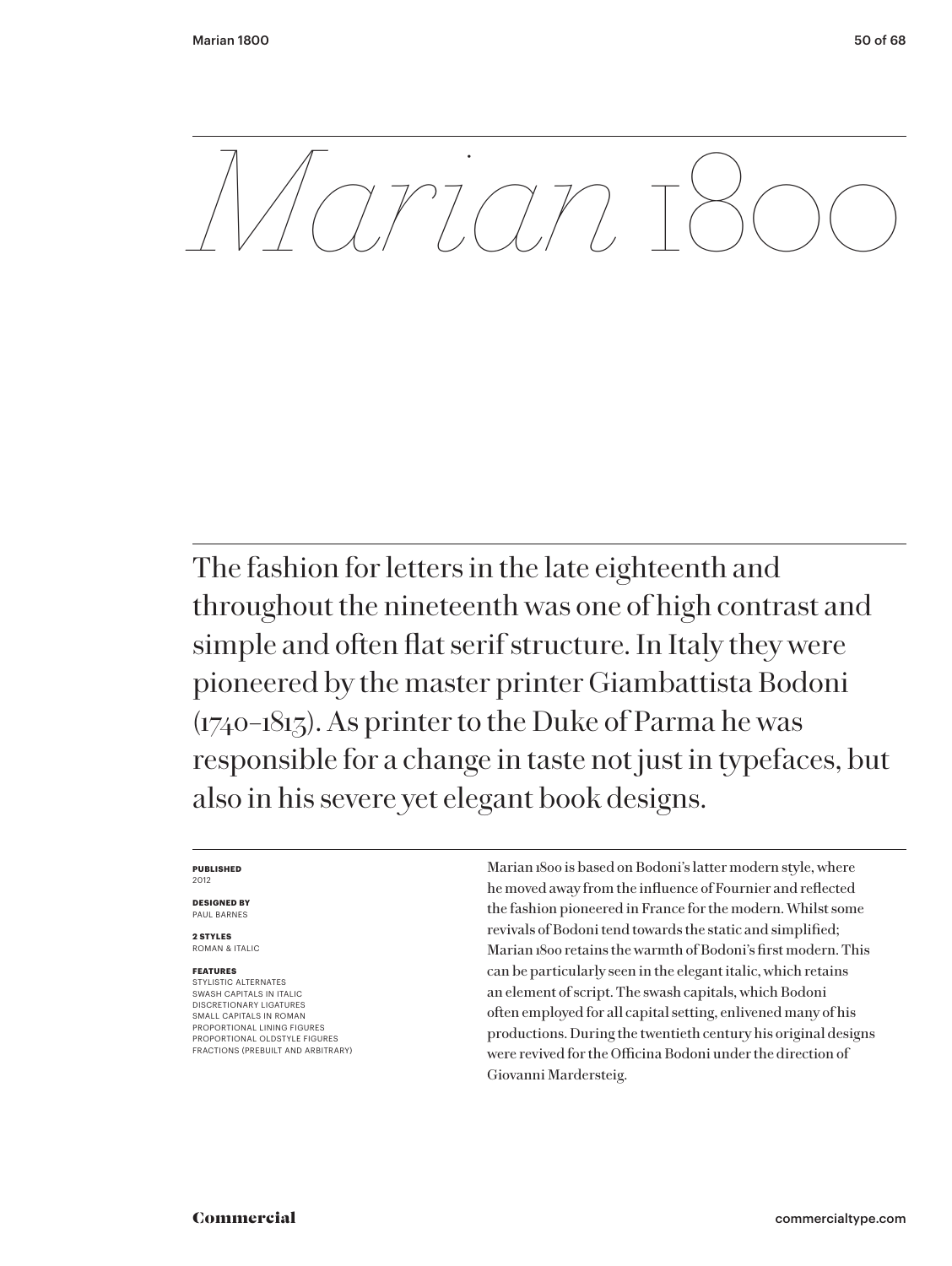# *Marian* 1800

The fashion for letters in the late eighteenth and throughout the nineteenth was one of high contrast and simple and often flat serif structure. In Italy they were pioneered by the master printer Giambattista Bodoni (1740–1813). As printer to the Duke of Parma he was responsible for a change in taste not just in typefaces, but also in his severe yet elegant book designs.

**PUBLISHED**
2012

**DESIGNED BY**
PAUL BARNES

**2 STYLES**
ROMAN & ITALIC

**FEATURES**
STYLISTIC ALTERNATES
SWASH CAPITALS IN ITALIC
DISCRETIONARY LIGATURES
SMALL CAPITALS IN ROMAN
PROPORTIONAL LINING FIGURES
PROPORTIONAL OLDSTYLE FIGURES
FRACTIONS (PREBUILT AND ARBITRARY)

Marian 1800 is based on Bodoni's latter modern style, where he moved away from the influence of Fournier and reflected the fashion pioneered in France for the modern. Whilst some revivals of Bodoni tend towards the static and simplified; Marian 1800 retains the warmth of Bodoni's first modern. This can be particularly seen in the elegant italic, which retains an element of script. The swash capitals, which Bodoni often employed for all capital setting, enlivened many of his productions. During the twentieth century his original designs were revived for the Officina Bodoni under the direction of Giovanni Mardersteig.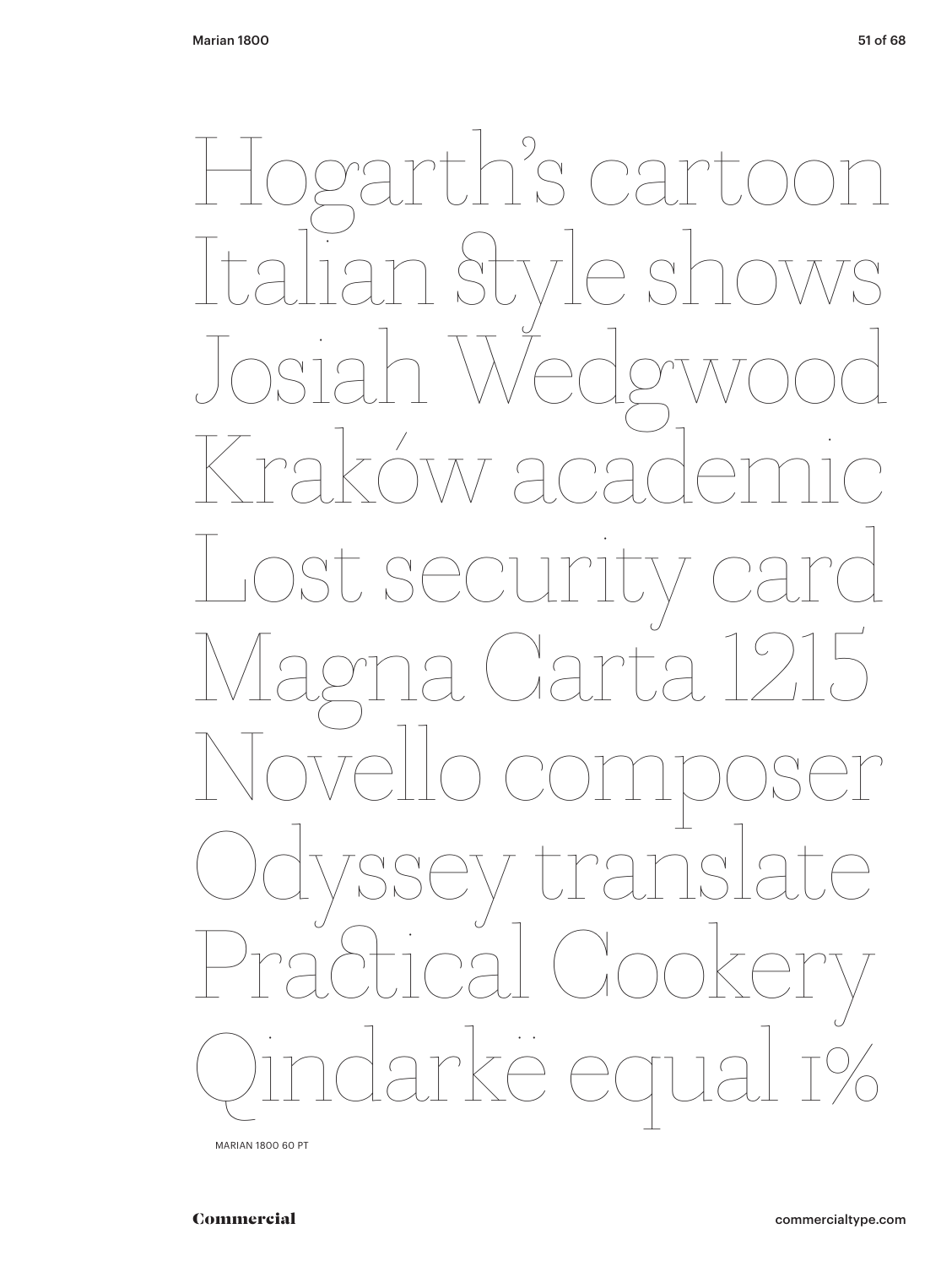Hogarth's cartoon
Italian ﬅyle shows
Josiah Wedgwood
Kraków academic
Lost security card
Magna Carta 1215
Novello composer
Odyssey translate
Practical Cookery
Qindarkë equal 1%

MARIAN 1800 60 PT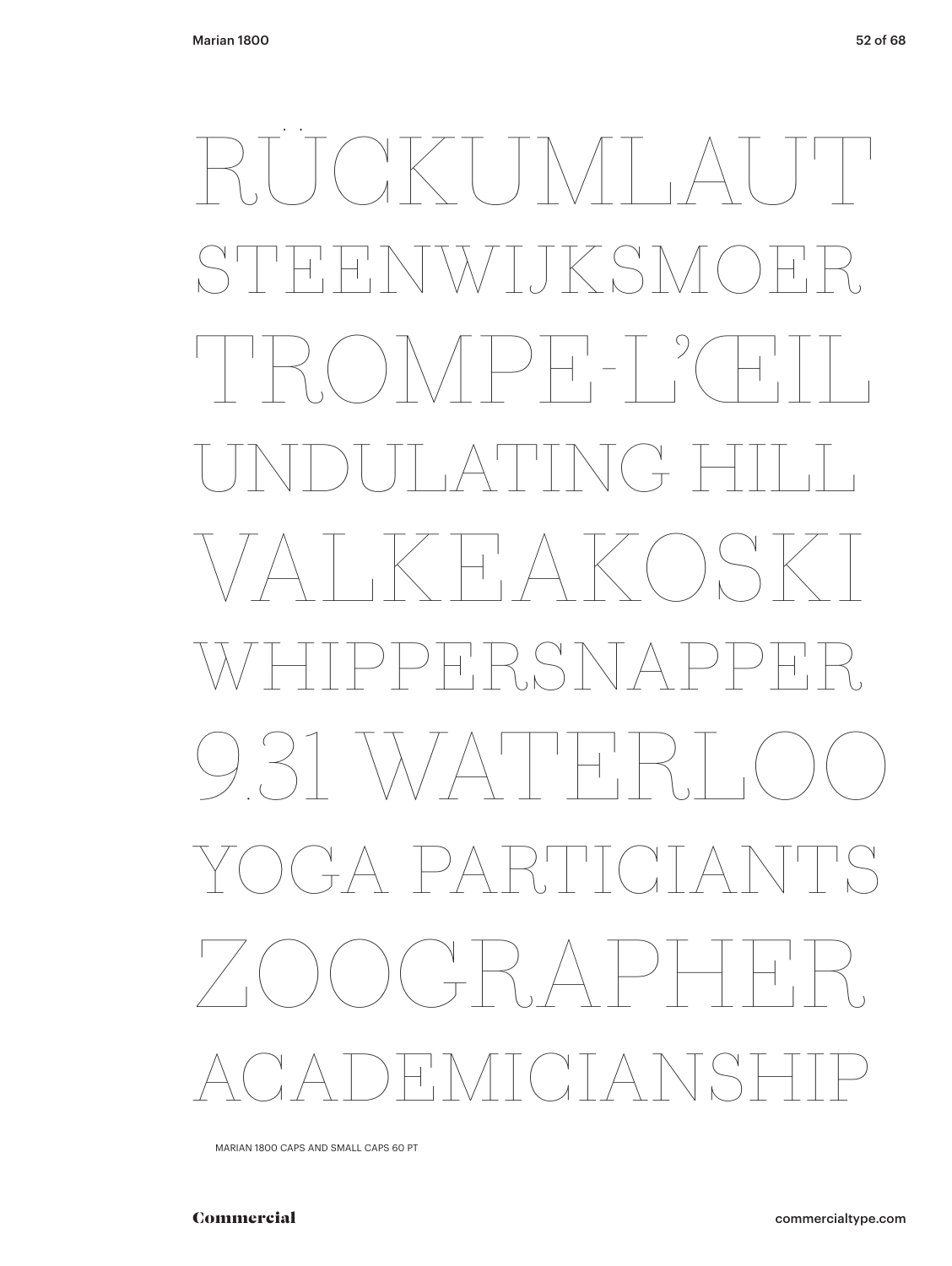RÜCKUMLAUT

STEENWIJKSMOER

TROMPE-L'ŒIL

UNDULATING HILL

VALKEAKOSKI

WHIPPERSNAPPER

9.31 WATERLOO

YOGA PARTICIANTS

ZOOGRAPHER

ACADEMICIANSHIP

MARIAN 1800 CAPS AND SMALL CAPS 60 PT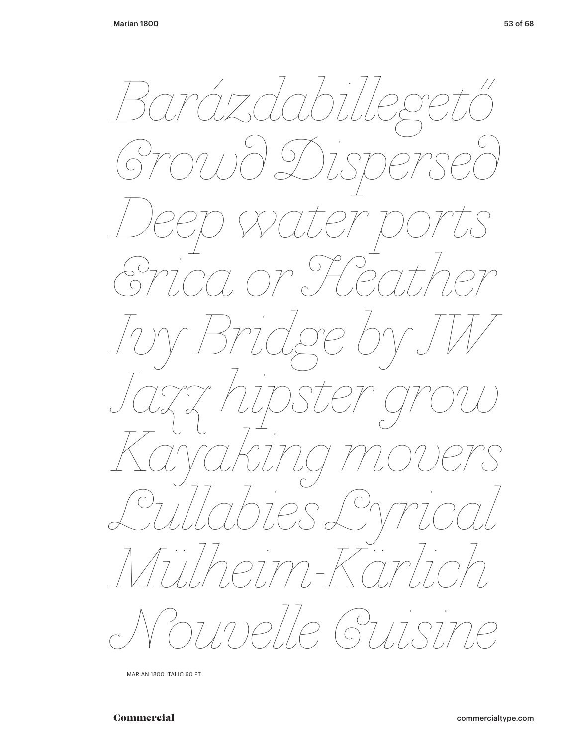*Barázdabillegető*
*Crowd Dispersed*
*Deep water ports*
*Erica or Heather*
*Ivy Bridge by JW*
*Jazz hipster grow*
*Kayaking movers*
*Lullabies Lyrical*
*Mülheim-Kärlich*
*Nouvelle Cuisine*

MARIAN 1800 ITALIC 60 PT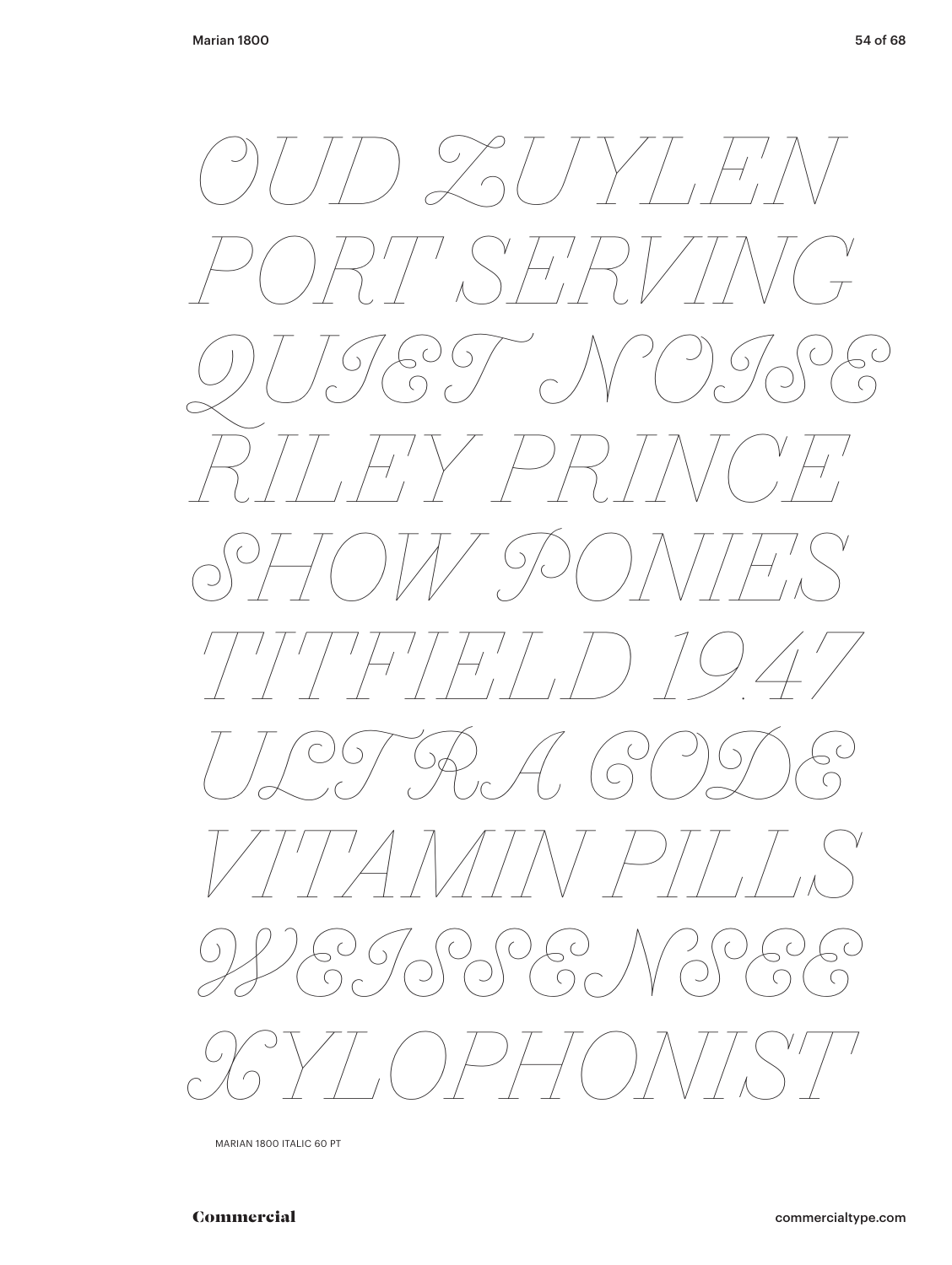*OUD ZUYLEN*
*PORT SERVING*
*QUIET NOISE*
*RILEY PRINCE*
*SHOW PONIES*
*TITFIELD 1947*
*ULTRA CODE*
*VITAMIN PILLS*
*WEISSENSEE*
*XYLOPHONIST*

MARIAN 1800 ITALIC 60 PT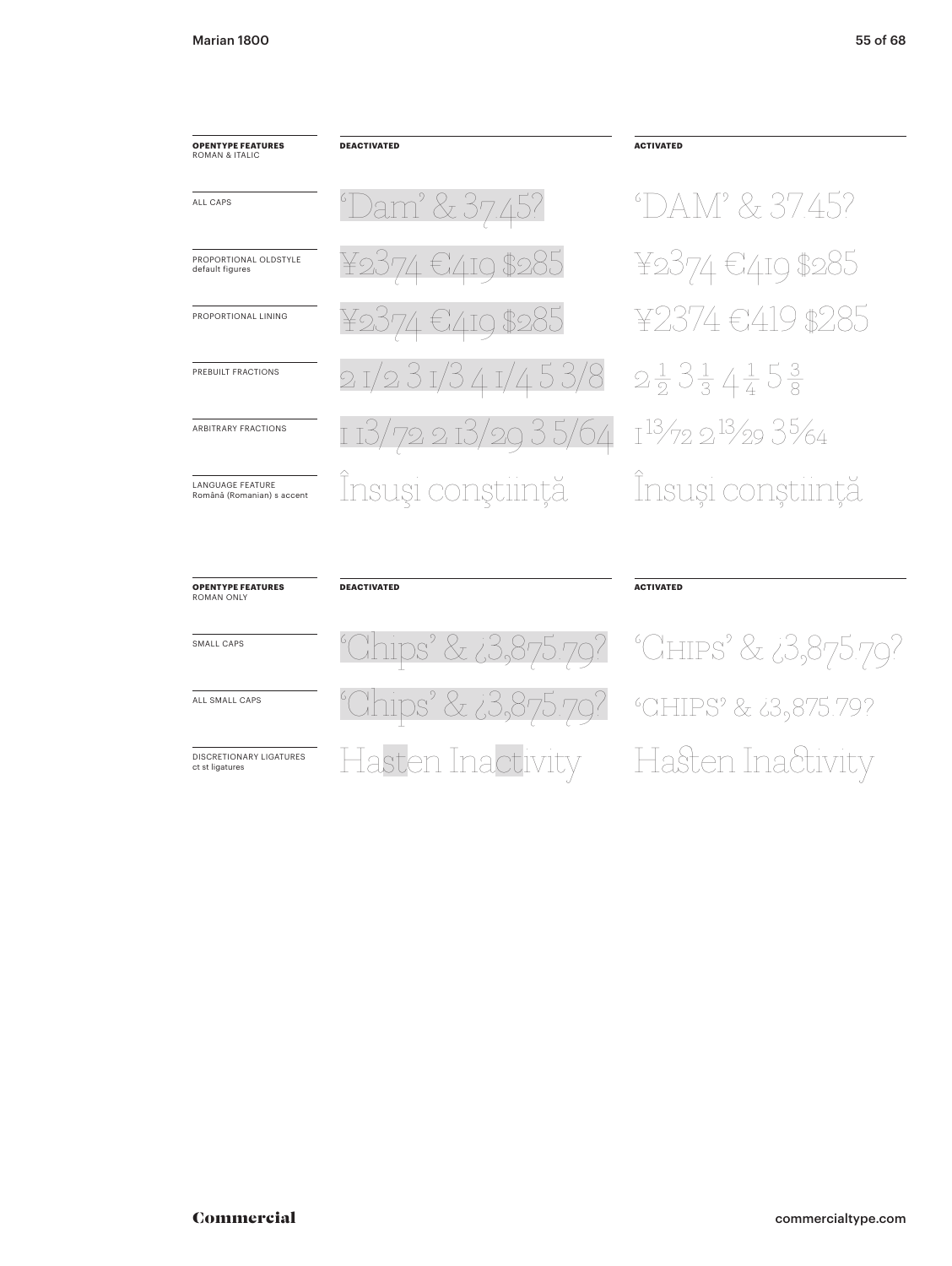| OPENTYPE FEATURES ROMAN & ITALIC | DEACTIVATED | ACTIVATED |
| --- | --- | --- |
| ALL CAPS | ‘Dam’ & 37.45? | ‘DAM’ & 37.45? |
| PROPORTIONAL OLDSTYLE default figures | ¥2374 €419 $285 | ¥2374 €419 $285 |
| PROPORTIONAL LINING | ¥2374 €419 $285 | ¥2374 €419 $285 |
| PREBUILT FRACTIONS | 2 1/2 3 1/3 4 1/4 5 3/8 | 2½ 3⅓ 4¼ 5⅜ |
| ARBITRARY FRACTIONS | 1 13/72 2 13/29 3 5/64 | 1 13⁄72 2 13⁄29 3 5⁄64 |
| LANGUAGE FEATURE Română (Romanian) s accent | Însuşi conştiinţă | Însuși conștiință |

| OPENTYPE FEATURES ROMAN ONLY | DEACTIVATED | ACTIVATED |
| --- | --- | --- |
| SMALL CAPS | ‘Chips’ & ¿3,875.79? | ‘CHIPS’ & ¿3,875.79? |
| ALL SMALL CAPS | ‘Chips’ & ¿3,875.79? | ‘CHIPS’ & ¿3,875.79? |
| DISCRETIONARY LIGATURES ct st ligatures | Hasten Inactivity | Hasten Inactivity |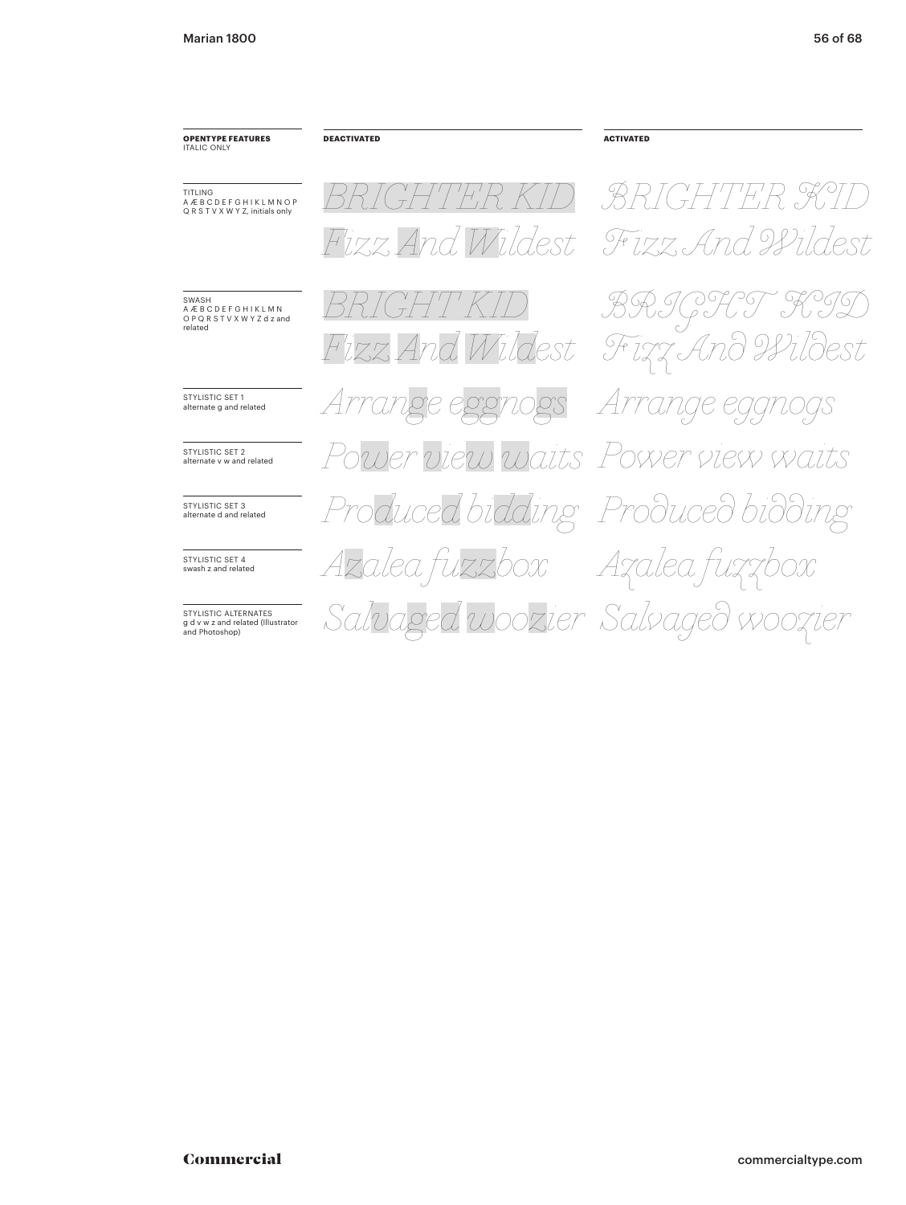| **OPENTYPE FEATURES** ITALIC ONLY | **DEACTIVATED** | **ACTIVATED** |
| --- | --- | --- |
| TITLING A Æ B C D E F G H I K L M N O P Q R S T V X W Y Z, initials only | *BRIGHTER KID Fizz And Wildest* | *BRIGHTER KID Fizz And Wildest* |
| SWASH A Æ B C D E F G H I K L M N O P Q R S T V X W Y Z d z and related | *BRIGHT KID Fizz And Wildest* | *BRIGHT KID Fizz And Wildest* |
| STYLISTIC SET 1 alternate g and related | *Arrange eggnogs* | *Arrange eggnogs* |
| STYLISTIC SET 2 alternate v w and related | *Power view waits* | *Power view waits* |
| STYLISTIC SET 3 alternate d and related | *Produced bidding* | *Produced bidding* |
| STYLISTIC SET 4 swash z and related | *Azalea fuzzbox* | *Azalea fuzzbox* |
| STYLISTIC ALTERNATES g d v w z and related (Illustrator and Photoshop) | *Salvaged woozier* | *Salvaged woozier* |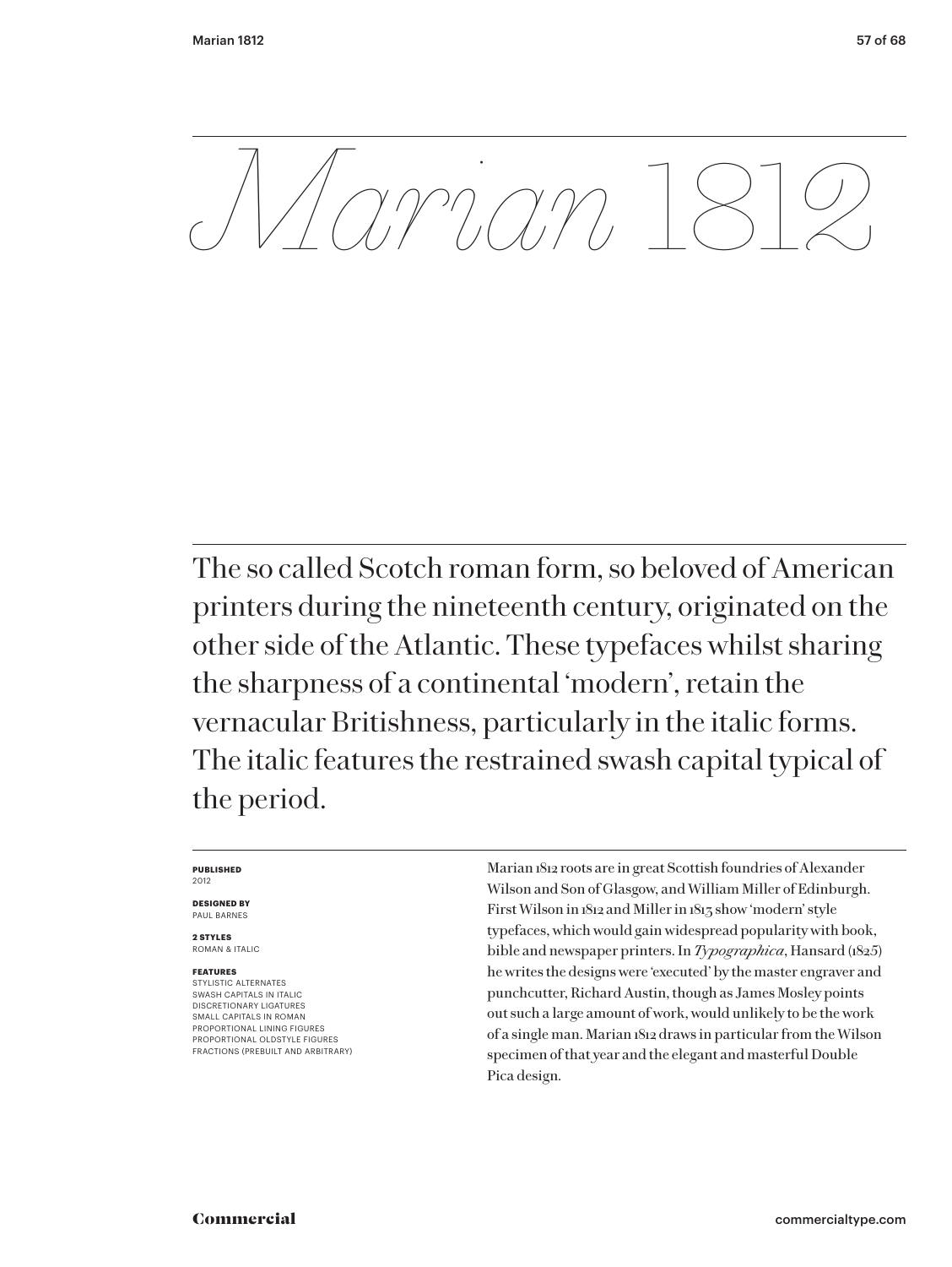# *Marian* 1812

The so called Scotch roman form, so beloved of American printers during the nineteenth century, originated on the other side of the Atlantic. These typefaces whilst sharing the sharpness of a continental 'modern', retain the vernacular Britishness, particularly in the italic forms. The italic features the restrained swash capital typical of the period.

**PUBLISHED**
2012

**DESIGNED BY**
PAUL BARNES

**2 STYLES**
ROMAN & ITALIC

**FEATURES**
STYLISTIC ALTERNATES
SWASH CAPITALS IN ITALIC
DISCRETIONARY LIGATURES
SMALL CAPITALS IN ROMAN
PROPORTIONAL LINING FIGURES
PROPORTIONAL OLDSTYLE FIGURES
FRACTIONS (PREBUILT AND ARBITRARY)

Marian 1812 roots are in great Scottish foundries of Alexander Wilson and Son of Glasgow, and William Miller of Edinburgh. First Wilson in 1812 and Miller in 1813 show 'modern' style typefaces, which would gain widespread popularity with book, bible and newspaper printers. In *Typographica*, Hansard (1825) he writes the designs were 'executed' by the master engraver and punchcutter, Richard Austin, though as James Mosley points out such a large amount of work, would unlikely to be the work of a single man. Marian 1812 draws in particular from the Wilson specimen of that year and the elegant and masterful Double Pica design.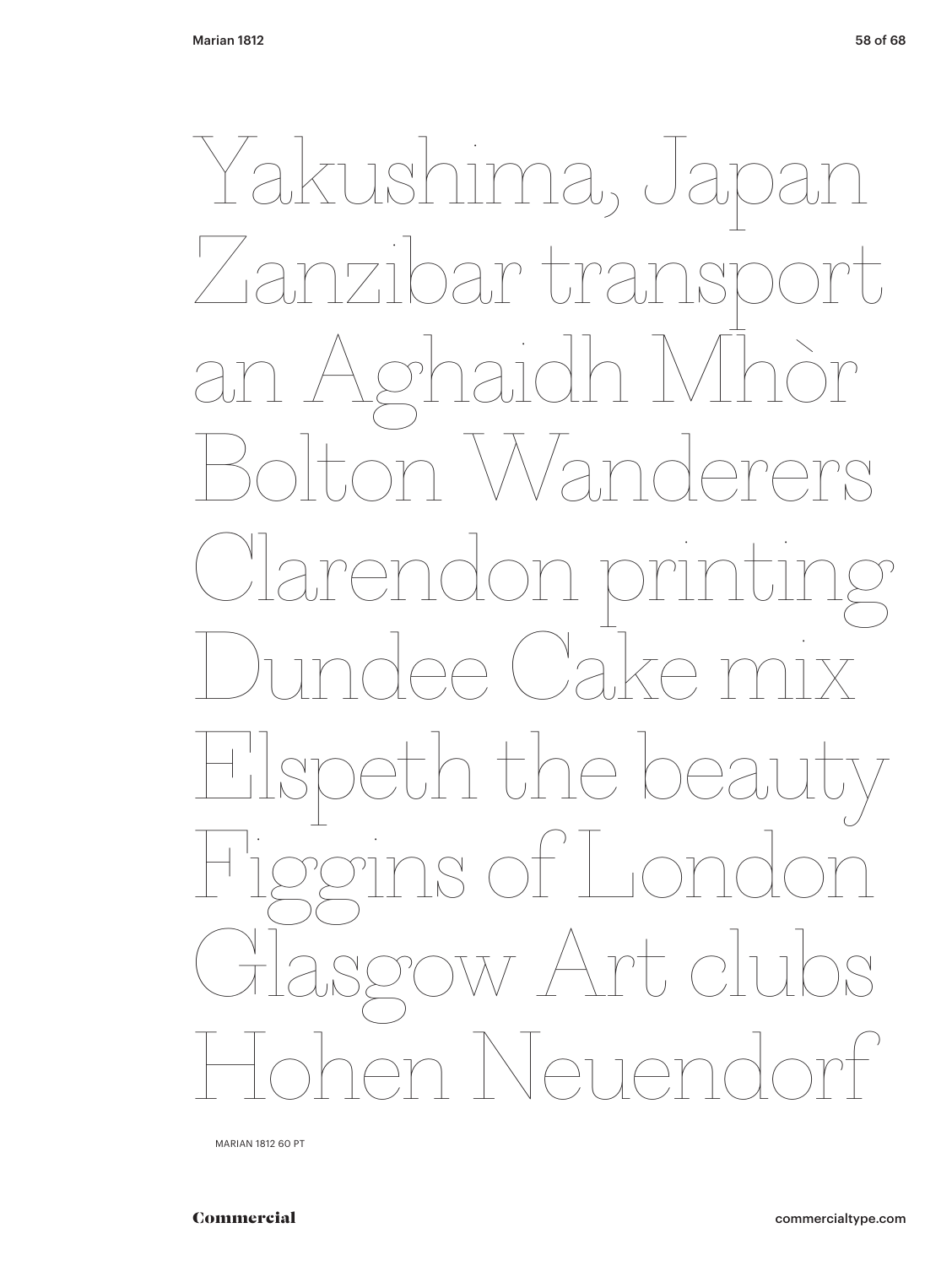Yakushima, Japan
Zanzibar transport
an Aghaidh Mhòr
Bolton Wanderers
Clarendon printing
Dundee Cake mix
Elspeth the beauty
Figgins of London
Glasgow Art clubs
Hohen Neuendorf

MARIAN 1812 60 PT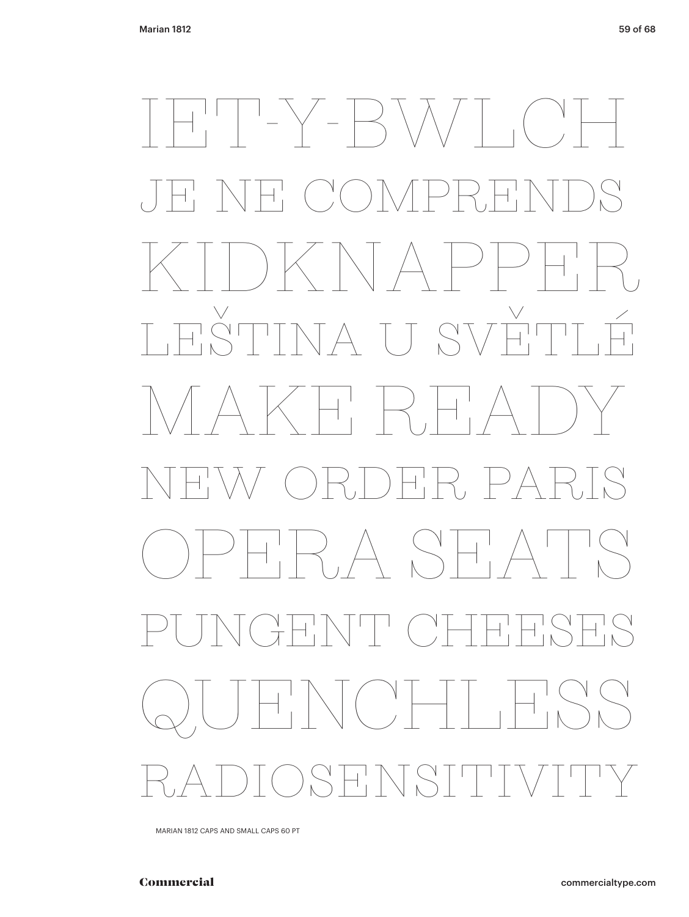IET-Y-BWLCH

JE NE COMPRENDS

KIDKNAPPER

LEŠTINA U SVĚTLÉ

MAKE READY

NEW ORDER PARIS

OPERA SEATS

PUNGENT CHEESES

QUENCHLESS

RADIOSENSITIVITY

MARIAN 1812 CAPS AND SMALL CAPS 60 PT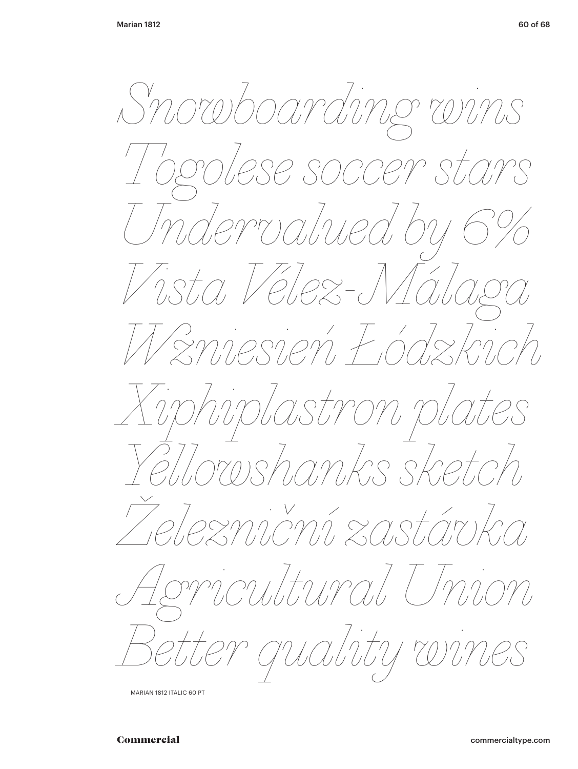*Snowboarding wins*
*Togolese soccer stars*
*Undervalued by 6%*
*Vista Vélez-Málaga*
*Wzniesień Łódzkich*
*Xiphiplastron plates*
*Yellowshanks sketch*
*Železniční zastávka*
*Agricultural Union*
*Better quality wines*

MARIAN 1812 ITALIC 60 PT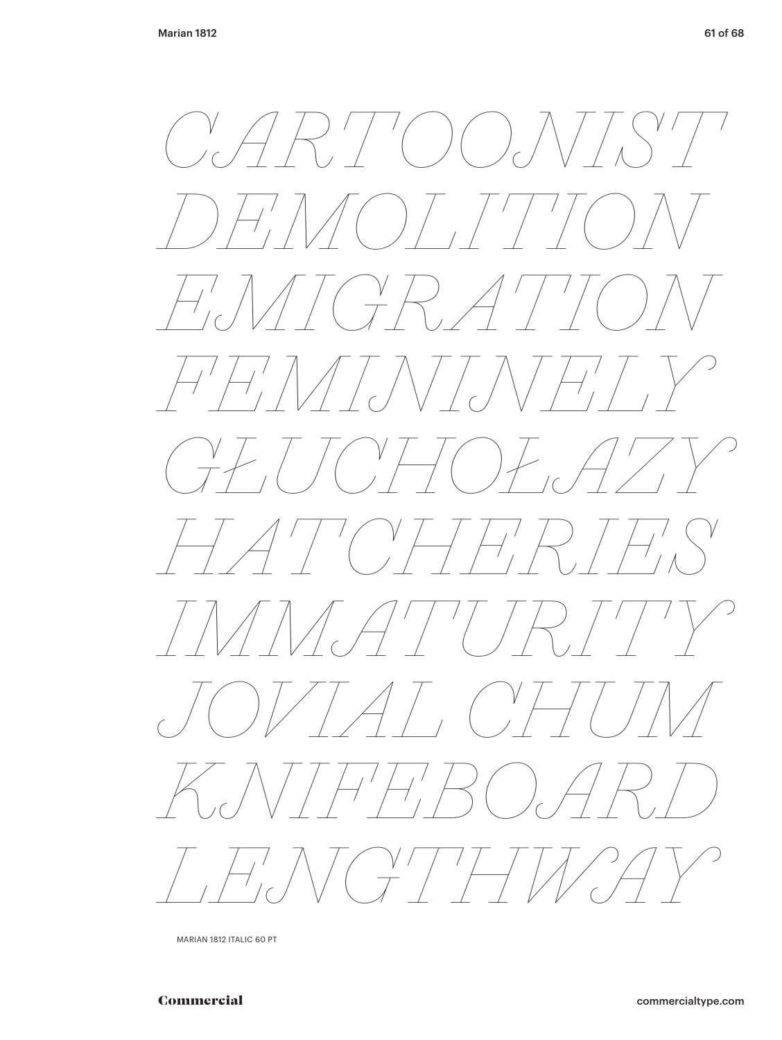*CARTOONIST*
*DEMOLITION*
*EMIGRATION*
*FEMININELY*
*GŁUCHOŁAZY*
*HATCHERIES*
*IMMATURITY*
*JOVIAL CHUM*
*KNIFEBOARD*
*LENGTHWAY*

MARIAN 1812 ITALIC 60 PT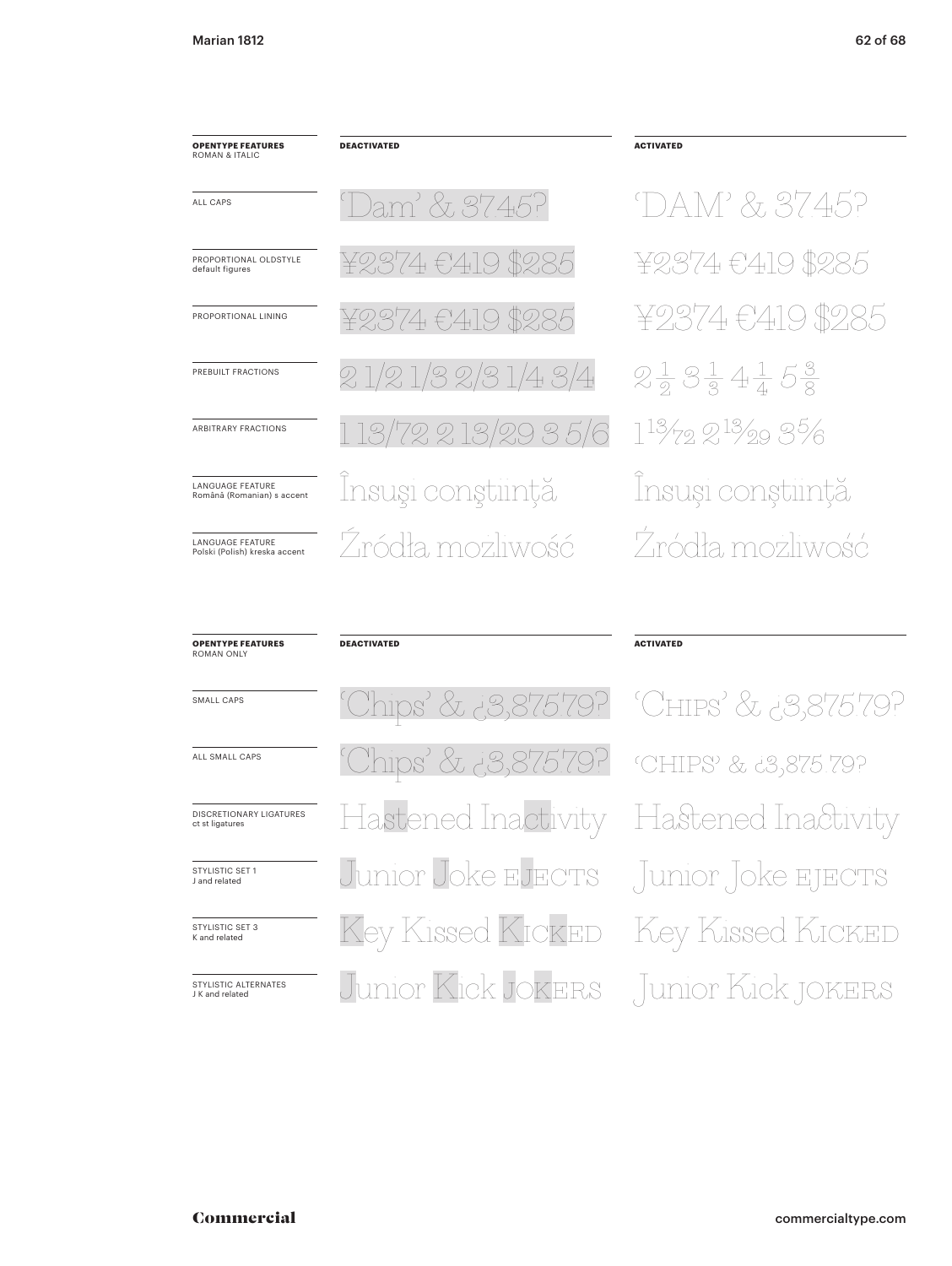| OPENTYPE FEATURES ROMAN & ITALIC | DEACTIVATED | ACTIVATED |
|---|---|---|
| ALL CAPS | 'Dam' & 3745? | 'DAM' & 3745? |
| PROPORTIONAL OLDSTYLE default figures | ¥2374 €419 $285 | ¥2374 €419 $285 |
| PROPORTIONAL LINING | ¥2374 €419 $285 | ¥2374 €419 $285 |
| PREBUILT FRACTIONS | 2 1/2 1/3 2/3 1/4 3/4 | 2½ 3⅓ 4¼ 5⅜ |
| ARBITRARY FRACTIONS | 1 13/72 2 13/29 3 5/6 | 1¹³⁄₇₂ 2¹³⁄₂₉ 3⅚ |
| LANGUAGE FEATURE Română (Romanian) s accent | Însuşi conştiinţă | Însuși conștiință |
| LANGUAGE FEATURE Polski (Polish) kreska accent | Źródła możliwość | Źródła możliwość |

| OPENTYPE FEATURES ROMAN ONLY | DEACTIVATED | ACTIVATED |
|---|---|---|
| SMALL CAPS | 'Chips' & ¿3,875.79? | 'CHIPS' & ¿3,875.79? |
| ALL SMALL CAPS | 'Chips' & ¿3,875.79? | 'CHIPS' & ¿3,875.79? |
| DISCRETIONARY LIGATURES ct st ligatures | Hastened Inactivity | Hastened Inactivity |
| STYLISTIC SET 1 J and related | Junior Joke EJECTS | Junior Joke EJECTS |
| STYLISTIC SET 3 K and related | Key Kissed KICKED | Key Kissed KICKED |
| STYLISTIC ALTERNATES J K and related | Junior Kick JOKERS | Junior Kick JOKERS |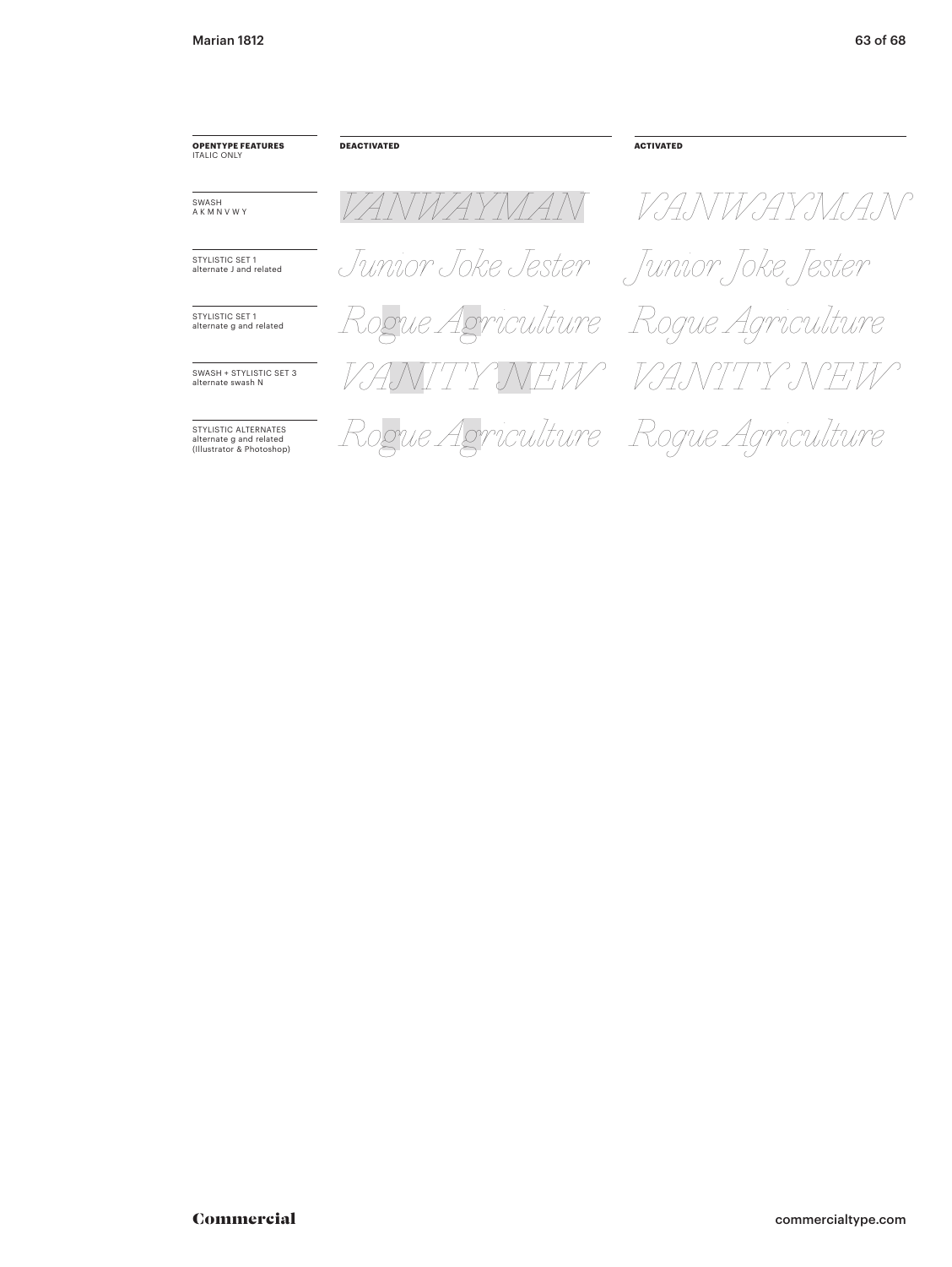| **OPENTYPE FEATURES** ITALIC ONLY | **DEACTIVATED** | **ACTIVATED** |
|---|---|---|
| SWASH A K M N V W Y | VANWAYMAN | VANWAYMAN |
| STYLISTIC SET 1 alternate J and related | Junior Joke Jester | Junior Joke Jester |
| STYLISTIC SET 1 alternate g and related | Rogue Agriculture | Rogue Agriculture |
| SWASH + STYLISTIC SET 3 alternate swash N | VANITY NEW | VANITY NEW |
| STYLISTIC ALTERNATES alternate g and related (Illustrator & Photoshop) | Rogue Agriculture | Rogue Agriculture |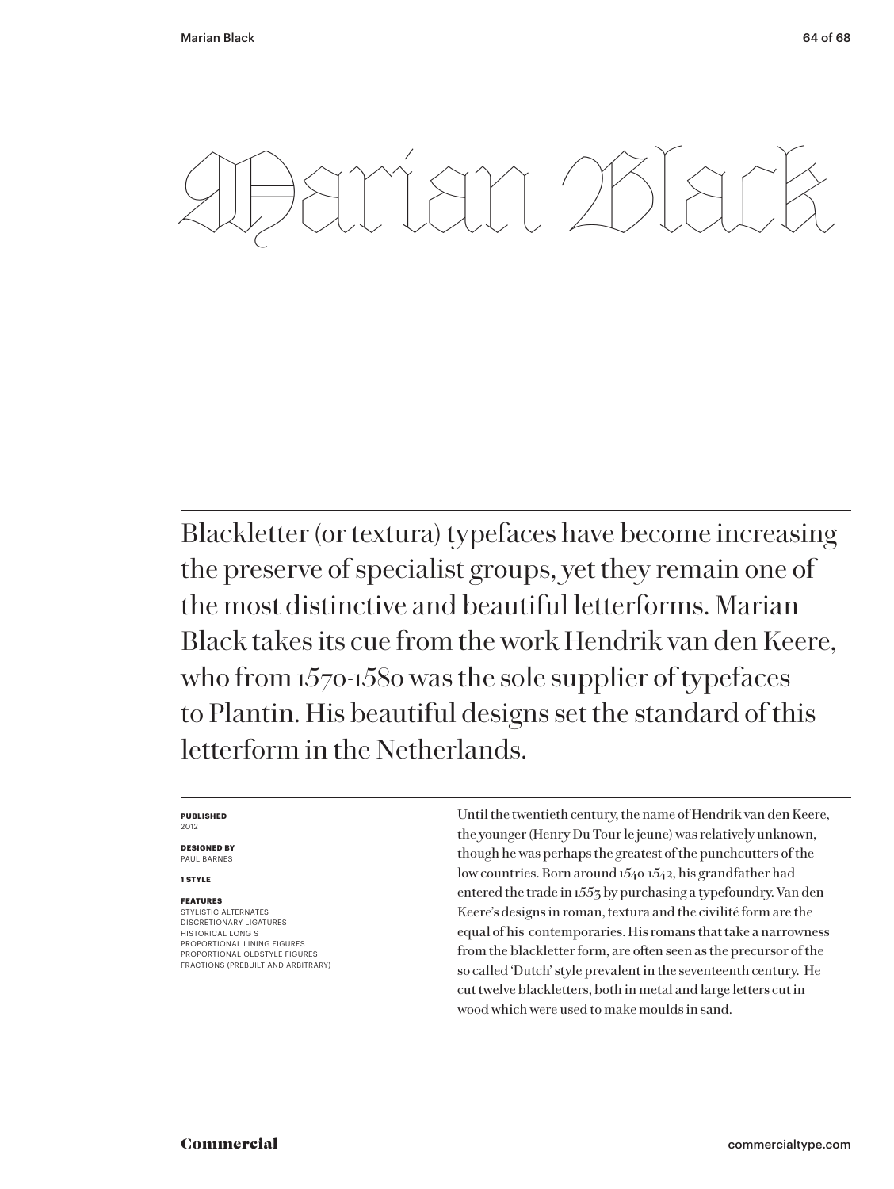# Marian Black

Blackletter (or textura) typefaces have become increasing the preserve of specialist groups, yet they remain one of the most distinctive and beautiful letterforms. Marian Black takes its cue from the work Hendrik van den Keere, who from 1570-1580 was the sole supplier of typefaces to Plantin. His beautiful designs set the standard of this letterform in the Netherlands.

**PUBLISHED**
2012

**DESIGNED BY**
PAUL BARNES

**1 STYLE**

**FEATURES**
STYLISTIC ALTERNATES
DISCRETIONARY LIGATURES
HISTORICAL LONG S
PROPORTIONAL LINING FIGURES
PROPORTIONAL OLDSTYLE FIGURES
FRACTIONS (PREBUILT AND ARBITRARY)

Until the twentieth century, the name of Hendrik van den Keere, the younger (Henry Du Tour le jeune) was relatively unknown, though he was perhaps the greatest of the punchcutters of the low countries. Born around 1540-1542, his grandfather had entered the trade in 1553 by purchasing a typefoundry. Van den Keere's designs in roman, textura and the civilité form are the equal of his contemporaries. His romans that take a narrowness from the blackletter form, are often seen as the precursor of the so called 'Dutch' style prevalent in the seventeenth century. He cut twelve blackletters, both in metal and large letters cut in wood which were used to make moulds in sand.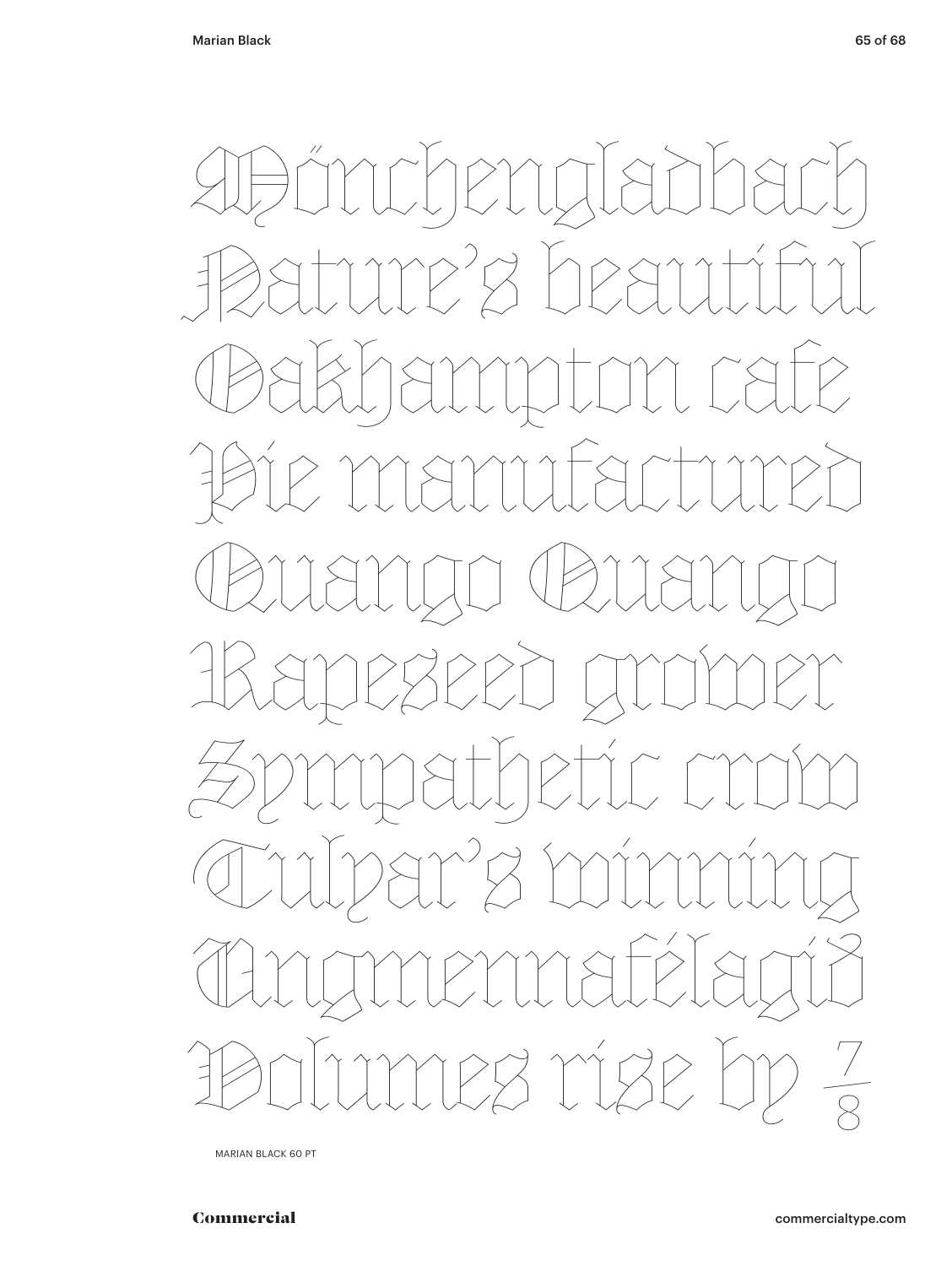Mönchengladbach
Nature’s beautiful
Oakhampton cafe
Pie manufactured
Quango Quango
Rapeseed grower
Sympathetic crow
Tulyar’s winning
Ungmennafélagið
Volumes rise by 7/8

MARIAN BLACK 60 PT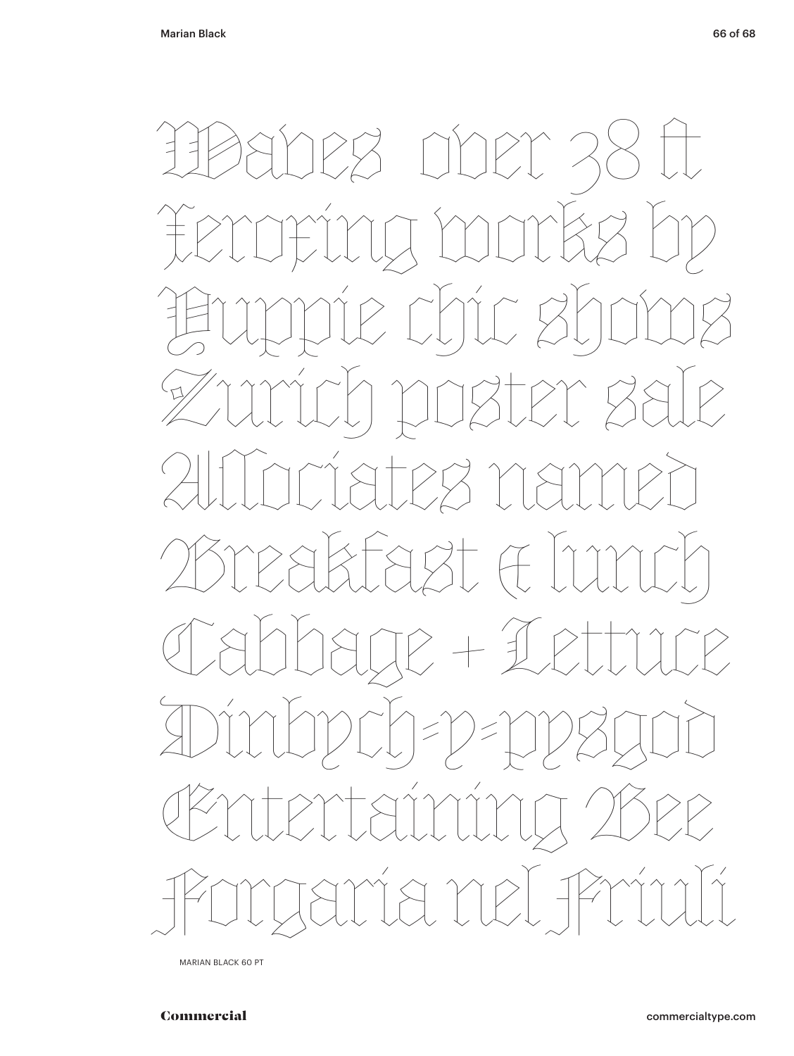Waves over 38 ft
Xeroxing works by
Yuppie chic shows
Zurich poster sale
Associates named
Breakfast & lunch
Cabbage + Lettuce
Dinbych-y-pysgod
Entertaining Bee
Forgaria nel Friuli

MARIAN BLACK 60 PT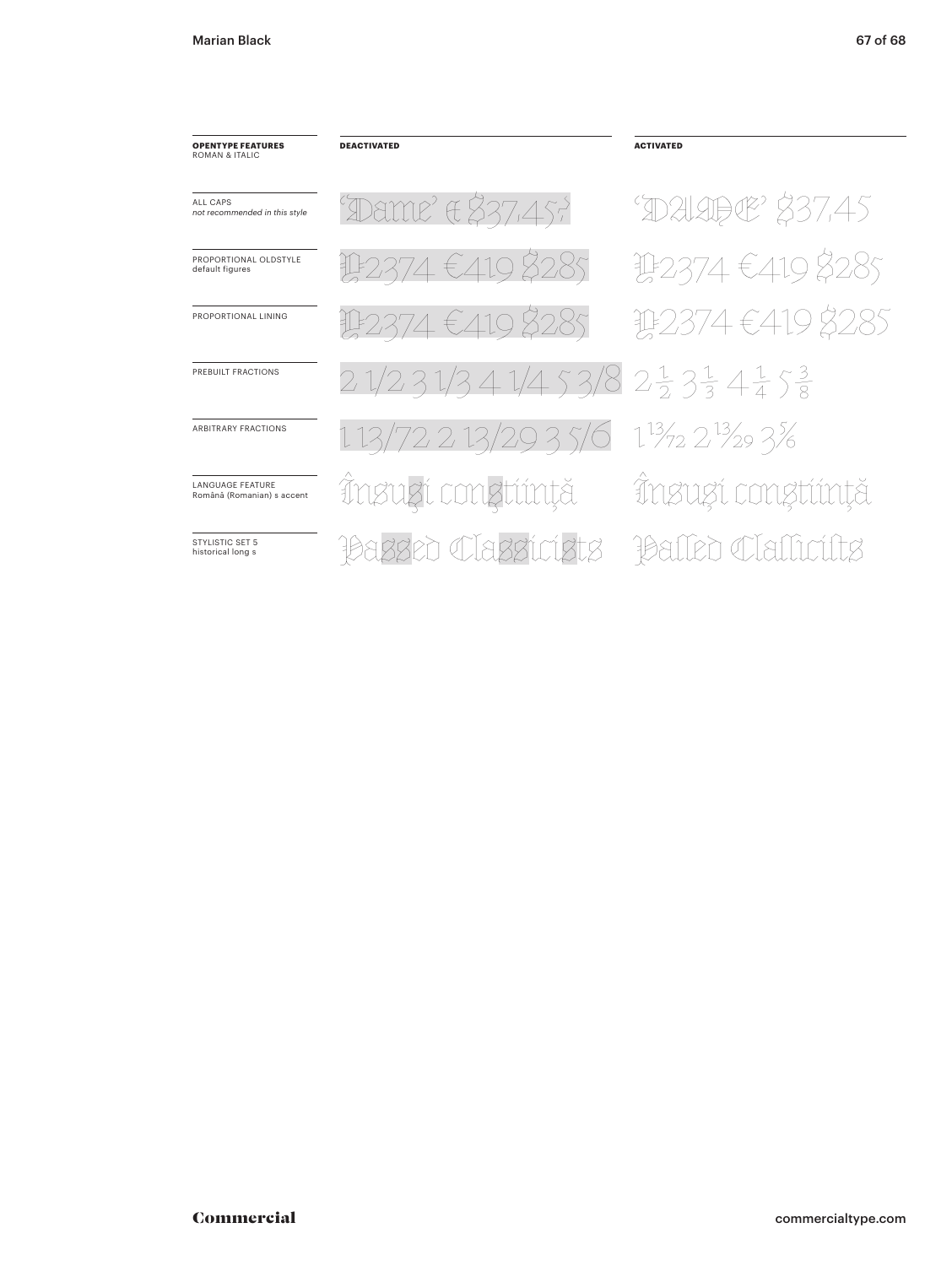| OPENTYPE FEATURES ROMAN & ITALIC | DEACTIVATED | ACTIVATED |
| --- | --- | --- |
| ALL CAPS *not recommended in this style* | 'Dame' € $37,45? | 'DAME' $37,45 |
| PROPORTIONAL OLDSTYLE default figures | ₽2374 €419 $285 | ₽2374 €419 $285 |
| PROPORTIONAL LINING | ₽2374 €419 $285 | ₽2374 €419 $285 |
| PREBUILT FRACTIONS | 2 1/2 3 1/3 4 1/4 5 3/8 | 2½ 3⅓ 4¼ 5⅜ |
| ARBITRARY FRACTIONS | 1 13/72 2 13/29 3 5/6 | 1 13⁄72 2 13⁄29 3 5⁄6 |
| LANGUAGE FEATURE Română (Romanian) s accent | Însuşi conştiinţă | Însuși conștiință |
| STYLISTIC SET 5 historical long s | Passed Classicists | Paſſed Claſſiciſts |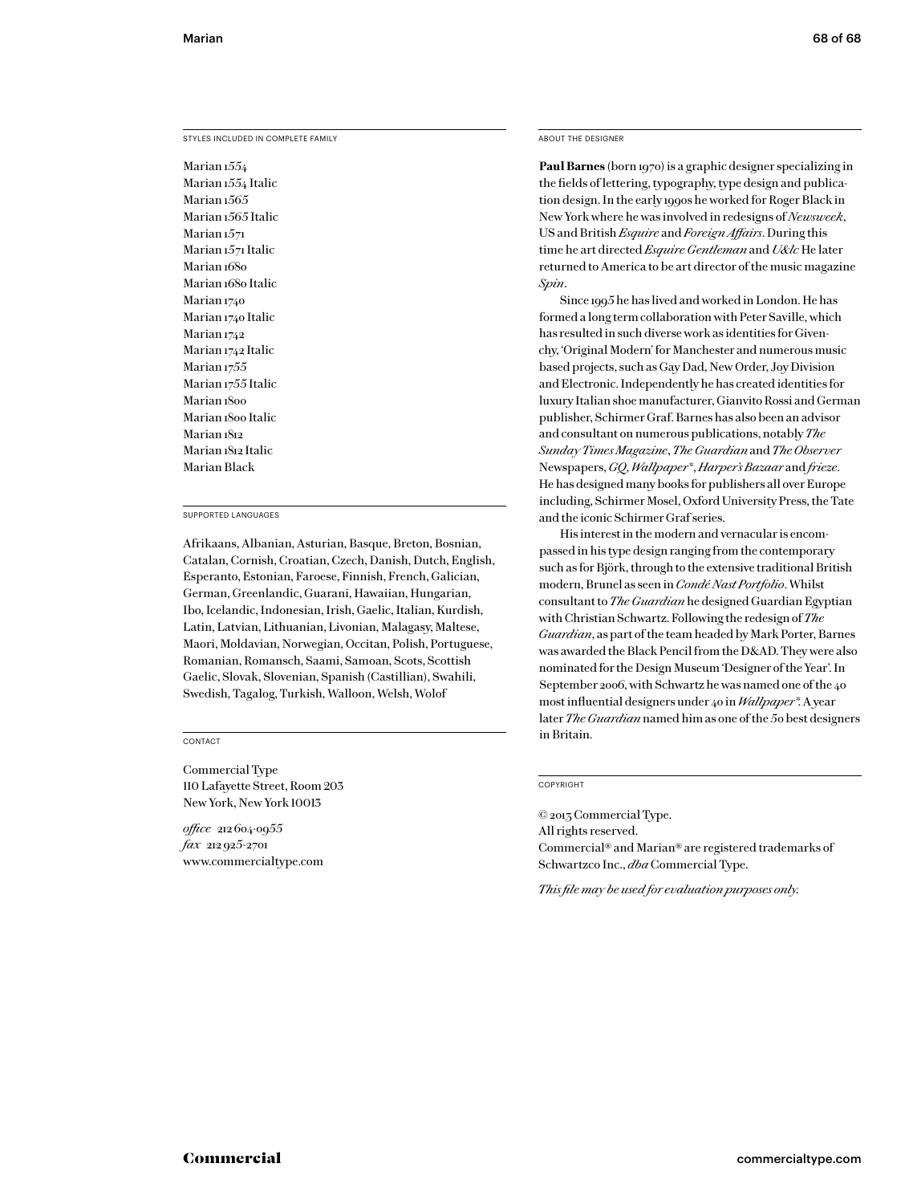## STYLES INCLUDED IN COMPLETE FAMILY

Marian 1554
Marian 1554 Italic
Marian 1565
Marian 1565 Italic
Marian 1571
Marian 1571 Italic
Marian 1680
Marian 1680 Italic
Marian 1740
Marian 1740 Italic
Marian 1742
Marian 1742 Italic
Marian 1755
Marian 1755 Italic
Marian 1800
Marian 1800 Italic
Marian 1812
Marian 1812 Italic
Marian Black

## SUPPORTED LANGUAGES

Afrikaans, Albanian, Asturian, Basque, Breton, Bosnian, Catalan, Cornish, Croatian, Czech, Danish, Dutch, English, Esperanto, Estonian, Faroese, Finnish, French, Galician, German, Greenlandic, Guarani, Hawaiian, Hungarian, Ibo, Icelandic, Indonesian, Irish, Gaelic, Italian, Kurdish, Latin, Latvian, Lithuanian, Livonian, Malagasy, Maltese, Maori, Moldavian, Norwegian, Occitan, Polish, Portuguese, Romanian, Romansch, Saami, Samoan, Scots, Scottish Gaelic, Slovak, Slovenian, Spanish (Castillian), Swahili, Swedish, Tagalog, Turkish, Walloon, Welsh, Wolof

## CONTACT

Commercial Type
110 Lafayette Street, Room 203
New York, New York 10013

*office* 212 604-0955
*fax* 212 925-2701
www.commercialtype.com

## ABOUT THE DESIGNER

**Paul Barnes** (born 1970) is a graphic designer specializing in the fields of lettering, typography, type design and publication design. In the early 1990s he worked for Roger Black in New York where he was involved in redesigns of *Newsweek*, US and British *Esquire* and *Foreign Affairs*. During this time he art directed *Esquire Gentleman* and *U&lc* He later returned to America to be art director of the music magazine *Spin*.

Since 1995 he has lived and worked in London. He has formed a long term collaboration with Peter Saville, which has resulted in such diverse work as identities for Givenchy, 'Original Modern' for Manchester and numerous music based projects, such as Gay Dad, New Order, Joy Division and Electronic. Independently he has created identities for luxury Italian shoe manufacturer, Gianvito Rossi and German publisher, Schirmer Graf. Barnes has also been an advisor and consultant on numerous publications, notably *The Sunday Times Magazine*, *The Guardian* and *The Observer* Newspapers, *GQ*, *Wallpaper\**, *Harper's Bazaar* and *frieze*. He has designed many books for publishers all over Europe including, Schirmer Mosel, Oxford University Press, the Tate and the iconic Schirmer Graf series.

His interest in the modern and vernacular is encompassed in his type design ranging from the contemporary such as for Björk, through to the extensive traditional British modern, Brunel as seen in *Condé Nast Portfolio*. Whilst consultant to *The Guardian* he designed Guardian Egyptian with Christian Schwartz. Following the redesign of *The Guardian*, as part of the team headed by Mark Porter, Barnes was awarded the Black Pencil from the D&AD. They were also nominated for the Design Museum 'Designer of the Year'. In September 2006, with Schwartz he was named one of the 40 most influential designers under 40 in *Wallpaper\**. A year later *The Guardian* named him as one of the 50 best designers in Britain.

## COPYRIGHT

© 2013 Commercial Type.
All rights reserved.
Commercial® and Marian® are registered trademarks of Schwartzco Inc., *dba* Commercial Type.

*This file may be used for evaluation purposes only.*